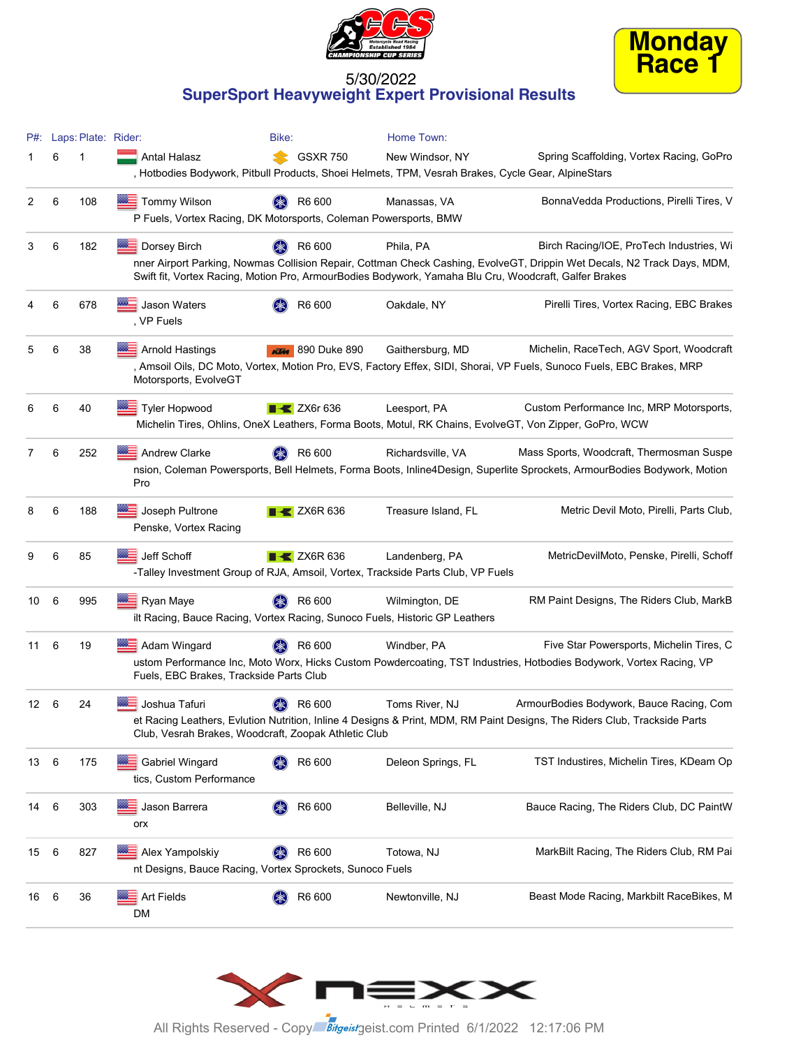**Monday Race 1**

5/30/2022

## SuperSport Heavyweight Expert Provisional Results

| P#: | Laps: | Plate: | Rider: | Bike: | Home Town: | Sponsors |
|---|---|---|---|---|---|---|
| 1 | 6 | 1 | Antal Halasz | GSXR 750 | New Windsor, NY | Spring Scaffolding, Vortex Racing, GoPro, Hotbodies Bodywork, Pitbull Products, Shoei Helmets, TPM, Vesrah Brakes, Cycle Gear, AlpineStars |
| 2 | 6 | 108 | Tommy Wilson | R6 600 | Manassas, VA | BonnaVedda Productions, Pirelli Tires, VP Fuels, Vortex Racing, DK Motorsports, Coleman Powersports, BMW |
| 3 | 6 | 182 | Dorsey Birch | R6 600 | Phila, PA | Birch Racing/IOE, ProTech Industries, Winner Airport Parking, Nowmas Collision Repair, Cottman Check Cashing, EvolveGT, Drippin Wet Decals, N2 Track Days, MDM, Swift fit, Vortex Racing, Motion Pro, ArmourBodies Bodywork, Yamaha Blu Cru, Woodcraft, Galfer Brakes |
| 4 | 6 | 678 | Jason Waters | R6 600 | Oakdale, NY | Pirelli Tires, Vortex Racing, EBC Brakes, VP Fuels |
| 5 | 6 | 38 | Arnold Hastings | 890 Duke 890 | Gaithersburg, MD | Michelin, RaceTech, AGV Sport, Woodcraft, Amsoil Oils, DC Moto, Vortex, Motion Pro, EVS, Factory Effex, SIDI, Shorai, VP Fuels, Sunoco Fuels, EBC Brakes, MRP Motorsports, EvolveGT |
| 6 | 6 | 40 | Tyler Hopwood | ZX6r 636 | Leesport, PA | Custom Performance Inc, MRP Motorsports, Michelin Tires, Ohlins, OneX Leathers, Forma Boots, Motul, RK Chains, EvolveGT, Von Zipper, GoPro, WCW |
| 7 | 6 | 252 | Andrew Clarke | R6 600 | Richardsville, VA | Mass Sports, Woodcraft, Thermosman Suspension, Coleman Powersports, Bell Helmets, Forma Boots, Inline4Design, Superlite Sprockets, ArmourBodies Bodywork, Motion Pro |
| 8 | 6 | 188 | Joseph Pultrone | ZX6R 636 | Treasure Island, FL | Metric Devil Moto, Pirelli, Parts Club, Penske, Vortex Racing |
| 9 | 6 | 85 | Jeff Schoff | ZX6R 636 | Landenberg, PA | MetricDevilMoto, Penske, Pirelli, Schoff-Talley Investment Group of RJA, Amsoil, Vortex, Trackside Parts Club, VP Fuels |
| 10 | 6 | 995 | Ryan Maye | R6 600 | Wilmington, DE | RM Paint Designs, The Riders Club, MarkBilt Racing, Bauce Racing, Vortex Racing, Sunoco Fuels, Historic GP Leathers |
| 11 | 6 | 19 | Adam Wingard | R6 600 | Windber, PA | Five Star Powersports, Michelin Tires, Custom Performance Inc, Moto Worx, Hicks Custom Powdercoating, TST Industries, Hotbodies Bodywork, Vortex Racing, VP Fuels, EBC Brakes, Trackside Parts Club |
| 12 | 6 | 24 | Joshua Tafuri | R6 600 | Toms River, NJ | ArmourBodies Bodywork, Bauce Racing, Comet Racing Leathers, Evlution Nutrition, Inline 4 Designs & Print, MDM, RM Paint Designs, The Riders Club, Trackside Parts Club, Vesrah Brakes, Woodcraft, Zoopak Athletic Club |
| 13 | 6 | 175 | Gabriel Wingard | R6 600 | Deleon Springs, FL | TST Industires, Michelin Tires, KDeam Optics, Custom Performance |
| 14 | 6 | 303 | Jason Barrera | R6 600 | Belleville, NJ | Bauce Racing, The Riders Club, DC PaintWorx |
| 15 | 6 | 827 | Alex Yampolskiy | R6 600 | Totowa, NJ | MarkBilt Racing, The Riders Club, RM Paint Designs, Bauce Racing, Vortex Sprockets, Sunoco Fuels |
| 16 | 6 | 36 | Art Fields | R6 600 | Newtonville, NJ | Beast Mode Racing, Markbilt RaceBikes, MDM |

All Rights Reserved - Copy Bitgeist geist.com Printed 6/1/2022 12:17:06 PM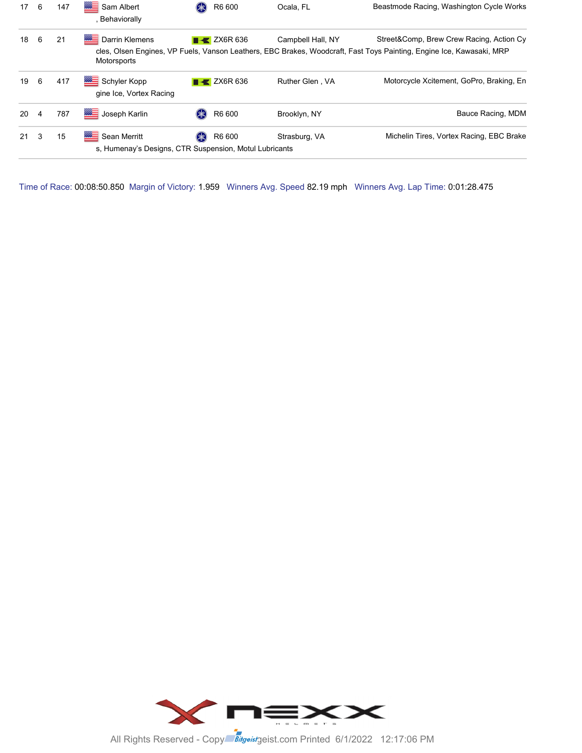| | | | | | | | |
|---|---|---|---|---|---|---|---|
| 17 | 6 | 147 | Sam Albert | R6 600 | Ocala, FL | Beastmode Racing, Washington Cycle Works, Behaviorally |
| 18 | 6 | 21 | Darrin Klemens | ZX6R 636 | Campbell Hall, NY | Street&Comp, Brew Crew Racing, Action Cycles, Olsen Engines, VP Fuels, Vanson Leathers, EBC Brakes, Woodcraft, Fast Toys Painting, Engine Ice, Kawasaki, MRP Motorsports |
| 19 | 6 | 417 | Schyler Kopp | ZX6R 636 | Ruther Glen , VA | Motorcycle Xcitement, GoPro, Braking, Engine Ice, Vortex Racing |
| 20 | 4 | 787 | Joseph Karlin | R6 600 | Brooklyn, NY | Bauce Racing, MDM |
| 21 | 3 | 15 | Sean Merritt | R6 600 | Strasburg, VA | Michelin Tires, Vortex Racing, EBC Brakes, Humenay's Designs, CTR Suspension, Motul Lubricants |

Time of Race: 00:08:50.850 Margin of Victory: 1.959 Winners Avg. Speed 82.19 mph Winners Avg. Lap Time: 0:01:28.475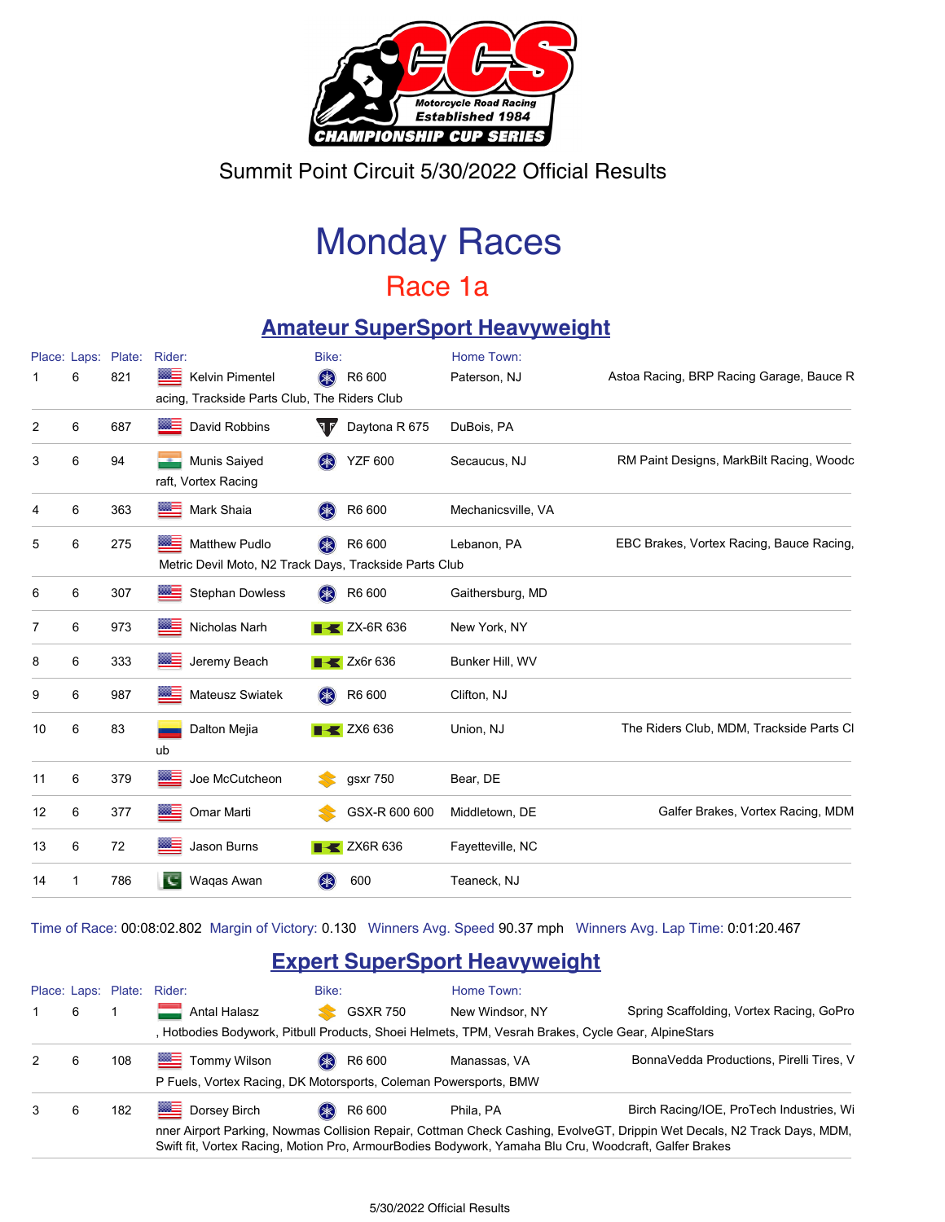Summit Point Circuit 5/30/2022 Official Results

# Monday Races

## Race 1a

### Amateur SuperSport Heavyweight

| Place: | Laps: | Plate: | Rider: | Bike: | Home Town: | |
|---|---|---|---|---|---|---|
| 1 | 6 | 821 | Kelvin Pimentel | R6 600 | Paterson, NJ | Astoa Racing, BRP Racing Garage, Bauce Racing, Trackside Parts Club, The Riders Club |
| 2 | 6 | 687 | David Robbins | Daytona R 675 | DuBois, PA | |
| 3 | 6 | 94 | Munis Saiyed | YZF 600 | Secaucus, NJ | RM Paint Designs, MarkBilt Racing, Woodcraft, Vortex Racing |
| 4 | 6 | 363 | Mark Shaia | R6 600 | Mechanicsville, VA | |
| 5 | 6 | 275 | Matthew Pudlo | R6 600 | Lebanon, PA | EBC Brakes, Vortex Racing, Bauce Racing, Metric Devil Moto, N2 Track Days, Trackside Parts Club |
| 6 | 6 | 307 | Stephan Dowless | R6 600 | Gaithersburg, MD | |
| 7 | 6 | 973 | Nicholas Narh | ZX-6R 636 | New York, NY | |
| 8 | 6 | 333 | Jeremy Beach | Zx6r 636 | Bunker Hill, WV | |
| 9 | 6 | 987 | Mateusz Swiatek | R6 600 | Clifton, NJ | |
| 10 | 6 | 83 | Dalton Mejia | ZX6 636 | Union, NJ | The Riders Club, MDM, Trackside Parts Club |
| 11 | 6 | 379 | Joe McCutcheon | gsxr 750 | Bear, DE | |
| 12 | 6 | 377 | Omar Marti | GSX-R 600 600 | Middletown, DE | Galfer Brakes, Vortex Racing, MDM |
| 13 | 6 | 72 | Jason Burns | ZX6R 636 | Fayetteville, NC | |
| 14 | 1 | 786 | Waqas Awan | 600 | Teaneck, NJ | |

Time of Race: 00:08:02.802 Margin of Victory: 0.130 Winners Avg. Speed 90.37 mph Winners Avg. Lap Time: 0:01:20.467

### Expert SuperSport Heavyweight

| Place: | Laps: | Plate: | Rider: | Bike: | Home Town: | |
|---|---|---|---|---|---|---|
| 1 | 6 | 1 | Antal Halasz | GSXR 750 | New Windsor, NY | Spring Scaffolding, Vortex Racing, GoPro, Hotbodies Bodywork, Pitbull Products, Shoei Helmets, TPM, Vesrah Brakes, Cycle Gear, AlpineStars |
| 2 | 6 | 108 | Tommy Wilson | R6 600 | Manassas, VA | BonnaVedda Productions, Pirelli Tires, VP Fuels, Vortex Racing, DK Motorsports, Coleman Powersports, BMW |
| 3 | 6 | 182 | Dorsey Birch | R6 600 | Phila, PA | Birch Racing/IOE, ProTech Industries, Winner Airport Parking, Nowmas Collision Repair, Cottman Check Cashing, EvolveGT, Drippin Wet Decals, N2 Track Days, MDM, Swift fit, Vortex Racing, Motion Pro, ArmourBodies Bodywork, Yamaha Blu Cru, Woodcraft, Galfer Brakes |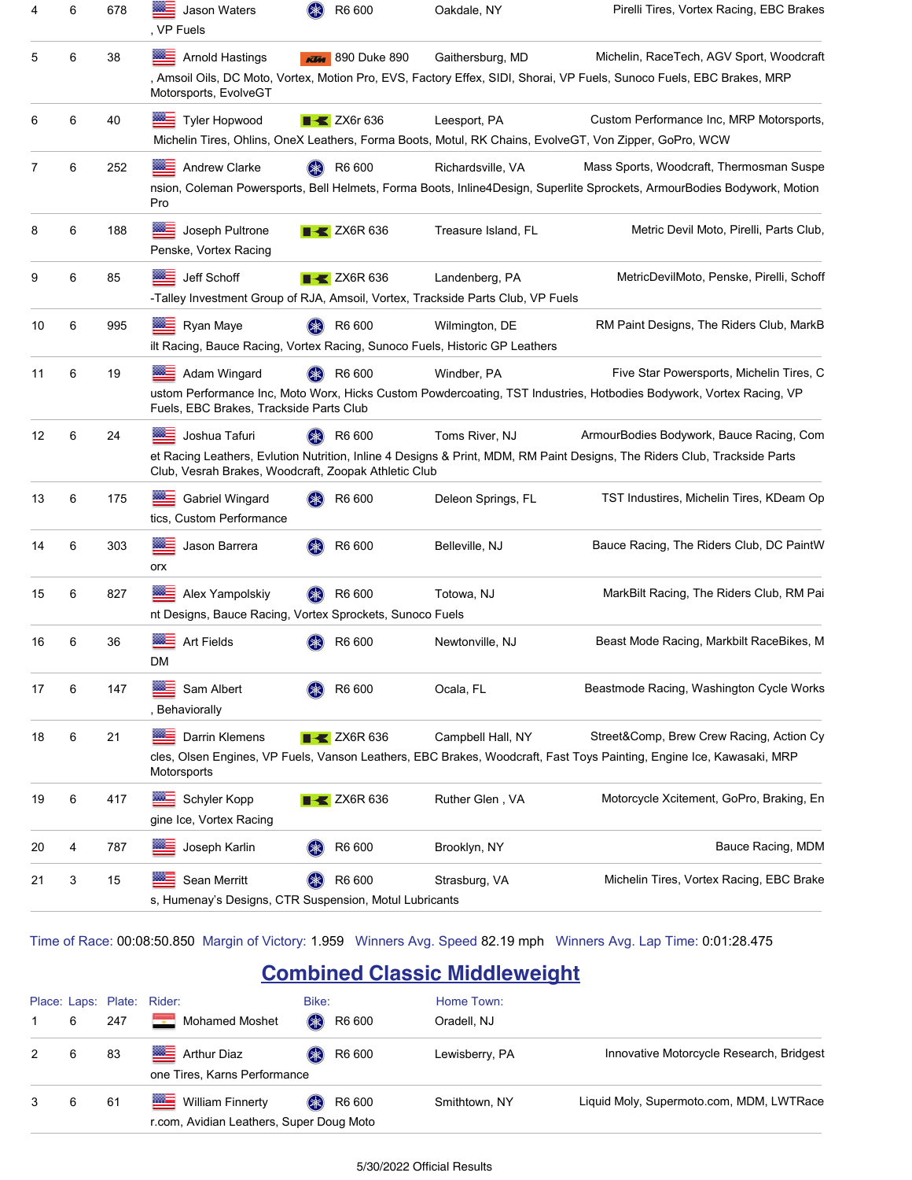| Place | Laps | Plate | Rider | Bike | Home Town | Sponsors |
|---|---|---|---|---|---|---|
| 4 | 6 | 678 | Jason Waters | R6 600 | Oakdale, NY | Pirelli Tires, Vortex Racing, EBC Brakes, VP Fuels |
| 5 | 6 | 38 | Arnold Hastings | 890 Duke 890 | Gaithersburg, MD | Michelin, RaceTech, AGV Sport, Woodcraft, Amsoil Oils, DC Moto, Vortex, Motion Pro, EVS, Factory Effex, SIDI, Shorai, VP Fuels, Sunoco Fuels, EBC Brakes, MRP Motorsports, EvolveGT |
| 6 | 6 | 40 | Tyler Hopwood | ZX6r 636 | Leesport, PA | Custom Performance Inc, MRP Motorsports, Michelin Tires, Ohlins, OneX Leathers, Forma Boots, Motul, RK Chains, EvolveGT, Von Zipper, GoPro, WCW |
| 7 | 6 | 252 | Andrew Clarke | R6 600 | Richardsville, VA | Mass Sports, Woodcraft, Thermosman Suspension, Coleman Powersports, Bell Helmets, Forma Boots, Inline4Design, Superlite Sprockets, ArmourBodies Bodywork, Motion Pro |
| 8 | 6 | 188 | Joseph Pultrone | ZX6R 636 | Treasure Island, FL | Metric Devil Moto, Pirelli, Parts Club, Penske, Vortex Racing |
| 9 | 6 | 85 | Jeff Schoff | ZX6R 636 | Landenberg, PA | MetricDevilMoto, Penske, Pirelli, Schoff-Talley Investment Group of RJA, Amsoil, Vortex, Trackside Parts Club, VP Fuels |
| 10 | 6 | 995 | Ryan Maye | R6 600 | Wilmington, DE | RM Paint Designs, The Riders Club, MarkBilt Racing, Bauce Racing, Vortex Racing, Sunoco Fuels, Historic GP Leathers |
| 11 | 6 | 19 | Adam Wingard | R6 600 | Windber, PA | Five Star Powersports, Michelin Tires, Custom Performance Inc, Moto Worx, Hicks Custom Powdercoating, TST Industries, Hotbodies Bodywork, Vortex Racing, VP Fuels, EBC Brakes, Trackside Parts Club |
| 12 | 6 | 24 | Joshua Tafuri | R6 600 | Toms River, NJ | ArmourBodies Bodywork, Bauce Racing, Comet Racing Leathers, Evlution Nutrition, Inline 4 Designs & Print, MDM, RM Paint Designs, The Riders Club, Trackside Parts Club, Vesrah Brakes, Woodcraft, Zoopak Athletic Club |
| 13 | 6 | 175 | Gabriel Wingard | R6 600 | Deleon Springs, FL | TST Industires, Michelin Tires, KDeam Optics, Custom Performance |
| 14 | 6 | 303 | Jason Barrera | R6 600 | Belleville, NJ | Bauce Racing, The Riders Club, DC PaintWorx |
| 15 | 6 | 827 | Alex Yampolskiy | R6 600 | Totowa, NJ | MarkBilt Racing, The Riders Club, RM Paint Designs, Bauce Racing, Vortex Sprockets, Sunoco Fuels |
| 16 | 6 | 36 | Art Fields | R6 600 | Newtonville, NJ | Beast Mode Racing, Markbilt RaceBikes, MDM |
| 17 | 6 | 147 | Sam Albert | R6 600 | Ocala, FL | Beastmode Racing, Washington Cycle Works, Behaviorally |
| 18 | 6 | 21 | Darrin Klemens | ZX6R 636 | Campbell Hall, NY | Street&Comp, Brew Crew Racing, Action Cycles, Olsen Engines, VP Fuels, Vanson Leathers, EBC Brakes, Woodcraft, Fast Toys Painting, Engine Ice, Kawasaki, MRP Motorsports |
| 19 | 6 | 417 | Schyler Kopp | ZX6R 636 | Ruther Glen , VA | Motorcycle Xcitement, GoPro, Braking, Engine Ice, Vortex Racing |
| 20 | 4 | 787 | Joseph Karlin | R6 600 | Brooklyn, NY | Bauce Racing, MDM |
| 21 | 3 | 15 | Sean Merritt | R6 600 | Strasburg, VA | Michelin Tires, Vortex Racing, EBC Brakes, Humenay's Designs, CTR Suspension, Motul Lubricants |

Time of Race: 00:08:50.850 Margin of Victory: 1.959 Winners Avg. Speed 82.19 mph Winners Avg. Lap Time: 0:01:28.475

## Combined Classic Middleweight

| Place: | Laps: | Plate: | Rider: | Bike: | Home Town: | Sponsors |
|---|---|---|---|---|---|---|
| 1 | 6 | 247 | Mohamed Moshet | R6 600 | Oradell, NJ | |
| 2 | 6 | 83 | Arthur Diaz | R6 600 | Lewisberry, PA | Innovative Motorcycle Research, Bridgestone Tires, Karns Performance |
| 3 | 6 | 61 | William Finnerty | R6 600 | Smithtown, NY | Liquid Moly, Supermoto.com, MDM, LWTRacer.com, Avidian Leathers, Super Doug Moto |

5/30/2022 Official Results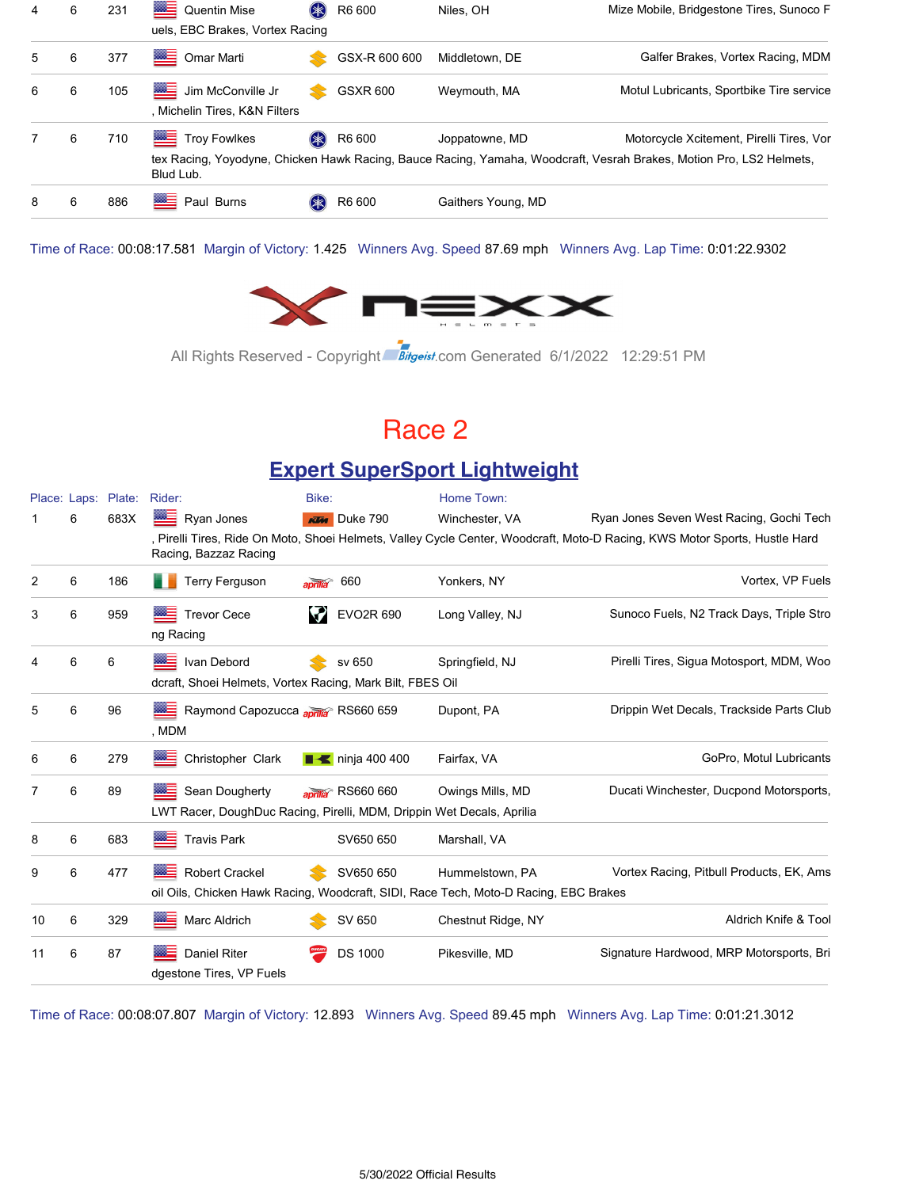| Place | Laps | Plate | Rider | Bike | Home Town | Sponsors |
|---|---|---|---|---|---|---|
| 4 | 6 | 231 | Quentin Mise | R6 600 | Niles, OH | Mize Mobile, Bridgestone Tires, Sunoco Fuels, EBC Brakes, Vortex Racing |
| 5 | 6 | 377 | Omar Marti | GSX-R 600 600 | Middletown, DE | Galfer Brakes, Vortex Racing, MDM |
| 6 | 6 | 105 | Jim McConville Jr | GSXR 600 | Weymouth, MA | Motul Lubricants, Sportbike Tire service, Michelin Tires, K&N Filters |
| 7 | 6 | 710 | Troy Fowlkes | R6 600 | Joppatowne, MD | Motorcycle Xcitement, Pirelli Tires, Vortex Racing, Yoyodyne, Chicken Hawk Racing, Bauce Racing, Yamaha, Woodcraft, Vesrah Brakes, Motion Pro, LS2 Helmets, Blud Lub. |
| 8 | 6 | 886 | Paul Burns | R6 600 | Gaithers Young, MD | |

Time of Race: 00:08:17.581 Margin of Victory: 1.425 Winners Avg. Speed 87.69 mph Winners Avg. Lap Time: 0:01:22.9302

All Rights Reserved - Copyright Bitgeist.com Generated 6/1/2022 12:29:51 PM

# Race 2

## Expert SuperSport Lightweight

| Place: | Laps: | Plate: | Rider: | Bike: | Home Town: | Sponsors |
|---|---|---|---|---|---|---|
| 1 | 6 | 683X | Ryan Jones | Duke 790 | Winchester, VA | Ryan Jones Seven West Racing, Gochi Tech, Pirelli Tires, Ride On Moto, Shoei Helmets, Valley Cycle Center, Woodcraft, Moto-D Racing, KWS Motor Sports, Hustle Hard Racing, Bazzaz Racing |
| 2 | 6 | 186 | Terry Ferguson | 660 | Yonkers, NY | Vortex, VP Fuels |
| 3 | 6 | 959 | Trevor Cece | EVO2R 690 | Long Valley, NJ | Sunoco Fuels, N2 Track Days, Triple Strong Racing |
| 4 | 6 | 6 | Ivan Debord | sv 650 | Springfield, NJ | Pirelli Tires, Sigua Motosport, MDM, Woodcraft, Shoei Helmets, Vortex Racing, Mark Bilt, FBES Oil |
| 5 | 6 | 96 | Raymond Capozucca | RS660 659 | Dupont, PA | Drippin Wet Decals, Trackside Parts Club, MDM |
| 6 | 6 | 279 | Christopher Clark | ninja 400 400 | Fairfax, VA | GoPro, Motul Lubricants |
| 7 | 6 | 89 | Sean Dougherty | RS660 660 | Owings Mills, MD | Ducati Winchester, Ducpond Motorsports, LWT Racer, DoughDuc Racing, Pirelli, MDM, Drippin Wet Decals, Aprilia |
| 8 | 6 | 683 | Travis Park | SV650 650 | Marshall, VA | |
| 9 | 6 | 477 | Robert Crackel | SV650 650 | Hummelstown, PA | Vortex Racing, Pitbull Products, EK, Amsoil Oils, Chicken Hawk Racing, Woodcraft, SIDI, Race Tech, Moto-D Racing, EBC Brakes |
| 10 | 6 | 329 | Marc Aldrich | SV 650 | Chestnut Ridge, NY | Aldrich Knife & Tool |
| 11 | 6 | 87 | Daniel Riter | DS 1000 | Pikesville, MD | Signature Hardwood, MRP Motorsports, Bridgestone Tires, VP Fuels |

Time of Race: 00:08:07.807 Margin of Victory: 12.893 Winners Avg. Speed 89.45 mph Winners Avg. Lap Time: 0:01:21.3012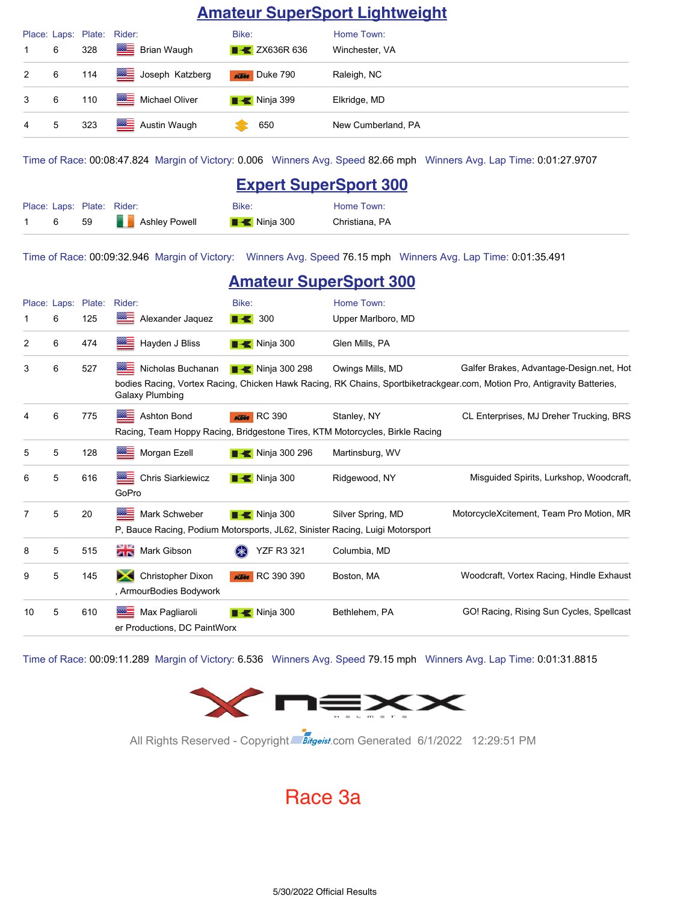## Amateur SuperSport Lightweight

| Place: | Laps: | Plate: | Rider: | Bike: | Home Town: | |
|---|---|---|---|---|---|---|
| 1 | 6 | 328 | Brian Waugh | ZX636R 636 | Winchester, VA | |
| 2 | 6 | 114 | Joseph Katzberg | Duke 790 | Raleigh, NC | |
| 3 | 6 | 110 | Michael Oliver | Ninja 399 | Elkridge, MD | |
| 4 | 5 | 323 | Austin Waugh | 650 | New Cumberland, PA | |

Time of Race: 00:08:47.824 Margin of Victory: 0.006 Winners Avg. Speed 82.66 mph Winners Avg. Lap Time: 0:01:27.9707

## Expert SuperSport 300

| Place: | Laps: | Plate: | Rider: | Bike: | Home Town: | |
|---|---|---|---|---|---|---|
| 1 | 6 | 59 | Ashley Powell | Ninja 300 | Christiana, PA | |

Time of Race: 00:09:32.946 Margin of Victory: Winners Avg. Speed 76.15 mph Winners Avg. Lap Time: 0:01:35.491

## Amateur SuperSport 300

| Place: | Laps: | Plate: | Rider: | Bike: | Home Town: | |
|---|---|---|---|---|---|---|
| 1 | 6 | 125 | Alexander Jaquez | 300 | Upper Marlboro, MD | |
| 2 | 6 | 474 | Hayden J Bliss | Ninja 300 | Glen Mills, PA | |
| 3 | 6 | 527 | Nicholas Buchanan | Ninja 300 298 | Owings Mills, MD | Galfer Brakes, Advantage-Design.net, Hot bodies Racing, Vortex Racing, Chicken Hawk Racing, RK Chains, Sportbiketrackgear.com, Motion Pro, Antigravity Batteries, Galaxy Plumbing |
| 4 | 6 | 775 | Ashton Bond | RC 390 | Stanley, NY | CL Enterprises, MJ Dreher Trucking, BRS Racing, Team Hoppy Racing, Bridgestone Tires, KTM Motorcycles, Birkle Racing |
| 5 | 5 | 128 | Morgan Ezell | Ninja 300 296 | Martinsburg, WV | |
| 6 | 5 | 616 | Chris Siarkiewicz | Ninja 300 | Ridgewood, NY | Misguided Spirits, Lurkshop, Woodcraft, GoPro |
| 7 | 5 | 20 | Mark Schweber | Ninja 300 | Silver Spring, MD | MotorcycleXcitement, Team Pro Motion, MRP, Bauce Racing, Podium Motorsports, JL62, Sinister Racing, Luigi Motorsport |
| 8 | 5 | 515 | Mark Gibson | YZF R3 321 | Columbia, MD | |
| 9 | 5 | 145 | Christopher Dixon | RC 390 390 | Boston, MA | Woodcraft, Vortex Racing, Hindle Exhaust, ArmourBodies Bodywork |
| 10 | 5 | 610 | Max Pagliaroli | Ninja 300 | Bethlehem, PA | GO! Racing, Rising Sun Cycles, Spellcaster Productions, DC PaintWorx |

Time of Race: 00:09:11.289 Margin of Victory: 6.536 Winners Avg. Speed 79.15 mph Winners Avg. Lap Time: 0:01:31.8815

All Rights Reserved - Copyright Bitgeist.com Generated 6/1/2022 12:29:51 PM

Race 3a

5/30/2022 Official Results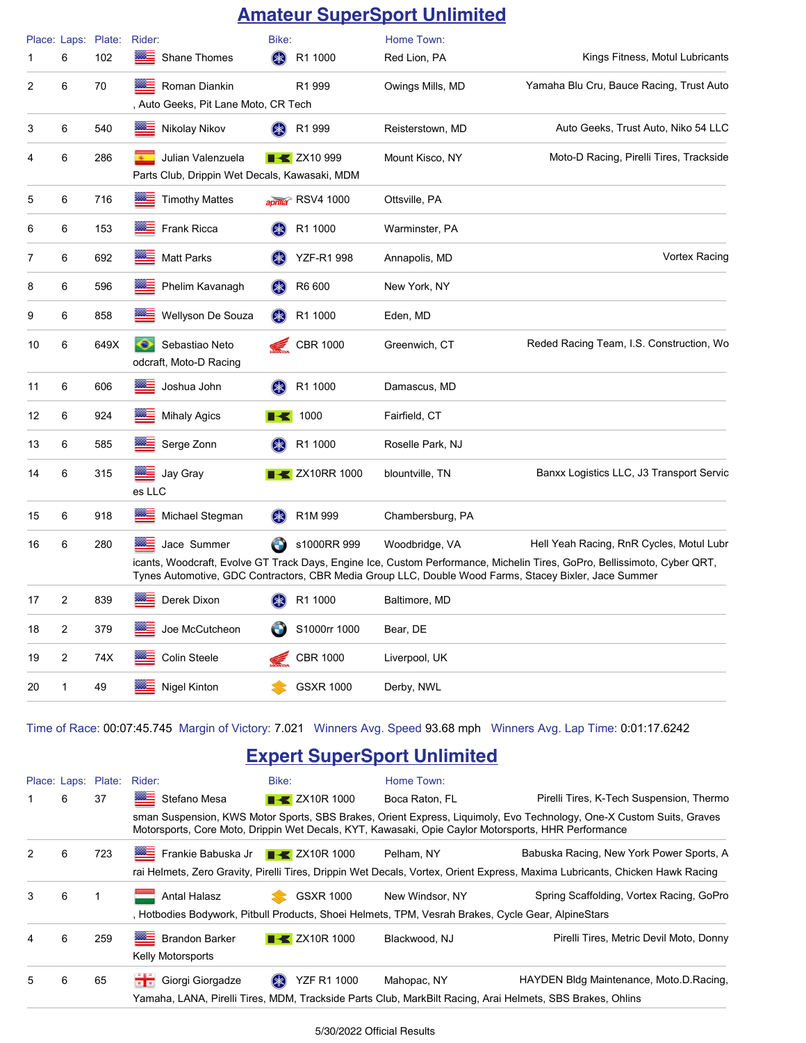## Amateur SuperSport Unlimited

| Place: | Laps: | Plate: | Rider: | Bike: | Home Town: | |
|---|---|---|---|---|---|---|
| 1 | 6 | 102 | Shane Thomes | R1 1000 | Red Lion, PA | Kings Fitness, Motul Lubricants |
| 2 | 6 | 70 | Roman Diankin | R1 999 | Owings Mills, MD | Yamaha Blu Cru, Bauce Racing, Trust Auto, Auto Geeks, Pit Lane Moto, CR Tech |
| 3 | 6 | 540 | Nikolay Nikov | R1 999 | Reisterstown, MD | Auto Geeks, Trust Auto, Niko 54 LLC |
| 4 | 6 | 286 | Julian Valenzuela | ZX10 999 | Mount Kisco, NY | Moto-D Racing, Pirelli Tires, Trackside Parts Club, Drippin Wet Decals, Kawasaki, MDM |
| 5 | 6 | 716 | Timothy Mattes | RSV4 1000 | Ottsville, PA | |
| 6 | 6 | 153 | Frank Ricca | R1 1000 | Warminster, PA | |
| 7 | 6 | 692 | Matt Parks | YZF-R1 998 | Annapolis, MD | Vortex Racing |
| 8 | 6 | 596 | Phelim Kavanagh | R6 600 | New York, NY | |
| 9 | 6 | 858 | Wellyson De Souza | R1 1000 | Eden, MD | |
| 10 | 6 | 649X | Sebastiao Neto | CBR 1000 | Greenwich, CT | Reded Racing Team, I.S. Construction, Woodcraft, Moto-D Racing |
| 11 | 6 | 606 | Joshua John | R1 1000 | Damascus, MD | |
| 12 | 6 | 924 | Mihaly Agics | 1000 | Fairfield, CT | |
| 13 | 6 | 585 | Serge Zonn | R1 1000 | Roselle Park, NJ | |
| 14 | 6 | 315 | Jay Gray | ZX10RR 1000 | blountville, TN | Banxx Logistics LLC, J3 Transport Services LLC |
| 15 | 6 | 918 | Michael Stegman | R1M 999 | Chambersburg, PA | |
| 16 | 6 | 280 | Jace Summer | s1000RR 999 | Woodbridge, VA | Hell Yeah Racing, RnR Cycles, Motul Lubricants, Woodcraft, Evolve GT Track Days, Engine Ice, Custom Performance, Michelin Tires, GoPro, Bellissimoto, Cyber QRT, Tynes Automotive, GDC Contractors, CBR Media Group LLC, Double Wood Farms, Stacey Bixler, Jace Summer |
| 17 | 2 | 839 | Derek Dixon | R1 1000 | Baltimore, MD | |
| 18 | 2 | 379 | Joe McCutcheon | S1000rr 1000 | Bear, DE | |
| 19 | 2 | 74X | Colin Steele | CBR 1000 | Liverpool, UK | |
| 20 | 1 | 49 | Nigel Kinton | GSXR 1000 | Derby, NWL | |

Time of Race: 00:07:45.745 Margin of Victory: 7.021 Winners Avg. Speed 93.68 mph Winners Avg. Lap Time: 0:01:17.6242

## Expert SuperSport Unlimited

| Place: | Laps: | Plate: | Rider: | Bike: | Home Town: | |
|---|---|---|---|---|---|---|
| 1 | 6 | 37 | Stefano Mesa | ZX10R 1000 | Boca Raton, FL | Pirelli Tires, K-Tech Suspension, Thermosman Suspension, KWS Motor Sports, SBS Brakes, Orient Express, Liquimoly, Evo Technology, One-X Custom Suits, Graves Motorsports, Core Moto, Drippin Wet Decals, KYT, Kawasaki, Opie Caylor Motorsports, HHR Performance |
| 2 | 6 | 723 | Frankie Babuska Jr | ZX10R 1000 | Pelham, NY | Babuska Racing, New York Power Sports, Arai Helmets, Zero Gravity, Pirelli Tires, Drippin Wet Decals, Vortex, Orient Express, Maxima Lubricants, Chicken Hawk Racing |
| 3 | 6 | 1 | Antal Halasz | GSXR 1000 | New Windsor, NY | Spring Scaffolding, Vortex Racing, GoPro, Hotbodies Bodywork, Pitbull Products, Shoei Helmets, TPM, Vesrah Brakes, Cycle Gear, AlpineStars |
| 4 | 6 | 259 | Brandon Barker | ZX10R 1000 | Blackwood, NJ | Pirelli Tires, Metric Devil Moto, Donny Kelly Motorsports |
| 5 | 6 | 65 | Giorgi Giorgadze | YZF R1 1000 | Mahopac, NY | HAYDEN Bldg Maintenance, Moto.D.Racing, Yamaha, LANA, Pirelli Tires, MDM, Trackside Parts Club, MarkBilt Racing, Arai Helmets, SBS Brakes, Ohlins |

5/30/2022 Official Results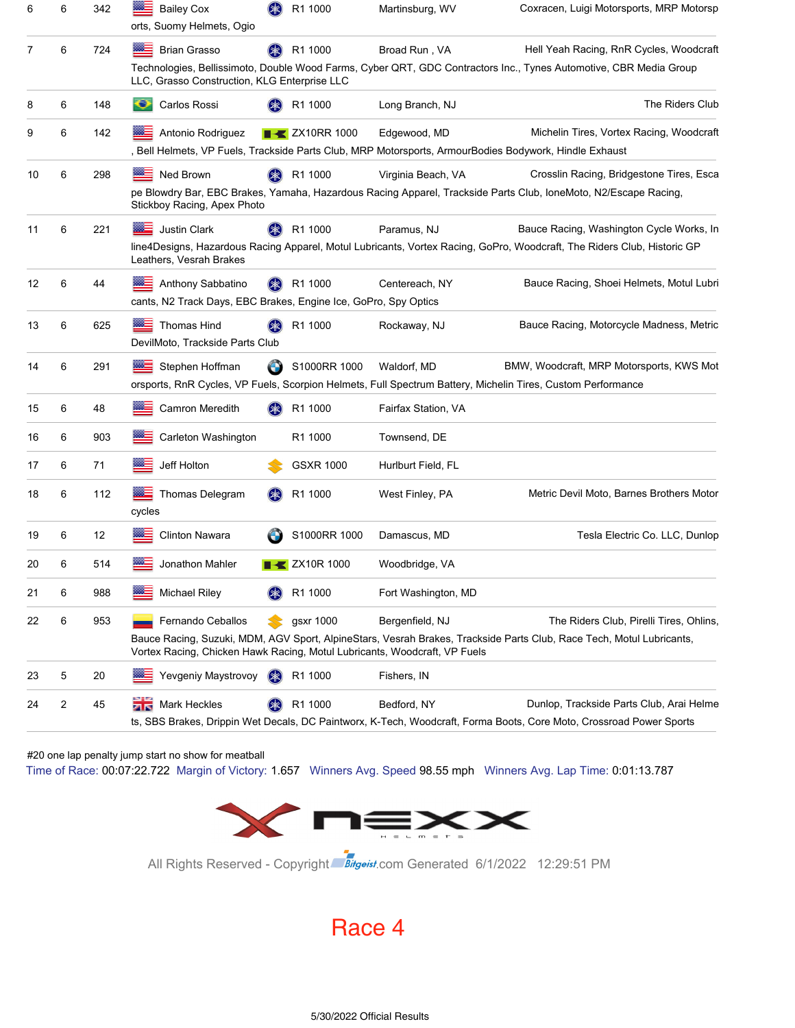| Pos | Laps | No. | Name | Bike | Hometown | Sponsors |
|---|---|---|---|---|---|---|
| 6 | 6 | 342 | Bailey Cox | R1 1000 | Martinsburg, WV | Coxracen, Luigi Motorsports, MRP Motorsports, Suomy Helmets, Ogio |
| 7 | 6 | 724 | Brian Grasso | R1 1000 | Broad Run , VA | Hell Yeah Racing, RnR Cycles, Woodcraft Technologies, Bellissimoto, Double Wood Farms, Cyber QRT, GDC Contractors Inc., Tynes Automotive, CBR Media Group LLC, Grasso Construction, KLG Enterprise LLC |
| 8 | 6 | 148 | Carlos Rossi | R1 1000 | Long Branch, NJ | The Riders Club |
| 9 | 6 | 142 | Antonio Rodriguez | ZX10RR 1000 | Edgewood, MD | Michelin Tires, Vortex Racing, Woodcraft, Bell Helmets, VP Fuels, Trackside Parts Club, MRP Motorsports, ArmourBodies Bodywork, Hindle Exhaust |
| 10 | 6 | 298 | Ned Brown | R1 1000 | Virginia Beach, VA | Crosslin Racing, Bridgestone Tires, Escape Blowdry Bar, EBC Brakes, Yamaha, Hazardous Racing Apparel, Trackside Parts Club, loneMoto, N2/Escape Racing, Stickboy Racing, Apex Photo |
| 11 | 6 | 221 | Justin Clark | R1 1000 | Paramus, NJ | Bauce Racing, Washington Cycle Works, Inline4Designs, Hazardous Racing Apparel, Motul Lubricants, Vortex Racing, GoPro, Woodcraft, The Riders Club, Historic GP Leathers, Vesrah Brakes |
| 12 | 6 | 44 | Anthony Sabbatino | R1 1000 | Centereach, NY | Bauce Racing, Shoei Helmets, Motul Lubricants, N2 Track Days, EBC Brakes, Engine Ice, GoPro, Spy Optics |
| 13 | 6 | 625 | Thomas Hind | R1 1000 | Rockaway, NJ | Bauce Racing, Motorcycle Madness, Metric DevilMoto, Trackside Parts Club |
| 14 | 6 | 291 | Stephen Hoffman | S1000RR 1000 | Waldorf, MD | BMW, Woodcraft, MRP Motorsports, KWS Motorsports, RnR Cycles, VP Fuels, Scorpion Helmets, Full Spectrum Battery, Michelin Tires, Custom Performance |
| 15 | 6 | 48 | Camron Meredith | R1 1000 | Fairfax Station, VA | |
| 16 | 6 | 903 | Carleton Washington | R1 1000 | Townsend, DE | |
| 17 | 6 | 71 | Jeff Holton | GSXR 1000 | Hurlburt Field, FL | |
| 18 | 6 | 112 | Thomas Delegram | R1 1000 | West Finley, PA | Metric Devil Moto, Barnes Brothers Motorcycles |
| 19 | 6 | 12 | Clinton Nawara | S1000RR 1000 | Damascus, MD | Tesla Electric Co. LLC, Dunlop |
| 20 | 6 | 514 | Jonathon Mahler | ZX10R 1000 | Woodbridge, VA | |
| 21 | 6 | 988 | Michael Riley | R1 1000 | Fort Washington, MD | |
| 22 | 6 | 953 | Fernando Ceballos | gsxr 1000 | Bergenfield, NJ | The Riders Club, Pirelli Tires, Ohlins, Bauce Racing, Suzuki, MDM, AGV Sport, AlpineStars, Vesrah Brakes, Trackside Parts Club, Race Tech, Motul Lubricants, Vortex Racing, Chicken Hawk Racing, Motul Lubricants, Woodcraft, VP Fuels |
| 23 | 5 | 20 | Yevgeniy Maystrovoy | R1 1000 | Fishers, IN | |
| 24 | 2 | 45 | Mark Heckles | R1 1000 | Bedford, NY | Dunlop, Trackside Parts Club, Arai Helmets, SBS Brakes, Drippin Wet Decals, DC Paintworx, K-Tech, Woodcraft, Forma Boots, Core Moto, Crossroad Power Sports |

#20 one lap penalty jump start no show for meatball

Time of Race: 00:07:22.722 Margin of Victory: 1.657 Winners Avg. Speed 98.55 mph Winners Avg. Lap Time: 0:01:13.787

All Rights Reserved - Copyright Bitgeist.com Generated 6/1/2022 12:29:51 PM

# Race 4

5/30/2022 Official Results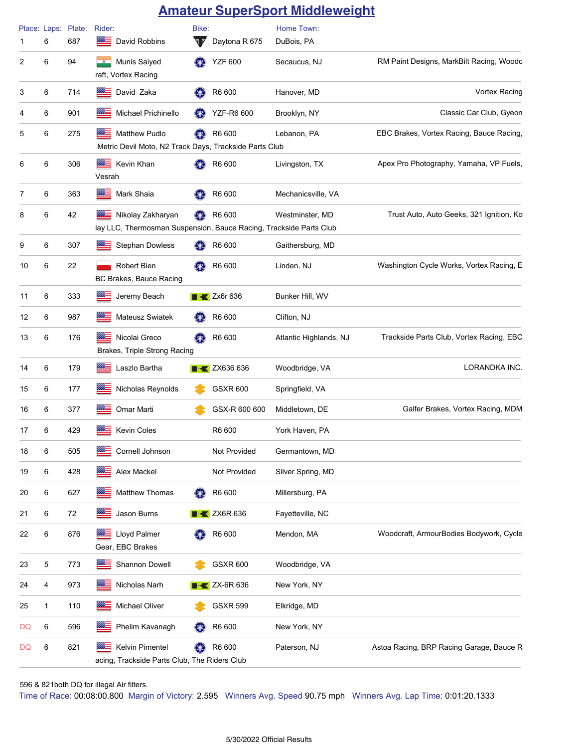# Amateur SuperSport Middleweight

| Place: | Laps: | Plate: | Rider: | Bike: | Home Town: | |
|---|---|---|---|---|---|---|
| 1 | 6 | 687 | David Robbins | Daytona R 675 | DuBois, PA | |
| 2 | 6 | 94 | Munis Saiyed | YZF 600 | Secaucus, NJ | RM Paint Designs, MarkBilt Racing, Woodcraft, Vortex Racing |
| 3 | 6 | 714 | David Zaka | R6 600 | Hanover, MD | Vortex Racing |
| 4 | 6 | 901 | Michael Prichinello | YZF-R6 600 | Brooklyn, NY | Classic Car Club, Gyeon |
| 5 | 6 | 275 | Matthew Pudlo | R6 600 | Lebanon, PA | EBC Brakes, Vortex Racing, Bauce Racing, Metric Devil Moto, N2 Track Days, Trackside Parts Club |
| 6 | 6 | 306 | Kevin Khan | R6 600 | Livingston, TX | Apex Pro Photography, Yamaha, VP Fuels, Vesrah |
| 7 | 6 | 363 | Mark Shaia | R6 600 | Mechanicsville, VA | |
| 8 | 6 | 42 | Nikolay Zakharyan | R6 600 | Westminster, MD | Trust Auto, Auto Geeks, 321 Ignition, Kolay LLC, Thermosman Suspension, Bauce Racing, Trackside Parts Club |
| 9 | 6 | 307 | Stephan Dowless | R6 600 | Gaithersburg, MD | |
| 10 | 6 | 22 | Robert Bien | R6 600 | Linden, NJ | Washington Cycle Works, Vortex Racing, EBC Brakes, Bauce Racing |
| 11 | 6 | 333 | Jeremy Beach | Zx6r 636 | Bunker Hill, WV | |
| 12 | 6 | 987 | Mateusz Swiatek | R6 600 | Clifton, NJ | |
| 13 | 6 | 176 | Nicolai Greco | R6 600 | Atlantic Highlands, NJ | Trackside Parts Club, Vortex Racing, EBC Brakes, Triple Strong Racing |
| 14 | 6 | 179 | Laszlo Bartha | ZX636 636 | Woodbridge, VA | LORANDKA INC. |
| 15 | 6 | 177 | Nicholas Reynolds | GSXR 600 | Springfield, VA | |
| 16 | 6 | 377 | Omar Marti | GSX-R 600 600 | Middletown, DE | Galfer Brakes, Vortex Racing, MDM |
| 17 | 6 | 429 | Kevin Coles | R6 600 | York Haven, PA | |
| 18 | 6 | 505 | Cornell Johnson | Not Provided | Germantown, MD | |
| 19 | 6 | 428 | Alex Mackel | Not Provided | Silver Spring, MD | |
| 20 | 6 | 627 | Matthew Thomas | R6 600 | Millersburg, PA | |
| 21 | 6 | 72 | Jason Burns | ZX6R 636 | Fayetteville, NC | |
| 22 | 6 | 876 | Lloyd Palmer | R6 600 | Mendon, MA | Woodcraft, ArmourBodies Bodywork, Cycle Gear, EBC Brakes |
| 23 | 5 | 773 | Shannon Dowell | GSXR 600 | Woodbridge, VA | |
| 24 | 4 | 973 | Nicholas Narh | ZX-6R 636 | New York, NY | |
| 25 | 1 | 110 | Michael Oliver | GSXR 599 | Elkridge, MD | |
| DQ | 6 | 596 | Phelim Kavanagh | R6 600 | New York, NY | |
| DQ | 6 | 821 | Kelvin Pimentel | R6 600 | Paterson, NJ | Astoa Racing, BRP Racing Garage, Bauce Racing, Trackside Parts Club, The Riders Club |

596 & 821both DQ for illegal Air filters.

Time of Race: 00:08:00.800 Margin of Victory: 2.595 Winners Avg. Speed 90.75 mph Winners Avg. Lap Time: 0:01:20.1333

5/30/2022 Official Results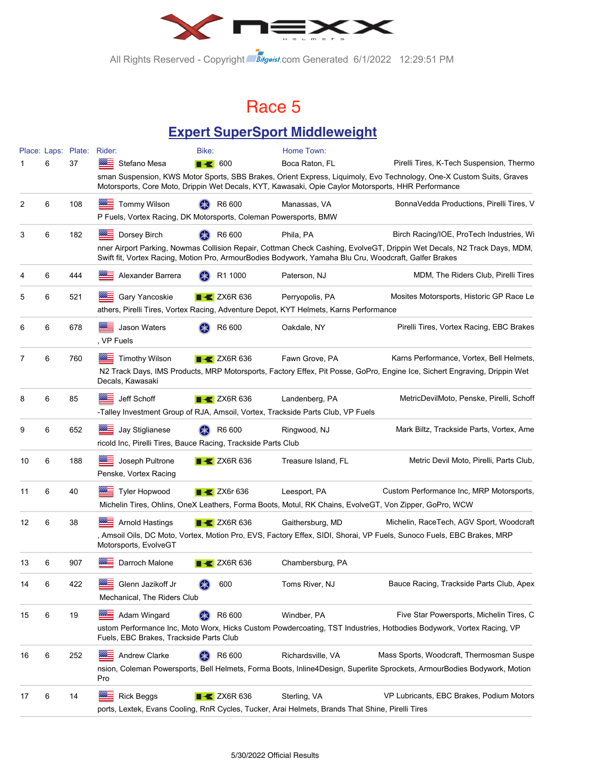All Rights Reserved - Copyright Bitgeist.com Generated 6/1/2022 12:29:51 PM

# Race 5

## Expert SuperSport Middleweight

| Place: | Laps: | Plate: | Rider: | Bike: | Home Town: | Sponsors |
|---|---|---|---|---|---|---|
| 1 | 6 | 37 | Stefano Mesa | 600 | Boca Raton, FL | Pirelli Tires, K-Tech Suspension, Thermosman Suspension, KWS Motor Sports, SBS Brakes, Orient Express, Liquimoly, Evo Technology, One-X Custom Suits, Graves Motorsports, Core Moto, Drippin Wet Decals, KYT, Kawasaki, Opie Caylor Motorsports, HHR Performance |
| 2 | 6 | 108 | Tommy Wilson | R6 600 | Manassas, VA | BonnaVedda Productions, Pirelli Tires, VP Fuels, Vortex Racing, DK Motorsports, Coleman Powersports, BMW |
| 3 | 6 | 182 | Dorsey Birch | R6 600 | Phila, PA | Birch Racing/IOE, ProTech Industries, Winner Airport Parking, Nowmas Collision Repair, Cottman Check Cashing, EvolveGT, Drippin Wet Decals, N2 Track Days, MDM, Swift fit, Vortex Racing, Motion Pro, ArmourBodies Bodywork, Yamaha Blu Cru, Woodcraft, Galfer Brakes |
| 4 | 6 | 444 | Alexander Barrera | R1 1000 | Paterson, NJ | MDM, The Riders Club, Pirelli Tires |
| 5 | 6 | 521 | Gary Yancoskie | ZX6R 636 | Perryopolis, PA | Mosites Motorsports, Historic GP Race Leathers, Pirelli Tires, Vortex Racing, Adventure Depot, KYT Helmets, Karns Performance |
| 6 | 6 | 678 | Jason Waters | R6 600 | Oakdale, NY | Pirelli Tires, Vortex Racing, EBC Brakes, VP Fuels |
| 7 | 6 | 760 | Timothy Wilson | ZX6R 636 | Fawn Grove, PA | Karns Performance, Vortex, Bell Helmets, N2 Track Days, IMS Products, MRP Motorsports, Factory Effex, Pit Posse, GoPro, Engine Ice, Sichert Engraving, Drippin Wet Decals, Kawasaki |
| 8 | 6 | 85 | Jeff Schoff | ZX6R 636 | Landenberg, PA | MetricDevilMoto, Penske, Pirelli, Schoff-Talley Investment Group of RJA, Amsoil, Vortex, Trackside Parts Club, VP Fuels |
| 9 | 6 | 652 | Jay Stiglianese | R6 600 | Ringwood, NJ | Mark Biltz, Trackside Parts, Vortex, Americold Inc, Pirelli Tires, Bauce Racing, Trackside Parts Club |
| 10 | 6 | 188 | Joseph Pultrone | ZX6R 636 | Treasure Island, FL | Metric Devil Moto, Pirelli, Parts Club, Penske, Vortex Racing |
| 11 | 6 | 40 | Tyler Hopwood | ZX6r 636 | Leesport, PA | Custom Performance Inc, MRP Motorsports, Michelin Tires, Ohlins, OneX Leathers, Forma Boots, Motul, RK Chains, EvolveGT, Von Zipper, GoPro, WCW |
| 12 | 6 | 38 | Arnold Hastings | ZX6R 636 | Gaithersburg, MD | Michelin, RaceTech, AGV Sport, Woodcraft, Amsoil Oils, DC Moto, Vortex, Motion Pro, EVS, Factory Effex, SIDI, Shorai, VP Fuels, Sunoco Fuels, EBC Brakes, MRP Motorsports, EvolveGT |
| 13 | 6 | 907 | Darroch Malone | ZX6R 636 | Chambersburg, PA | |
| 14 | 6 | 422 | Glenn Jazikoff Jr | 600 | Toms River, NJ | Bauce Racing, Trackside Parts Club, Apex Mechanical, The Riders Club |
| 15 | 6 | 19 | Adam Wingard | R6 600 | Windber, PA | Five Star Powersports, Michelin Tires, Custom Performance Inc, Moto Worx, Hicks Custom Powdercoating, TST Industries, Hotbodies Bodywork, Vortex Racing, VP Fuels, EBC Brakes, Trackside Parts Club |
| 16 | 6 | 252 | Andrew Clarke | R6 600 | Richardsville, VA | Mass Sports, Woodcraft, Thermosman Suspension, Coleman Powersports, Bell Helmets, Forma Boots, Inline4Design, Superlite Sprockets, ArmourBodies Bodywork, Motion Pro |
| 17 | 6 | 14 | Rick Beggs | ZX6R 636 | Sterling, VA | VP Lubricants, EBC Brakes, Podium Motorsports, Lextek, Evans Cooling, RnR Cycles, Tucker, Arai Helmets, Brands That Shine, Pirelli Tires |

5/30/2022 Official Results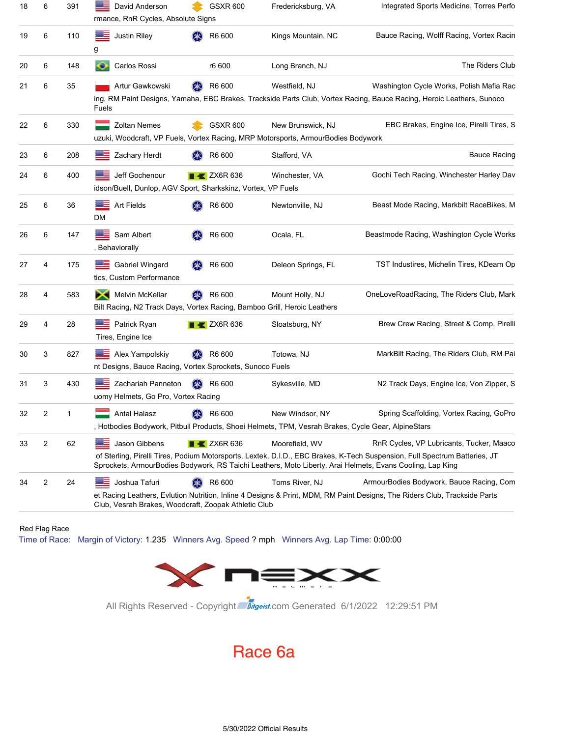| | | | | | | | |
|---|---|---|---|---|---|---|---|
| 18 | 6 | 391 | David Anderson | GSXR 600 | Fredericksburg, VA | Integrated Sports Medicine, Torres Performance, RnR Cycles, Absolute Signs |
| 19 | 6 | 110 | Justin Riley | R6 600 | Kings Mountain, NC | Bauce Racing, Wolff Racing, Vortex Racing |
| 20 | 6 | 148 | Carlos Rossi | r6 600 | Long Branch, NJ | The Riders Club |
| 21 | 6 | 35 | Artur Gawkowski | R6 600 | Westfield, NJ | Washington Cycle Works, Polish Mafia Racing, RM Paint Designs, Yamaha, EBC Brakes, Trackside Parts Club, Vortex Racing, Bauce Racing, Heroic Leathers, Sunoco Fuels |
| 22 | 6 | 330 | Zoltan Nemes | GSXR 600 | New Brunswick, NJ | EBC Brakes, Engine Ice, Pirelli Tires, Suzuki, Woodcraft, VP Fuels, Vortex Racing, MRP Motorsports, ArmourBodies Bodywork |
| 23 | 6 | 208 | Zachary Herdt | R6 600 | Stafford, VA | Bauce Racing |
| 24 | 6 | 400 | Jeff Gochenour | ZX6R 636 | Winchester, VA | Gochi Tech Racing, Winchester Harley Davidson/Buell, Dunlop, AGV Sport, Sharkskinz, Vortex, VP Fuels |
| 25 | 6 | 36 | Art Fields | R6 600 | Newtonville, NJ | Beast Mode Racing, Markbilt RaceBikes, MDM |
| 26 | 6 | 147 | Sam Albert | R6 600 | Ocala, FL | Beastmode Racing, Washington Cycle Works, Behaviorally |
| 27 | 4 | 175 | Gabriel Wingard | R6 600 | Deleon Springs, FL | TST Industires, Michelin Tires, KDeam Optics, Custom Performance |
| 28 | 4 | 583 | Melvin McKellar | R6 600 | Mount Holly, NJ | OneLoveRoadRacing, The Riders Club, MarkBilt Racing, N2 Track Days, Vortex Racing, Bamboo Grill, Heroic Leathers |
| 29 | 4 | 28 | Patrick Ryan | ZX6R 636 | Sloatsburg, NY | Brew Crew Racing, Street & Comp, Pirelli Tires, Engine Ice |
| 30 | 3 | 827 | Alex Yampolskiy | R6 600 | Totowa, NJ | MarkBilt Racing, The Riders Club, RM Paint Designs, Bauce Racing, Vortex Sprockets, Sunoco Fuels |
| 31 | 3 | 430 | Zachariah Panneton | R6 600 | Sykesville, MD | N2 Track Days, Engine Ice, Von Zipper, Suomy Helmets, Go Pro, Vortex Racing |
| 32 | 2 | 1 | Antal Halasz | R6 600 | New Windsor, NY | Spring Scaffolding, Vortex Racing, GoPro, Hotbodies Bodywork, Pitbull Products, Shoei Helmets, TPM, Vesrah Brakes, Cycle Gear, AlpineStars |
| 33 | 2 | 62 | Jason Gibbens | ZX6R 636 | Moorefield, WV | RnR Cycles, VP Lubricants, Tucker, Maaco of Sterling, Pirelli Tires, Podium Motorsports, Lextek, D.I.D., EBC Brakes, K-Tech Suspension, Full Spectrum Batteries, JT Sprockets, ArmourBodies Bodywork, RS Taichi Leathers, Moto Liberty, Arai Helmets, Evans Cooling, Lap King |
| 34 | 2 | 24 | Joshua Tafuri | R6 600 | Toms River, NJ | ArmourBodies Bodywork, Bauce Racing, Comet Racing Leathers, Evlution Nutrition, Inline 4 Designs & Print, MDM, RM Paint Designs, The Riders Club, Trackside Parts Club, Vesrah Brakes, Woodcraft, Zoopak Athletic Club |

Red Flag Race

Time of Race: Margin of Victory: 1.235 Winners Avg. Speed ? mph Winners Avg. Lap Time: 0:00:00

All Rights Reserved - Copyright Bitgeist.com Generated 6/1/2022 12:29:51 PM

# Race 6a

5/30/2022 Official Results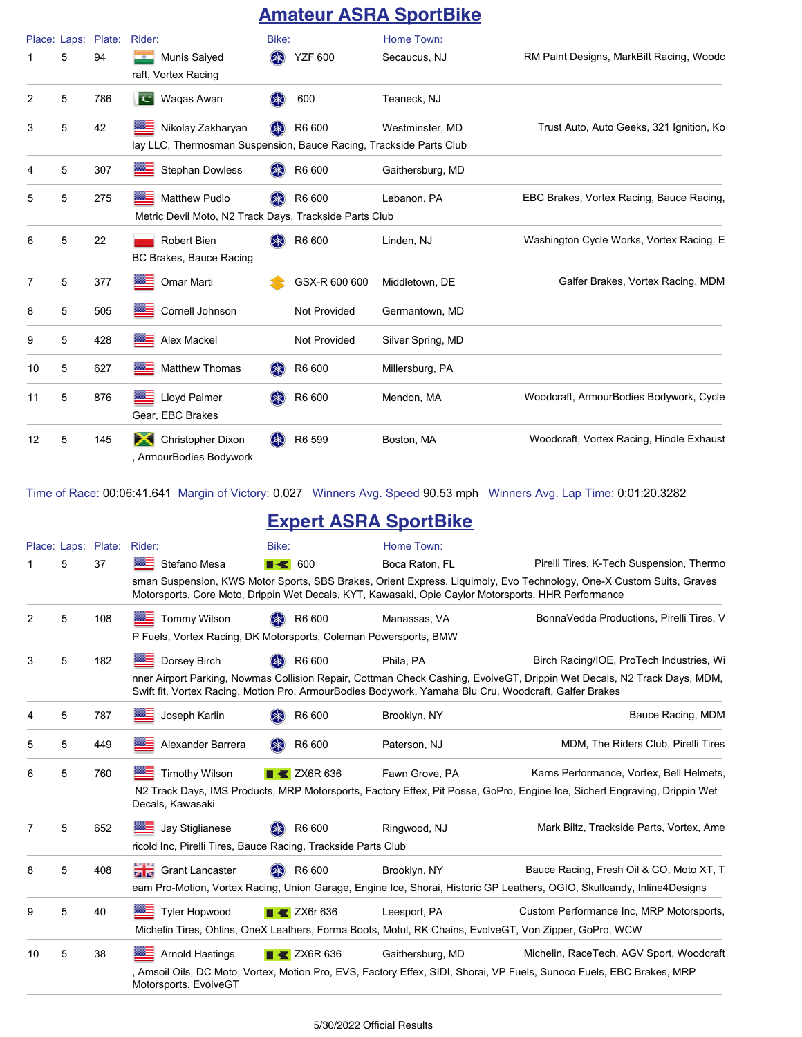## Amateur ASRA SportBike

| Place: | Laps: | Plate: | Rider: | Bike: | Home Town: | |
|---|---|---|---|---|---|---|
| 1 | 5 | 94 | Munis Saiyed | YZF 600 | Secaucus, NJ | RM Paint Designs, MarkBilt Racing, Woodcraft, Vortex Racing |
| 2 | 5 | 786 | Waqas Awan | 600 | Teaneck, NJ | |
| 3 | 5 | 42 | Nikolay Zakharyan | R6 600 | Westminster, MD | Trust Auto, Auto Geeks, 321 Ignition, Kolay LLC, Thermosman Suspension, Bauce Racing, Trackside Parts Club |
| 4 | 5 | 307 | Stephan Dowless | R6 600 | Gaithersburg, MD | |
| 5 | 5 | 275 | Matthew Pudlo | R6 600 | Lebanon, PA | EBC Brakes, Vortex Racing, Bauce Racing, Metric Devil Moto, N2 Track Days, Trackside Parts Club |
| 6 | 5 | 22 | Robert Bien | R6 600 | Linden, NJ | Washington Cycle Works, Vortex Racing, EBC Brakes, Bauce Racing |
| 7 | 5 | 377 | Omar Marti | GSX-R 600 600 | Middletown, DE | Galfer Brakes, Vortex Racing, MDM |
| 8 | 5 | 505 | Cornell Johnson | Not Provided | Germantown, MD | |
| 9 | 5 | 428 | Alex Mackel | Not Provided | Silver Spring, MD | |
| 10 | 5 | 627 | Matthew Thomas | R6 600 | Millersburg, PA | |
| 11 | 5 | 876 | Lloyd Palmer | R6 600 | Mendon, MA | Woodcraft, ArmourBodies Bodywork, Cycle Gear, EBC Brakes |
| 12 | 5 | 145 | Christopher Dixon | R6 599 | Boston, MA | Woodcraft, Vortex Racing, Hindle Exhaust, ArmourBodies Bodywork |

Time of Race: 00:06:41.641 Margin of Victory: 0.027 Winners Avg. Speed 90.53 mph Winners Avg. Lap Time: 0:01:20.3282

## Expert ASRA SportBike

| Place: | Laps: | Plate: | Rider: | Bike: | Home Town: | |
|---|---|---|---|---|---|---|
| 1 | 5 | 37 | Stefano Mesa | 600 | Boca Raton, FL | Pirelli Tires, K-Tech Suspension, Thermosman Suspension, KWS Motor Sports, SBS Brakes, Orient Express, Liquimoly, Evo Technology, One-X Custom Suits, Graves Motorsports, Core Moto, Drippin Wet Decals, KYT, Kawasaki, Opie Caylor Motorsports, HHR Performance |
| 2 | 5 | 108 | Tommy Wilson | R6 600 | Manassas, VA | BonnaVedda Productions, Pirelli Tires, VP Fuels, Vortex Racing, DK Motorsports, Coleman Powersports, BMW |
| 3 | 5 | 182 | Dorsey Birch | R6 600 | Phila, PA | Birch Racing/IOE, ProTech Industries, Winner Airport Parking, Nowmas Collision Repair, Cottman Check Cashing, EvolveGT, Drippin Wet Decals, N2 Track Days, MDM, Swift fit, Vortex Racing, Motion Pro, ArmourBodies Bodywork, Yamaha Blu Cru, Woodcraft, Galfer Brakes |
| 4 | 5 | 787 | Joseph Karlin | R6 600 | Brooklyn, NY | Bauce Racing, MDM |
| 5 | 5 | 449 | Alexander Barrera | R6 600 | Paterson, NJ | MDM, The Riders Club, Pirelli Tires |
| 6 | 5 | 760 | Timothy Wilson | ZX6R 636 | Fawn Grove, PA | Karns Performance, Vortex, Bell Helmets, N2 Track Days, IMS Products, MRP Motorsports, Factory Effex, Pit Posse, GoPro, Engine Ice, Sichert Engraving, Drippin Wet Decals, Kawasaki |
| 7 | 5 | 652 | Jay Stiglianese | R6 600 | Ringwood, NJ | Mark Biltz, Trackside Parts, Vortex, Americold Inc, Pirelli Tires, Bauce Racing, Trackside Parts Club |
| 8 | 5 | 408 | Grant Lancaster | R6 600 | Brooklyn, NY | Bauce Racing, Fresh Oil & CO, Moto XT, Team Pro-Motion, Vortex Racing, Union Garage, Engine Ice, Shorai, Historic GP Leathers, OGIO, Skullcandy, Inline4Designs |
| 9 | 5 | 40 | Tyler Hopwood | ZX6r 636 | Leesport, PA | Custom Performance Inc, MRP Motorsports, Michelin Tires, Ohlins, OneX Leathers, Forma Boots, Motul, RK Chains, EvolveGT, Von Zipper, GoPro, WCW |
| 10 | 5 | 38 | Arnold Hastings | ZX6R 636 | Gaithersburg, MD | Michelin, RaceTech, AGV Sport, Woodcraft, Amsoil Oils, DC Moto, Vortex, Motion Pro, EVS, Factory Effex, SIDI, Shorai, VP Fuels, Sunoco Fuels, EBC Brakes, MRP Motorsports, EvolveGT |

5/30/2022 Official Results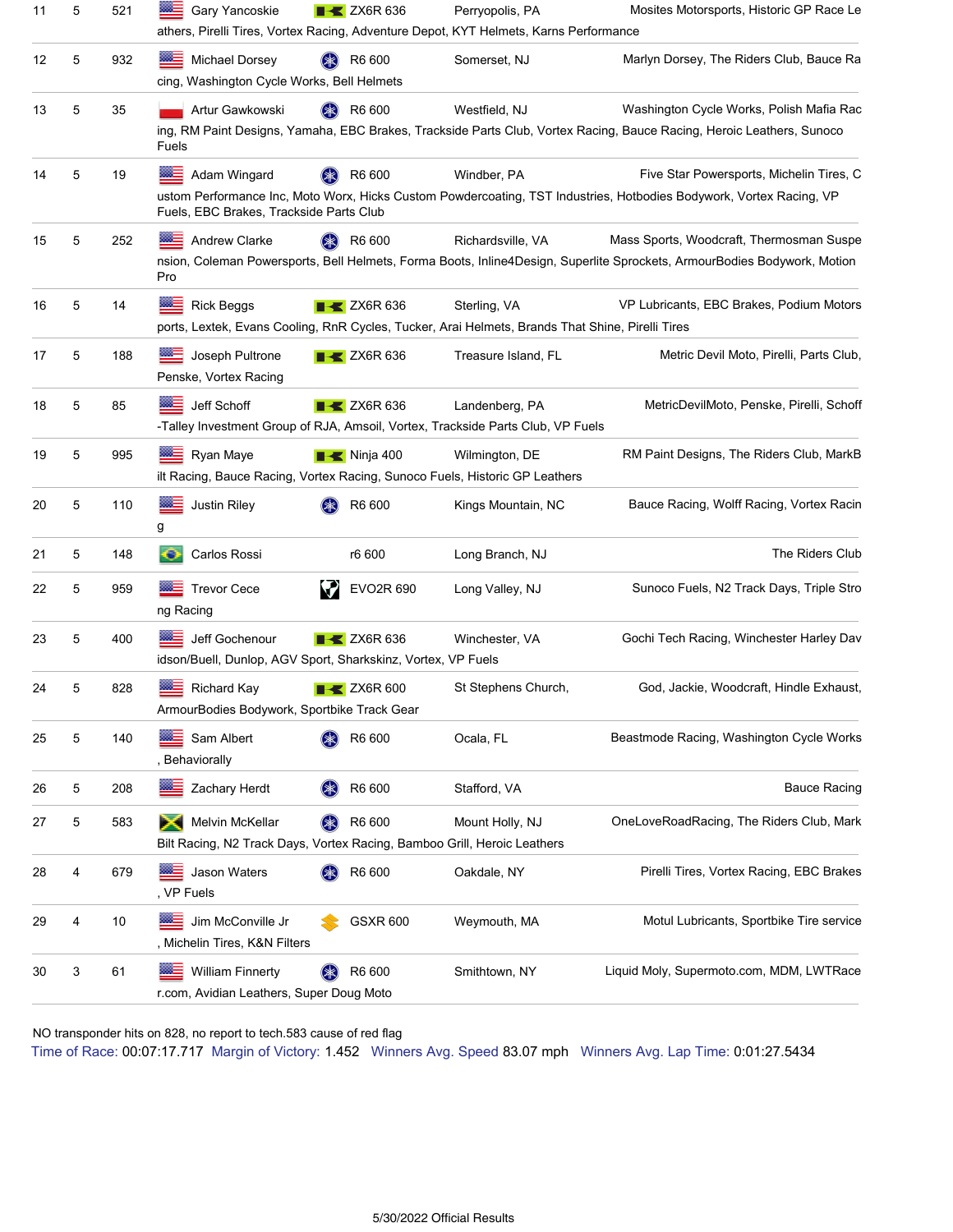| Pos | Laps | No. | Name | Bike | Hometown | Sponsors |
|---|---|---|---|---|---|---|
| 11 | 5 | 521 | Gary Yancoskie | ZX6R 636 | Perryopolis, PA | Mosites Motorsports, Historic GP Race Leathers, Pirelli Tires, Vortex Racing, Adventure Depot, KYT Helmets, Karns Performance |
| 12 | 5 | 932 | Michael Dorsey | R6 600 | Somerset, NJ | Marlyn Dorsey, The Riders Club, Bauce Racing, Washington Cycle Works, Bell Helmets |
| 13 | 5 | 35 | Artur Gawkowski | R6 600 | Westfield, NJ | Washington Cycle Works, Polish Mafia Racing, RM Paint Designs, Yamaha, EBC Brakes, Trackside Parts Club, Vortex Racing, Bauce Racing, Heroic Leathers, Sunoco Fuels |
| 14 | 5 | 19 | Adam Wingard | R6 600 | Windber, PA | Five Star Powersports, Michelin Tires, Custom Performance Inc, Moto Worx, Hicks Custom Powdercoating, TST Industries, Hotbodies Bodywork, Vortex Racing, VP Fuels, EBC Brakes, Trackside Parts Club |
| 15 | 5 | 252 | Andrew Clarke | R6 600 | Richardsville, VA | Mass Sports, Woodcraft, Thermosman Suspension, Coleman Powersports, Bell Helmets, Forma Boots, Inline4Design, Superlite Sprockets, ArmourBodies Bodywork, Motion Pro |
| 16 | 5 | 14 | Rick Beggs | ZX6R 636 | Sterling, VA | VP Lubricants, EBC Brakes, Podium Motorsports, Lextek, Evans Cooling, RnR Cycles, Tucker, Arai Helmets, Brands That Shine, Pirelli Tires |
| 17 | 5 | 188 | Joseph Pultrone | ZX6R 636 | Treasure Island, FL | Metric Devil Moto, Pirelli, Parts Club, Penske, Vortex Racing |
| 18 | 5 | 85 | Jeff Schoff | ZX6R 636 | Landenberg, PA | MetricDevilMoto, Penske, Pirelli, Schoff-Talley Investment Group of RJA, Amsoil, Vortex, Trackside Parts Club, VP Fuels |
| 19 | 5 | 995 | Ryan Maye | Ninja 400 | Wilmington, DE | RM Paint Designs, The Riders Club, MarkBilt Racing, Bauce Racing, Vortex Racing, Sunoco Fuels, Historic GP Leathers |
| 20 | 5 | 110 | Justin Riley | R6 600 | Kings Mountain, NC | Bauce Racing, Wolff Racing, Vortex Racing |
| 21 | 5 | 148 | Carlos Rossi | r6 600 | Long Branch, NJ | The Riders Club |
| 22 | 5 | 959 | Trevor Cece | EVO2R 690 | Long Valley, NJ | Sunoco Fuels, N2 Track Days, Triple Strong Racing |
| 23 | 5 | 400 | Jeff Gochenour | ZX6R 636 | Winchester, VA | Gochi Tech Racing, Winchester Harley Davidson/Buell, Dunlop, AGV Sport, Sharkskinz, Vortex, VP Fuels |
| 24 | 5 | 828 | Richard Kay | ZX6R 600 | St Stephens Church, | God, Jackie, Woodcraft, Hindle Exhaust, ArmourBodies Bodywork, Sportbike Track Gear |
| 25 | 5 | 140 | Sam Albert | R6 600 | Ocala, FL | Beastmode Racing, Washington Cycle Works, Behaviorally |
| 26 | 5 | 208 | Zachary Herdt | R6 600 | Stafford, VA | Bauce Racing |
| 27 | 5 | 583 | Melvin McKellar | R6 600 | Mount Holly, NJ | OneLoveRoadRacing, The Riders Club, MarkBilt Racing, N2 Track Days, Vortex Racing, Bamboo Grill, Heroic Leathers |
| 28 | 4 | 679 | Jason Waters | R6 600 | Oakdale, NY | Pirelli Tires, Vortex Racing, EBC Brakes, VP Fuels |
| 29 | 4 | 10 | Jim McConville Jr | GSXR 600 | Weymouth, MA | Motul Lubricants, Sportbike Tire service, Michelin Tires, K&N Filters |
| 30 | 3 | 61 | William Finnerty | R6 600 | Smithtown, NY | Liquid Moly, Supermoto.com, MDM, LWTRacer.com, Avidian Leathers, Super Doug Moto |

NO transponder hits on 828, no report to tech.583 cause of red flag

Time of Race: 00:07:17.717 Margin of Victory: 1.452 Winners Avg. Speed 83.07 mph Winners Avg. Lap Time: 0:01:27.5434

5/30/2022 Official Results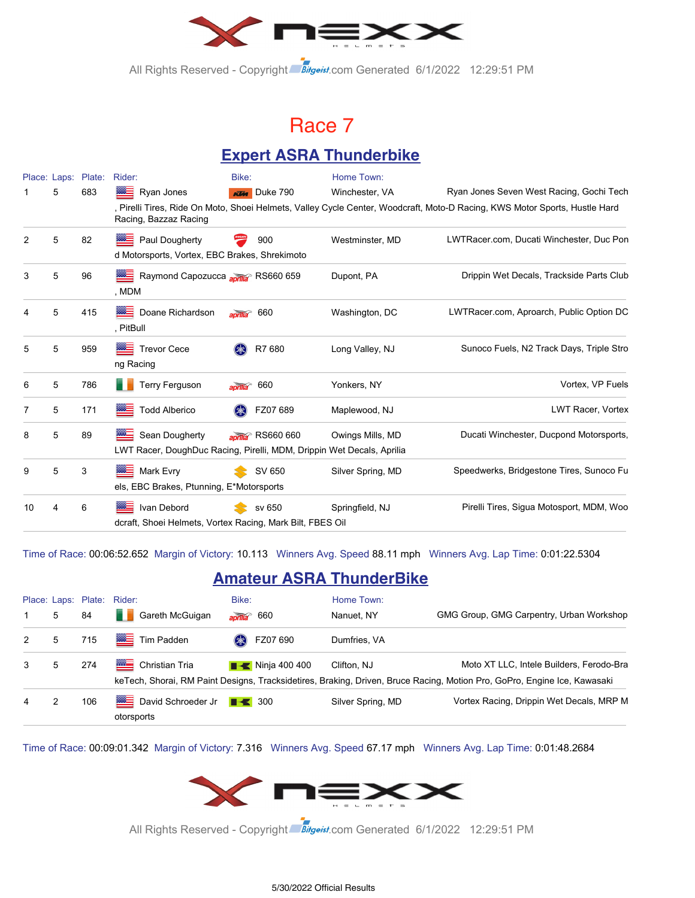# Race 7

## Expert ASRA Thunderbike

| Place: | Laps: | Plate: | Rider: | Bike: | Home Town: | |
|---|---|---|---|---|---|---|
| 1 | 5 | 683 | Ryan Jones | Duke 790 | Winchester, VA | Ryan Jones Seven West Racing, Gochi Tech, Pirelli Tires, Ride On Moto, Shoei Helmets, Valley Cycle Center, Woodcraft, Moto-D Racing, KWS Motor Sports, Hustle Hard Racing, Bazzaz Racing |
| 2 | 5 | 82 | Paul Dougherty | 900 | Westminster, MD | LWTRacer.com, Ducati Winchester, Duc Pond Motorsports, Vortex, EBC Brakes, Shrekimoto |
| 3 | 5 | 96 | Raymond Capozucca | RS660 659 | Dupont, PA | Drippin Wet Decals, Trackside Parts Club, MDM |
| 4 | 5 | 415 | Doane Richardson | 660 | Washington, DC | LWTRacer.com, Aproarch, Public Option DC, PitBull |
| 5 | 5 | 959 | Trevor Cece | R7 680 | Long Valley, NJ | Sunoco Fuels, N2 Track Days, Triple Strong Racing |
| 6 | 5 | 786 | Terry Ferguson | 660 | Yonkers, NY | Vortex, VP Fuels |
| 7 | 5 | 171 | Todd Alberico | FZ07 689 | Maplewood, NJ | LWT Racer, Vortex |
| 8 | 5 | 89 | Sean Dougherty | RS660 660 | Owings Mills, MD | Ducati Winchester, Ducpond Motorsports, LWT Racer, DoughDuc Racing, Pirelli, MDM, Drippin Wet Decals, Aprilia |
| 9 | 5 | 3 | Mark Evry | SV 650 | Silver Spring, MD | Speedwerks, Bridgestone Tires, Sunoco Fuels, EBC Brakes, Ptunning, E*Motorsports |
| 10 | 4 | 6 | Ivan Debord | sv 650 | Springfield, NJ | Pirelli Tires, Sigua Motosport, MDM, Woodcraft, Shoei Helmets, Vortex Racing, Mark Bilt, FBES Oil |

Time of Race: 00:06:52.652 Margin of Victory: 10.113 Winners Avg. Speed 88.11 mph Winners Avg. Lap Time: 0:01:22.5304

## Amateur ASRA ThunderBike

| Place: | Laps: | Plate: | Rider: | Bike: | Home Town: | |
|---|---|---|---|---|---|---|
| 1 | 5 | 84 | Gareth McGuigan | 660 | Nanuet, NY | GMG Group, GMG Carpentry, Urban Workshop |
| 2 | 5 | 715 | Tim Padden | FZ07 690 | Dumfries, VA | |
| 3 | 5 | 274 | Christian Tria | Ninja 400 400 | Clifton, NJ | Moto XT LLC, Intele Builders, Ferodo-BrakeTech, Shorai, RM Paint Designs, Tracksidetires, Braking, Driven, Bruce Racing, Motion Pro, GoPro, Engine Ice, Kawasaki |
| 4 | 2 | 106 | David Schroeder Jr | 300 | Silver Spring, MD | Vortex Racing, Drippin Wet Decals, MRP Motorsports |

Time of Race: 00:09:01.342 Margin of Victory: 7.316 Winners Avg. Speed 67.17 mph Winners Avg. Lap Time: 0:01:48.2684

5/30/2022 Official Results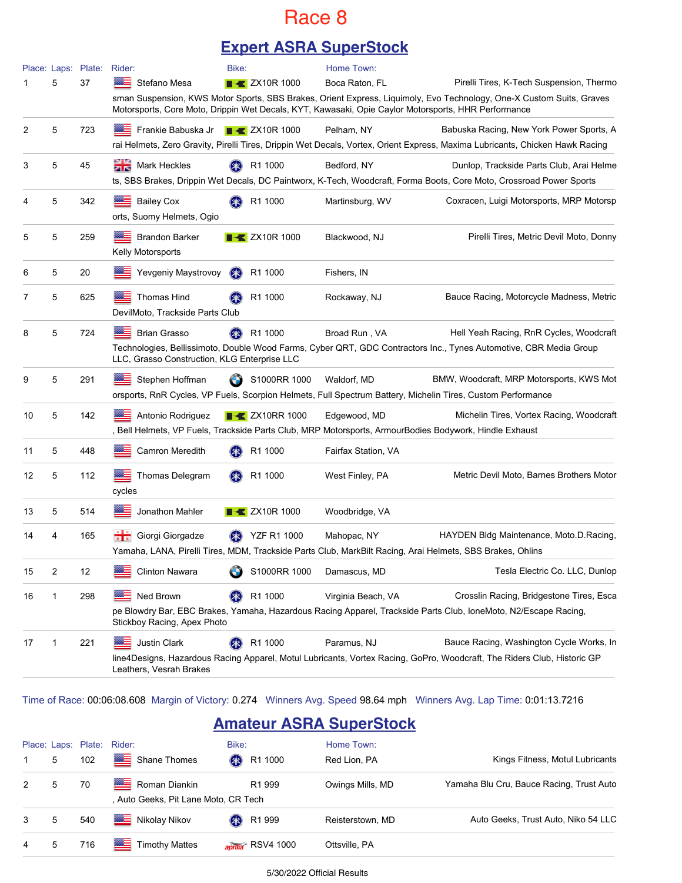# Race 8

## Expert ASRA SuperStock

| Place: | Laps: | Plate: | Rider: | Bike: | Home Town: | Sponsors |
|---|---|---|---|---|---|---|
| 1 | 5 | 37 | Stefano Mesa | ZX10R 1000 | Boca Raton, FL | Pirelli Tires, K-Tech Suspension, Thermosman Suspension, KWS Motor Sports, SBS Brakes, Orient Express, Liquimoly, Evo Technology, One-X Custom Suits, Graves Motorsports, Core Moto, Drippin Wet Decals, KYT, Kawasaki, Opie Caylor Motorsports, HHR Performance |
| 2 | 5 | 723 | Frankie Babuska Jr | ZX10R 1000 | Pelham, NY | Babuska Racing, New York Power Sports, Arai Helmets, Zero Gravity, Pirelli Tires, Drippin Wet Decals, Vortex, Orient Express, Maxima Lubricants, Chicken Hawk Racing |
| 3 | 5 | 45 | Mark Heckles | R1 1000 | Bedford, NY | Dunlop, Trackside Parts Club, Arai Helmets, SBS Brakes, Drippin Wet Decals, DC Paintworx, K-Tech, Woodcraft, Forma Boots, Core Moto, Crossroad Power Sports |
| 4 | 5 | 342 | Bailey Cox | R1 1000 | Martinsburg, WV | Coxracen, Luigi Motorsports, MRP Motorsports, Suomy Helmets, Ogio |
| 5 | 5 | 259 | Brandon Barker | ZX10R 1000 | Blackwood, NJ | Pirelli Tires, Metric Devil Moto, Donny Kelly Motorsports |
| 6 | 5 | 20 | Yevgeniy Maystrovoy | R1 1000 | Fishers, IN | |
| 7 | 5 | 625 | Thomas Hind | R1 1000 | Rockaway, NJ | Bauce Racing, Motorcycle Madness, Metric DevilMoto, Trackside Parts Club |
| 8 | 5 | 724 | Brian Grasso | R1 1000 | Broad Run , VA | Hell Yeah Racing, RnR Cycles, Woodcraft Technologies, Bellissimoto, Double Wood Farms, Cyber QRT, GDC Contractors Inc., Tynes Automotive, CBR Media Group LLC, Grasso Construction, KLG Enterprise LLC |
| 9 | 5 | 291 | Stephen Hoffman | S1000RR 1000 | Waldorf, MD | BMW, Woodcraft, MRP Motorsports, KWS Motorsports, RnR Cycles, VP Fuels, Scorpion Helmets, Full Spectrum Battery, Michelin Tires, Custom Performance |
| 10 | 5 | 142 | Antonio Rodriguez | ZX10RR 1000 | Edgewood, MD | Michelin Tires, Vortex Racing, Woodcraft, Bell Helmets, VP Fuels, Trackside Parts Club, MRP Motorsports, ArmourBodies Bodywork, Hindle Exhaust |
| 11 | 5 | 448 | Camron Meredith | R1 1000 | Fairfax Station, VA | |
| 12 | 5 | 112 | Thomas Delegram | R1 1000 | West Finley, PA | Metric Devil Moto, Barnes Brothers Motorcycles |
| 13 | 5 | 514 | Jonathon Mahler | ZX10R 1000 | Woodbridge, VA | |
| 14 | 4 | 165 | Giorgi Giorgadze | YZF R1 1000 | Mahopac, NY | HAYDEN Bldg Maintenance, Moto.D.Racing, Yamaha, LANA, Pirelli Tires, MDM, Trackside Parts Club, MarkBilt Racing, Arai Helmets, SBS Brakes, Ohlins |
| 15 | 2 | 12 | Clinton Nawara | S1000RR 1000 | Damascus, MD | Tesla Electric Co. LLC, Dunlop |
| 16 | 1 | 298 | Ned Brown | R1 1000 | Virginia Beach, VA | Crosslin Racing, Bridgestone Tires, Escape Blowdry Bar, EBC Brakes, Yamaha, Hazardous Racing Apparel, Trackside Parts Club, IoneMoto, N2/Escape Racing, Stickboy Racing, Apex Photo |
| 17 | 1 | 221 | Justin Clark | R1 1000 | Paramus, NJ | Bauce Racing, Washington Cycle Works, Inline4Designs, Hazardous Racing Apparel, Motul Lubricants, Vortex Racing, GoPro, Woodcraft, The Riders Club, Historic GP Leathers, Vesrah Brakes |

Time of Race: 00:06:08.608 Margin of Victory: 0.274 Winners Avg. Speed 98.64 mph Winners Avg. Lap Time: 0:01:13.7216

## Amateur ASRA SuperStock

| Place: | Laps: | Plate: | Rider: | Bike: | Home Town: | Sponsors |
|---|---|---|---|---|---|---|
| 1 | 5 | 102 | Shane Thomes | R1 1000 | Red Lion, PA | Kings Fitness, Motul Lubricants |
| 2 | 5 | 70 | Roman Diankin | R1 999 | Owings Mills, MD | Yamaha Blu Cru, Bauce Racing, Trust Auto, Auto Geeks, Pit Lane Moto, CR Tech |
| 3 | 5 | 540 | Nikolay Nikov | R1 999 | Reisterstown, MD | Auto Geeks, Trust Auto, Niko 54 LLC |
| 4 | 5 | 716 | Timothy Mattes | RSV4 1000 | Ottsville, PA | |

5/30/2022 Official Results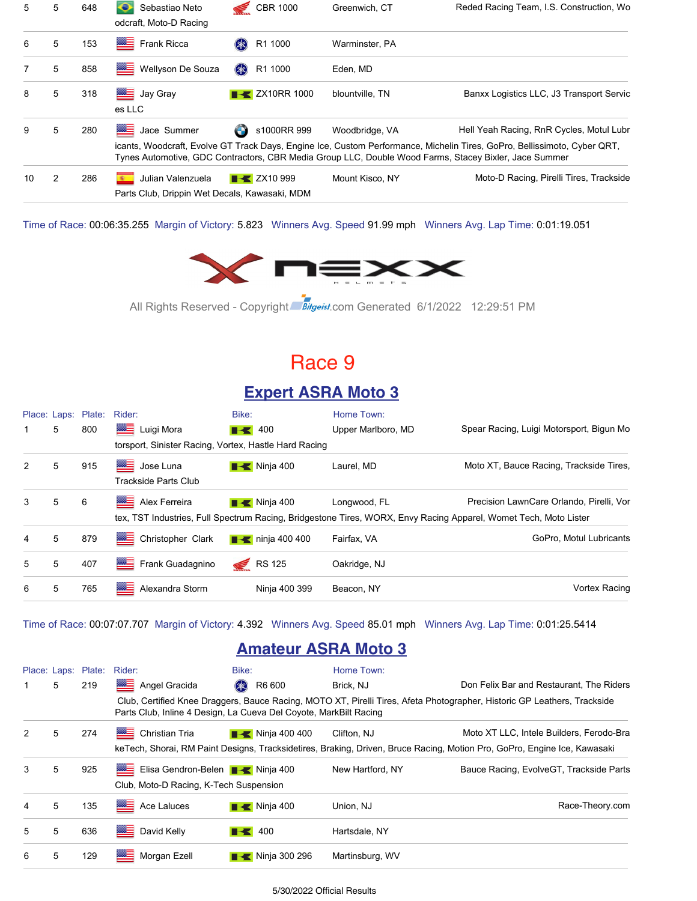| Place: | Laps: | Plate: | Rider: | Bike: | Home Town: | |
|---|---|---|---|---|---|---|
| 5 | 5 | 648 | Sebastiao Neto | CBR 1000 | Greenwich, CT | Reded Racing Team, I.S. Construction, Woodcraft, Moto-D Racing |
| 6 | 5 | 153 | Frank Ricca | R1 1000 | Warminster, PA | |
| 7 | 5 | 858 | Wellyson De Souza | R1 1000 | Eden, MD | |
| 8 | 5 | 318 | Jay Gray | ZX10RR 1000 | blountville, TN | Banxx Logistics LLC, J3 Transport Services LLC |
| 9 | 5 | 280 | Jace Summer | s1000RR 999 | Woodbridge, VA | Hell Yeah Racing, RnR Cycles, Motul Lubricants, Woodcraft, Evolve GT Track Days, Engine Ice, Custom Performance, Michelin Tires, GoPro, Bellissimoto, Cyber QRT, Tynes Automotive, GDC Contractors, CBR Media Group LLC, Double Wood Farms, Stacey Bixler, Jace Summer |
| 10 | 2 | 286 | Julian Valenzuela | ZX10 999 | Mount Kisco, NY | Moto-D Racing, Pirelli Tires, Trackside Parts Club, Drippin Wet Decals, Kawasaki, MDM |

Time of Race: 00:06:35.255 Margin of Victory: 5.823 Winners Avg. Speed 91.99 mph Winners Avg. Lap Time: 0:01:19.051

All Rights Reserved - Copyright Bitgeist.com Generated 6/1/2022 12:29:51 PM

# Race 9

## Expert ASRA Moto 3

| Place: | Laps: | Plate: | Rider: | Bike: | Home Town: | |
|---|---|---|---|---|---|---|
| 1 | 5 | 800 | Luigi Mora | 400 | Upper Marlboro, MD | Spear Racing, Luigi Motorsport, Bigun Motorsport, Sinister Racing, Vortex, Hastle Hard Racing |
| 2 | 5 | 915 | Jose Luna | Ninja 400 | Laurel, MD | Moto XT, Bauce Racing, Trackside Tires, Trackside Parts Club |
| 3 | 5 | 6 | Alex Ferreira | Ninja 400 | Longwood, FL | Precision LawnCare Orlando, Pirelli, Vortex, TST Industries, Full Spectrum Racing, Bridgestone Tires, WORX, Envy Racing Apparel, Womet Tech, Moto Lister |
| 4 | 5 | 879 | Christopher Clark | ninja 400 400 | Fairfax, VA | GoPro, Motul Lubricants |
| 5 | 5 | 407 | Frank Guadagnino | RS 125 | Oakridge, NJ | |
| 6 | 5 | 765 | Alexandra Storm | Ninja 400 399 | Beacon, NY | Vortex Racing |

Time of Race: 00:07:07.707 Margin of Victory: 4.392 Winners Avg. Speed 85.01 mph Winners Avg. Lap Time: 0:01:25.5414

## Amateur ASRA Moto 3

| Place: | Laps: | Plate: | Rider: | Bike: | Home Town: | |
|---|---|---|---|---|---|---|
| 1 | 5 | 219 | Angel Gracida | R6 600 | Brick, NJ | Don Felix Bar and Restaurant, The Riders Club, Certified Knee Draggers, Bauce Racing, MOTO XT, Pirelli Tires, Afeta Photographer, Historic GP Leathers, Trackside Parts Club, Inline 4 Design, La Cueva Del Coyote, MarkBilt Racing |
| 2 | 5 | 274 | Christian Tria | Ninja 400 400 | Clifton, NJ | Moto XT LLC, Intele Builders, Ferodo-BrakeTech, Shorai, RM Paint Designs, Tracksidetires, Braking, Driven, Bruce Racing, Motion Pro, GoPro, Engine Ice, Kawasaki |
| 3 | 5 | 925 | Elisa Gendron-Belen | Ninja 400 | New Hartford, NY | Bauce Racing, EvolveGT, Trackside Parts Club, Moto-D Racing, K-Tech Suspension |
| 4 | 5 | 135 | Ace Laluces | Ninja 400 | Union, NJ | Race-Theory.com |
| 5 | 5 | 636 | David Kelly | 400 | Hartsdale, NY | |
| 6 | 5 | 129 | Morgan Ezell | Ninja 300 296 | Martinsburg, WV | |

5/30/2022 Official Results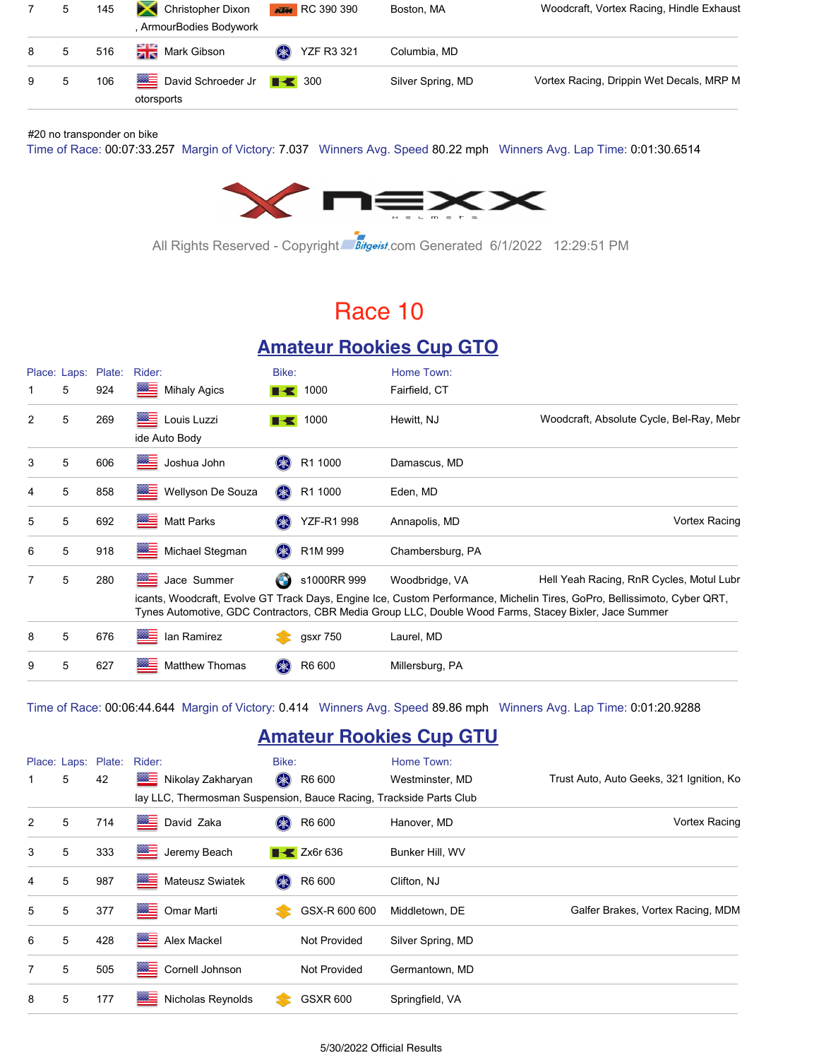| Place | Laps | Plate | Rider | Bike | Home Town | Sponsors |
|---|---|---|---|---|---|---|
| 7 | 5 | 145 | Christopher Dixon | RC 390 390 | Boston, MA | Woodcraft, Vortex Racing, Hindle Exhaust, ArmourBodies Bodywork |
| 8 | 5 | 516 | Mark Gibson | YZF R3 321 | Columbia, MD | |
| 9 | 5 | 106 | David Schroeder Jr | 300 | Silver Spring, MD | Vortex Racing, Drippin Wet Decals, MRP Motorsports |

#20 no transponder on bike

Time of Race: 00:07:33.257 Margin of Victory: 7.037 Winners Avg. Speed 80.22 mph Winners Avg. Lap Time: 0:01:30.6514

All Rights Reserved - Copyright Bitgeist.com Generated 6/1/2022 12:29:51 PM

# Race 10

## Amateur Rookies Cup GTO

| Place: | Laps: | Plate: | Rider: | Bike: | Home Town: | Sponsors |
|---|---|---|---|---|---|---|
| 1 | 5 | 924 | Mihaly Agics | 1000 | Fairfield, CT | |
| 2 | 5 | 269 | Louis Luzzi | 1000 | Hewitt, NJ | Woodcraft, Absolute Cycle, Bel-Ray, Mebride Auto Body |
| 3 | 5 | 606 | Joshua John | R1 1000 | Damascus, MD | |
| 4 | 5 | 858 | Wellyson De Souza | R1 1000 | Eden, MD | |
| 5 | 5 | 692 | Matt Parks | YZF-R1 998 | Annapolis, MD | Vortex Racing |
| 6 | 5 | 918 | Michael Stegman | R1M 999 | Chambersburg, PA | |
| 7 | 5 | 280 | Jace Summer | s1000RR 999 | Woodbridge, VA | Hell Yeah Racing, RnR Cycles, Motul Lubricants, Woodcraft, Evolve GT Track Days, Engine Ice, Custom Performance, Michelin Tires, GoPro, Bellissimoto, Cyber QRT, Tynes Automotive, GDC Contractors, CBR Media Group LLC, Double Wood Farms, Stacey Bixler, Jace Summer |
| 8 | 5 | 676 | Ian Ramirez | gsxr 750 | Laurel, MD | |
| 9 | 5 | 627 | Matthew Thomas | R6 600 | Millersburg, PA | |

Time of Race: 00:06:44.644 Margin of Victory: 0.414 Winners Avg. Speed 89.86 mph Winners Avg. Lap Time: 0:01:20.9288

## Amateur Rookies Cup GTU

| Place: | Laps: | Plate: | Rider: | Bike: | Home Town: | Sponsors |
|---|---|---|---|---|---|---|
| 1 | 5 | 42 | Nikolay Zakharyan | R6 600 | Westminster, MD | Trust Auto, Auto Geeks, 321 Ignition, Kolay LLC, Thermosman Suspension, Bauce Racing, Trackside Parts Club |
| 2 | 5 | 714 | David Zaka | R6 600 | Hanover, MD | Vortex Racing |
| 3 | 5 | 333 | Jeremy Beach | Zx6r 636 | Bunker Hill, WV | |
| 4 | 5 | 987 | Mateusz Swiatek | R6 600 | Clifton, NJ | |
| 5 | 5 | 377 | Omar Marti | GSX-R 600 600 | Middletown, DE | Galfer Brakes, Vortex Racing, MDM |
| 6 | 5 | 428 | Alex Mackel | Not Provided | Silver Spring, MD | |
| 7 | 5 | 505 | Cornell Johnson | Not Provided | Germantown, MD | |
| 8 | 5 | 177 | Nicholas Reynolds | GSXR 600 | Springfield, VA | |

5/30/2022 Official Results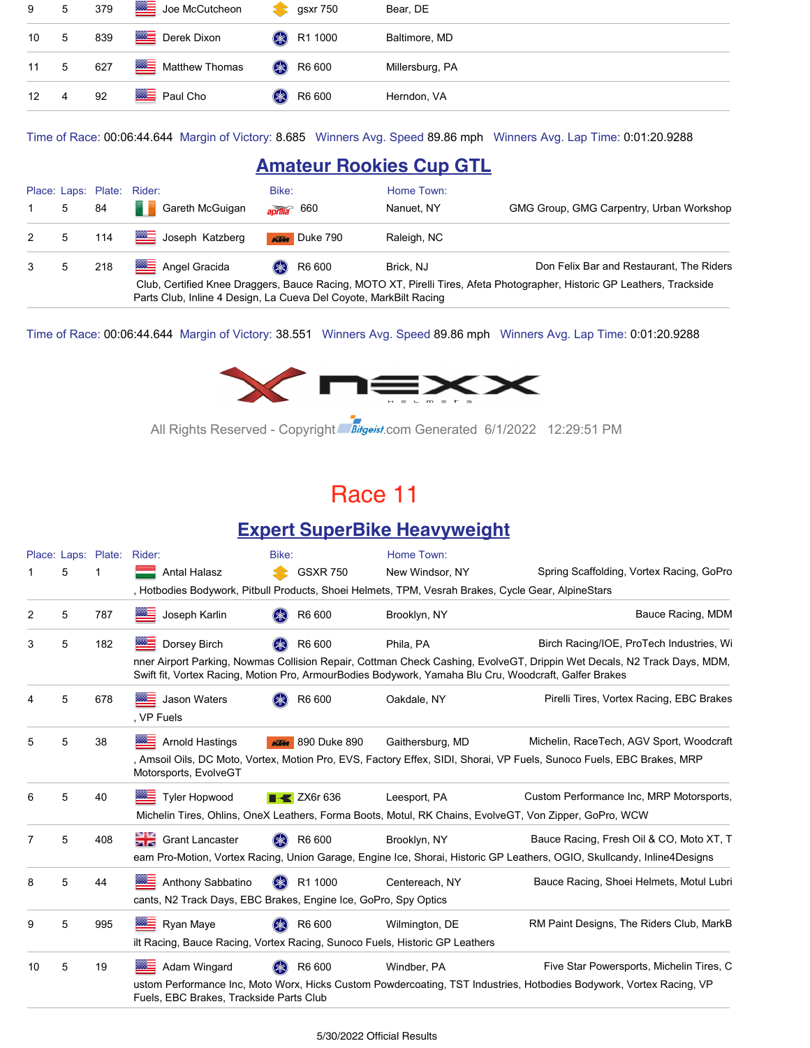| | | | | | | |
|---|---|---|---|---|---|---|
| 9 | 5 | 379 | Joe McCutcheon | gsxr 750 | Bear, DE | |
| 10 | 5 | 839 | Derek Dixon | R1 1000 | Baltimore, MD | |
| 11 | 5 | 627 | Matthew Thomas | R6 600 | Millersburg, PA | |
| 12 | 4 | 92 | Paul Cho | R6 600 | Herndon, VA | |

Time of Race: 00:06:44.644 Margin of Victory: 8.685 Winners Avg. Speed 89.86 mph Winners Avg. Lap Time: 0:01:20.9288

## Amateur Rookies Cup GTL

| Place: | Laps: | Plate: | Rider: | Bike: | Home Town: | |
|---|---|---|---|---|---|---|
| 1 | 5 | 84 | Gareth McGuigan | 660 | Nanuet, NY | GMG Group, GMG Carpentry, Urban Workshop |
| 2 | 5 | 114 | Joseph Katzberg | Duke 790 | Raleigh, NC | |
| 3 | 5 | 218 | Angel Gracida | R6 600 | Brick, NJ | Don Felix Bar and Restaurant, The Riders Club, Certified Knee Draggers, Bauce Racing, MOTO XT, Pirelli Tires, Afeta Photographer, Historic GP Leathers, Trackside Parts Club, Inline 4 Design, La Cueva Del Coyote, MarkBilt Racing |

Time of Race: 00:06:44.644 Margin of Victory: 38.551 Winners Avg. Speed 89.86 mph Winners Avg. Lap Time: 0:01:20.9288

All Rights Reserved - Copyright Bitgeist.com Generated 6/1/2022 12:29:51 PM

# Race 11

## Expert SuperBike Heavyweight

| Place: | Laps: | Plate: | Rider: | Bike: | Home Town: | |
|---|---|---|---|---|---|---|
| 1 | 5 | 1 | Antal Halasz | GSXR 750 | New Windsor, NY | Spring Scaffolding, Vortex Racing, GoPro, Hotbodies Bodywork, Pitbull Products, Shoei Helmets, TPM, Vesrah Brakes, Cycle Gear, AlpineStars |
| 2 | 5 | 787 | Joseph Karlin | R6 600 | Brooklyn, NY | Bauce Racing, MDM |
| 3 | 5 | 182 | Dorsey Birch | R6 600 | Phila, PA | Birch Racing/IOE, ProTech Industries, Winner Airport Parking, Nowmas Collision Repair, Cottman Check Cashing, EvolveGT, Drippin Wet Decals, N2 Track Days, MDM, Swift fit, Vortex Racing, Motion Pro, ArmourBodies Bodywork, Yamaha Blu Cru, Woodcraft, Galfer Brakes |
| 4 | 5 | 678 | Jason Waters | R6 600 | Oakdale, NY | Pirelli Tires, Vortex Racing, EBC Brakes, VP Fuels |
| 5 | 5 | 38 | Arnold Hastings | 890 Duke 890 | Gaithersburg, MD | Michelin, RaceTech, AGV Sport, Woodcraft, Amsoil Oils, DC Moto, Vortex, Motion Pro, EVS, Factory Effex, SIDI, Shorai, VP Fuels, Sunoco Fuels, EBC Brakes, MRP Motorsports, EvolveGT |
| 6 | 5 | 40 | Tyler Hopwood | ZX6r 636 | Leesport, PA | Custom Performance Inc, MRP Motorsports, Michelin Tires, Ohlins, OneX Leathers, Forma Boots, Motul, RK Chains, EvolveGT, Von Zipper, GoPro, WCW |
| 7 | 5 | 408 | Grant Lancaster | R6 600 | Brooklyn, NY | Bauce Racing, Fresh Oil & CO, Moto XT, Team Pro-Motion, Vortex Racing, Union Garage, Engine Ice, Shorai, Historic GP Leathers, OGIO, Skullcandy, Inline4Designs |
| 8 | 5 | 44 | Anthony Sabbatino | R1 1000 | Centereach, NY | Bauce Racing, Shoei Helmets, Motul Lubricants, N2 Track Days, EBC Brakes, Engine Ice, GoPro, Spy Optics |
| 9 | 5 | 995 | Ryan Maye | R6 600 | Wilmington, DE | RM Paint Designs, The Riders Club, MarkBilt Racing, Bauce Racing, Vortex Racing, Sunoco Fuels, Historic GP Leathers |
| 10 | 5 | 19 | Adam Wingard | R6 600 | Windber, PA | Five Star Powersports, Michelin Tires, Custom Performance Inc, Moto Worx, Hicks Custom Powdercoating, TST Industries, Hotbodies Bodywork, Vortex Racing, VP Fuels, EBC Brakes, Trackside Parts Club |

5/30/2022 Official Results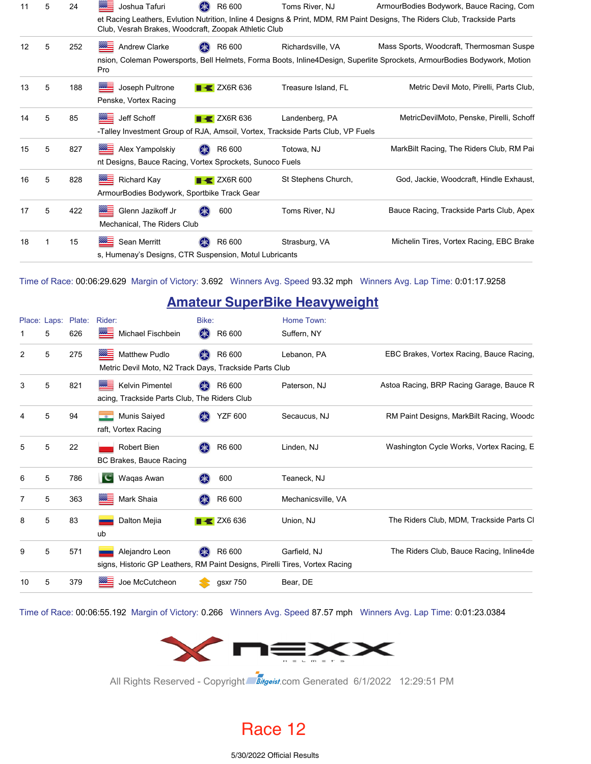| Place | Laps | Plate | Rider | Bike | Home Town | Sponsors |
|---|---|---|---|---|---|---|
| 11 | 5 | 24 | Joshua Tafuri | R6 600 | Toms River, NJ | ArmourBodies Bodywork, Bauce Racing, Comet Racing Leathers, Evlution Nutrition, Inline 4 Designs & Print, MDM, RM Paint Designs, The Riders Club, Trackside Parts Club, Vesrah Brakes, Woodcraft, Zoopak Athletic Club |
| 12 | 5 | 252 | Andrew Clarke | R6 600 | Richardsville, VA | Mass Sports, Woodcraft, Thermosman Suspension, Coleman Powersports, Bell Helmets, Forma Boots, Inline4Design, Superlite Sprockets, ArmourBodies Bodywork, Motion Pro |
| 13 | 5 | 188 | Joseph Pultrone | ZX6R 636 | Treasure Island, FL | Metric Devil Moto, Pirelli, Parts Club, Penske, Vortex Racing |
| 14 | 5 | 85 | Jeff Schoff | ZX6R 636 | Landenberg, PA | MetricDevilMoto, Penske, Pirelli, Schoff-Talley Investment Group of RJA, Amsoil, Vortex, Trackside Parts Club, VP Fuels |
| 15 | 5 | 827 | Alex Yampolskiy | R6 600 | Totowa, NJ | MarkBilt Racing, The Riders Club, RM Paint Designs, Bauce Racing, Vortex Sprockets, Sunoco Fuels |
| 16 | 5 | 828 | Richard Kay | ZX6R 600 | St Stephens Church, | God, Jackie, Woodcraft, Hindle Exhaust, ArmourBodies Bodywork, Sportbike Track Gear |
| 17 | 5 | 422 | Glenn Jazikoff Jr | 600 | Toms River, NJ | Bauce Racing, Trackside Parts Club, Apex Mechanical, The Riders Club |
| 18 | 1 | 15 | Sean Merritt | R6 600 | Strasburg, VA | Michelin Tires, Vortex Racing, EBC Brakes, Humenay's Designs, CTR Suspension, Motul Lubricants |

Time of Race: 00:06:29.629 Margin of Victory: 3.692 Winners Avg. Speed 93.32 mph Winners Avg. Lap Time: 0:01:17.9258

## Amateur SuperBike Heavyweight

| Place: | Laps: | Plate: | Rider: | Bike: | Home Town: | Sponsors |
|---|---|---|---|---|---|---|
| 1 | 5 | 626 | Michael Fischbein | R6 600 | Suffern, NY | |
| 2 | 5 | 275 | Matthew Pudlo | R6 600 | Lebanon, PA | EBC Brakes, Vortex Racing, Bauce Racing, Metric Devil Moto, N2 Track Days, Trackside Parts Club |
| 3 | 5 | 821 | Kelvin Pimentel | R6 600 | Paterson, NJ | Astoa Racing, BRP Racing Garage, Bauce Racing, Trackside Parts Club, The Riders Club |
| 4 | 5 | 94 | Munis Saiyed | YZF 600 | Secaucus, NJ | RM Paint Designs, MarkBilt Racing, Woodcraft, Vortex Racing |
| 5 | 5 | 22 | Robert Bien | R6 600 | Linden, NJ | Washington Cycle Works, Vortex Racing, EBC Brakes, Bauce Racing |
| 6 | 5 | 786 | Waqas Awan | 600 | Teaneck, NJ | |
| 7 | 5 | 363 | Mark Shaia | R6 600 | Mechanicsville, VA | |
| 8 | 5 | 83 | Dalton Mejia | ZX6 636 | Union, NJ | The Riders Club, MDM, Trackside Parts Club |
| 9 | 5 | 571 | Alejandro Leon | R6 600 | Garfield, NJ | The Riders Club, Bauce Racing, Inline4designs, Historic GP Leathers, RM Paint Designs, Pirelli Tires, Vortex Racing |
| 10 | 5 | 379 | Joe McCutcheon | gsxr 750 | Bear, DE | |

Time of Race: 00:06:55.192 Margin of Victory: 0.266 Winners Avg. Speed 87.57 mph Winners Avg. Lap Time: 0:01:23.0384

All Rights Reserved - Copyright Bitgeist.com Generated 6/1/2022 12:29:51 PM

# Race 12

5/30/2022 Official Results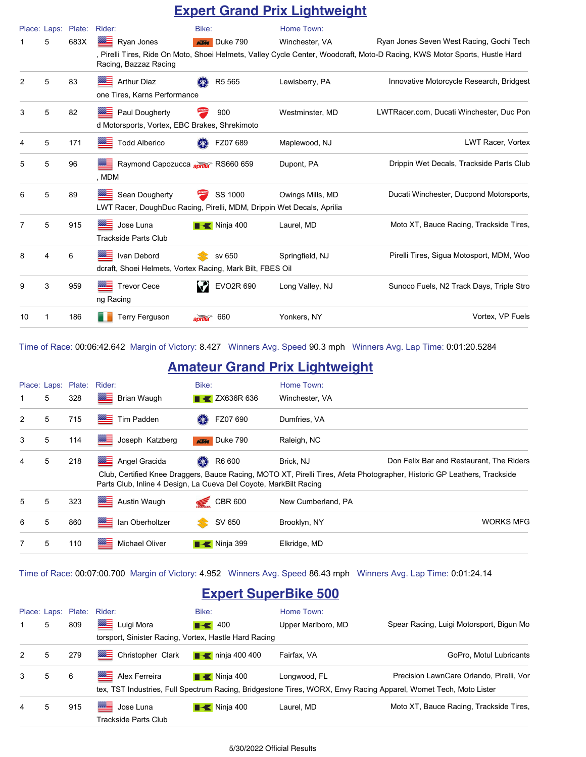## Expert Grand Prix Lightweight

| Place: | Laps: | Plate: | Rider: | Bike: | Home Town: | Sponsors |
|---|---|---|---|---|---|---|
| 1 | 5 | 683X | Ryan Jones | Duke 790 | Winchester, VA | Ryan Jones Seven West Racing, Gochi Tech, Pirelli Tires, Ride On Moto, Shoei Helmets, Valley Cycle Center, Woodcraft, Moto-D Racing, KWS Motor Sports, Hustle Hard Racing, Bazzaz Racing |
| 2 | 5 | 83 | Arthur Diaz | R5 565 | Lewisberry, PA | Innovative Motorcycle Research, Bridgestone Tires, Karns Performance |
| 3 | 5 | 82 | Paul Dougherty | 900 | Westminster, MD | LWTRacer.com, Ducati Winchester, Duc Pond Motorsports, Vortex, EBC Brakes, Shrekimoto |
| 4 | 5 | 171 | Todd Alberico | FZ07 689 | Maplewood, NJ | LWT Racer, Vortex |
| 5 | 5 | 96 | Raymond Capozucca | RS660 659 | Dupont, PA | Drippin Wet Decals, Trackside Parts Club, MDM |
| 6 | 5 | 89 | Sean Dougherty | SS 1000 | Owings Mills, MD | Ducati Winchester, Ducpond Motorsports, LWT Racer, DoughDuc Racing, Pirelli, MDM, Drippin Wet Decals, Aprilia |
| 7 | 5 | 915 | Jose Luna | Ninja 400 | Laurel, MD | Moto XT, Bauce Racing, Trackside Tires, Trackside Parts Club |
| 8 | 4 | 6 | Ivan Debord | sv 650 | Springfield, NJ | Pirelli Tires, Sigua Motosport, MDM, Woodcraft, Shoei Helmets, Vortex Racing, Mark Bilt, FBES Oil |
| 9 | 3 | 959 | Trevor Cece | EVO2R 690 | Long Valley, NJ | Sunoco Fuels, N2 Track Days, Triple Strong Racing |
| 10 | 1 | 186 | Terry Ferguson | 660 | Yonkers, NY | Vortex, VP Fuels |

Time of Race: 00:06:42.642 Margin of Victory: 8.427 Winners Avg. Speed 90.3 mph Winners Avg. Lap Time: 0:01:20.5284

## Amateur Grand Prix Lightweight

| Place: | Laps: | Plate: | Rider: | Bike: | Home Town: | Sponsors |
|---|---|---|---|---|---|---|
| 1 | 5 | 328 | Brian Waugh | ZX636R 636 | Winchester, VA | |
| 2 | 5 | 715 | Tim Padden | FZ07 690 | Dumfries, VA | |
| 3 | 5 | 114 | Joseph Katzberg | Duke 790 | Raleigh, NC | |
| 4 | 5 | 218 | Angel Gracida | R6 600 | Brick, NJ | Don Felix Bar and Restaurant, The Riders Club, Certified Knee Draggers, Bauce Racing, MOTO XT, Pirelli Tires, Afeta Photographer, Historic GP Leathers, Trackside Parts Club, Inline 4 Design, La Cueva Del Coyote, MarkBilt Racing |
| 5 | 5 | 323 | Austin Waugh | CBR 600 | New Cumberland, PA | |
| 6 | 5 | 860 | Ian Oberholtzer | SV 650 | Brooklyn, NY | WORKS MFG |
| 7 | 5 | 110 | Michael Oliver | Ninja 399 | Elkridge, MD | |

Time of Race: 00:07:00.700 Margin of Victory: 4.952 Winners Avg. Speed 86.43 mph Winners Avg. Lap Time: 0:01:24.14

## Expert SuperBike 500

| Place: | Laps: | Plate: | Rider: | Bike: | Home Town: | Sponsors |
|---|---|---|---|---|---|---|
| 1 | 5 | 809 | Luigi Mora | 400 | Upper Marlboro, MD | Spear Racing, Luigi Motorsport, Bigun Motorsport, Sinister Racing, Vortex, Hastle Hard Racing |
| 2 | 5 | 279 | Christopher Clark | ninja 400 400 | Fairfax, VA | GoPro, Motul Lubricants |
| 3 | 5 | 6 | Alex Ferreira | Ninja 400 | Longwood, FL | Precision LawnCare Orlando, Pirelli, Vortex, TST Industries, Full Spectrum Racing, Bridgestone Tires, WORX, Envy Racing Apparel, Womet Tech, Moto Lister |
| 4 | 5 | 915 | Jose Luna | Ninja 400 | Laurel, MD | Moto XT, Bauce Racing, Trackside Tires, Trackside Parts Club |

5/30/2022 Official Results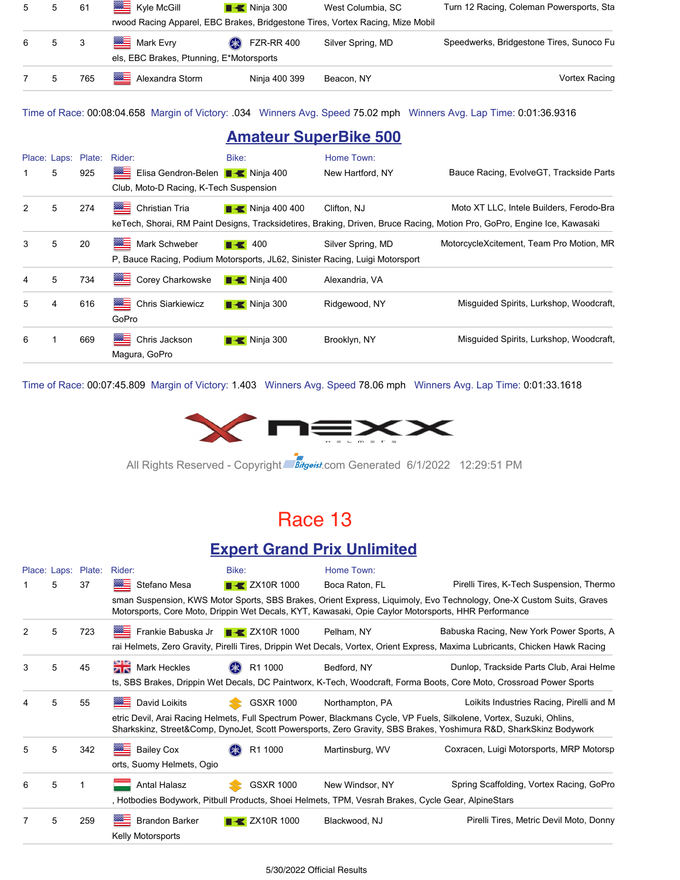| Place: | Laps: | Plate: | Rider: | Bike: | Home Town: | Sponsors |
|---|---|---|---|---|---|---|
| 5 | 5 | 61 | Kyle McGill | Ninja 300 | West Columbia, SC | Turn 12 Racing, Coleman Powersports, Starwood Racing Apparel, EBC Brakes, Bridgestone Tires, Vortex Racing, Mize Mobil |
| 6 | 5 | 3 | Mark Evry | FZR-RR 400 | Silver Spring, MD | Speedwerks, Bridgestone Tires, Sunoco Fuels, EBC Brakes, Ptunning, E*Motorsports |
| 7 | 5 | 765 | Alexandra Storm | Ninja 400 399 | Beacon, NY | Vortex Racing |

Time of Race: 00:08:04.658 Margin of Victory: .034 Winners Avg. Speed 75.02 mph Winners Avg. Lap Time: 0:01:36.9316

## Amateur SuperBike 500

| Place: | Laps: | Plate: | Rider: | Bike: | Home Town: | Sponsors |
|---|---|---|---|---|---|---|
| 1 | 5 | 925 | Elisa Gendron-Belen | Ninja 400 | New Hartford, NY | Bauce Racing, EvolveGT, Trackside Parts Club, Moto-D Racing, K-Tech Suspension |
| 2 | 5 | 274 | Christian Tria | Ninja 400 400 | Clifton, NJ | Moto XT LLC, Intele Builders, Ferodo-BrakeTech, Shorai, RM Paint Designs, Tracksidetires, Braking, Driven, Bruce Racing, Motion Pro, GoPro, Engine Ice, Kawasaki |
| 3 | 5 | 20 | Mark Schweber | 400 | Silver Spring, MD | MotorcycleXcitement, Team Pro Motion, MRP, Bauce Racing, Podium Motorsports, JL62, Sinister Racing, Luigi Motorsport |
| 4 | 5 | 734 | Corey Charkowske | Ninja 400 | Alexandria, VA | |
| 5 | 4 | 616 | Chris Siarkiewicz | Ninja 300 | Ridgewood, NY | Misguided Spirits, Lurkshop, Woodcraft, GoPro |
| 6 | 1 | 669 | Chris Jackson | Ninja 300 | Brooklyn, NY | Misguided Spirits, Lurkshop, Woodcraft, Magura, GoPro |

Time of Race: 00:07:45.809 Margin of Victory: 1.403 Winners Avg. Speed 78.06 mph Winners Avg. Lap Time: 0:01:33.1618

All Rights Reserved - Copyright Bitgeist.com Generated 6/1/2022 12:29:51 PM

# Race 13

## Expert Grand Prix Unlimited

| Place: | Laps: | Plate: | Rider: | Bike: | Home Town: | Sponsors |
|---|---|---|---|---|---|---|
| 1 | 5 | 37 | Stefano Mesa | ZX10R 1000 | Boca Raton, FL | Pirelli Tires, K-Tech Suspension, Thermosman Suspension, KWS Motor Sports, SBS Brakes, Orient Express, Liquimoly, Evo Technology, One-X Custom Suits, Graves Motorsports, Core Moto, Drippin Wet Decals, KYT, Kawasaki, Opie Caylor Motorsports, HHR Performance |
| 2 | 5 | 723 | Frankie Babuska Jr | ZX10R 1000 | Pelham, NY | Babuska Racing, New York Power Sports, Arai Helmets, Zero Gravity, Pirelli Tires, Drippin Wet Decals, Vortex, Orient Express, Maxima Lubricants, Chicken Hawk Racing |
| 3 | 5 | 45 | Mark Heckles | R1 1000 | Bedford, NY | Dunlop, Trackside Parts Club, Arai Helmets, SBS Brakes, Drippin Wet Decals, DC Paintworx, K-Tech, Woodcraft, Forma Boots, Core Moto, Crossroad Power Sports |
| 4 | 5 | 55 | David Loikits | GSXR 1000 | Northampton, PA | Loikits Industries Racing, Pirelli and Metric Devil, Arai Racing Helmets, Full Spectrum Power, Blackmans Cycle, VP Fuels, Silkolene, Vortex, Suzuki, Ohlins, Sharkskinz, Street&Comp, DynoJet, Scott Powersports, Zero Gravity, SBS Brakes, Yoshimura R&D, SharkSkinz Bodywork |
| 5 | 5 | 342 | Bailey Cox | R1 1000 | Martinsburg, WV | Coxracen, Luigi Motorsports, MRP Motorsports, Suomy Helmets, Ogio |
| 6 | 5 | 1 | Antal Halasz | GSXR 1000 | New Windsor, NY | Spring Scaffolding, Vortex Racing, GoPro, Hotbodies Bodywork, Pitbull Products, Shoei Helmets, TPM, Vesrah Brakes, Cycle Gear, AlpineStars |
| 7 | 5 | 259 | Brandon Barker | ZX10R 1000 | Blackwood, NJ | Pirelli Tires, Metric Devil Moto, Donny Kelly Motorsports |

5/30/2022 Official Results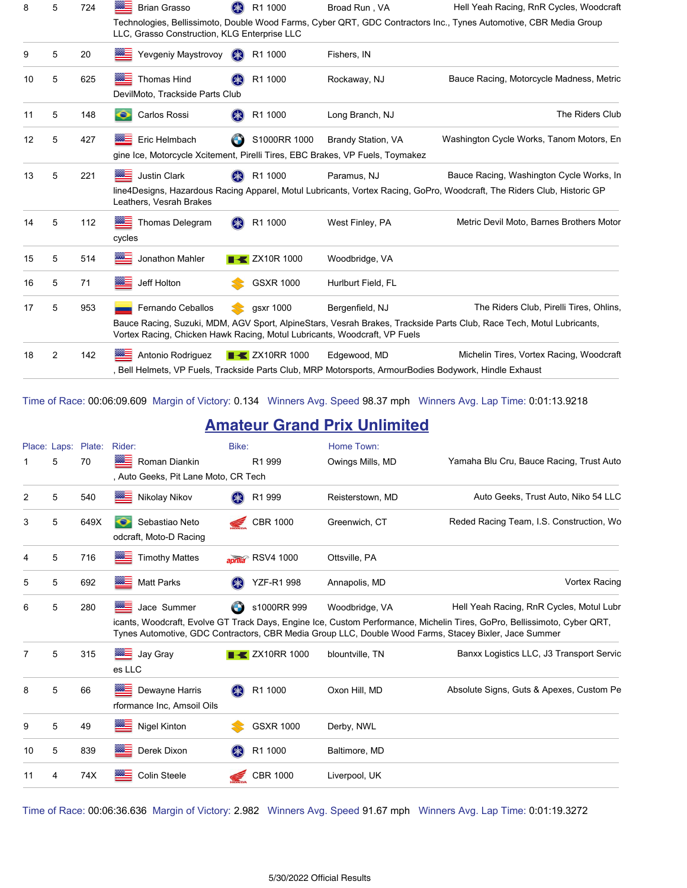| Place | Laps | Plate | Rider | Bike | Home Town | Sponsors |
|---|---|---|---|---|---|---|
| 8 | 5 | 724 | Brian Grasso | R1 1000 | Broad Run , VA | Hell Yeah Racing, RnR Cycles, Woodcraft Technologies, Bellissimoto, Double Wood Farms, Cyber QRT, GDC Contractors Inc., Tynes Automotive, CBR Media Group LLC, Grasso Construction, KLG Enterprise LLC |
| 9 | 5 | 20 | Yevgeniy Maystrovoy | R1 1000 | Fishers, IN | |
| 10 | 5 | 625 | Thomas Hind | R1 1000 | Rockaway, NJ | Bauce Racing, Motorcycle Madness, Metric DevilMoto, Trackside Parts Club |
| 11 | 5 | 148 | Carlos Rossi | R1 1000 | Long Branch, NJ | The Riders Club |
| 12 | 5 | 427 | Eric Helmbach | S1000RR 1000 | Brandy Station, VA | Washington Cycle Works, Tanom Motors, Engine Ice, Motorcycle Xcitement, Pirelli Tires, EBC Brakes, VP Fuels, Toymakez |
| 13 | 5 | 221 | Justin Clark | R1 1000 | Paramus, NJ | Bauce Racing, Washington Cycle Works, Inline4Designs, Hazardous Racing Apparel, Motul Lubricants, Vortex Racing, GoPro, Woodcraft, The Riders Club, Historic GP Leathers, Vesrah Brakes |
| 14 | 5 | 112 | Thomas Delegram | R1 1000 | West Finley, PA | Metric Devil Moto, Barnes Brothers Motorcycles |
| 15 | 5 | 514 | Jonathon Mahler | ZX10R 1000 | Woodbridge, VA | |
| 16 | 5 | 71 | Jeff Holton | GSXR 1000 | Hurlburt Field, FL | |
| 17 | 5 | 953 | Fernando Ceballos | gsxr 1000 | Bergenfield, NJ | The Riders Club, Pirelli Tires, Ohlins, Bauce Racing, Suzuki, MDM, AGV Sport, AlpineStars, Vesrah Brakes, Trackside Parts Club, Race Tech, Motul Lubricants, Vortex Racing, Chicken Hawk Racing, Motul Lubricants, Woodcraft, VP Fuels |
| 18 | 2 | 142 | Antonio Rodriguez | ZX10RR 1000 | Edgewood, MD | Michelin Tires, Vortex Racing, Woodcraft, Bell Helmets, VP Fuels, Trackside Parts Club, MRP Motorsports, ArmourBodies Bodywork, Hindle Exhaust |

Time of Race: 00:06:09.609 Margin of Victory: 0.134 Winners Avg. Speed 98.37 mph Winners Avg. Lap Time: 0:01:13.9218

# Amateur Grand Prix Unlimited

| Place: | Laps: | Plate: | Rider: | Bike: | Home Town: | Sponsors |
|---|---|---|---|---|---|---|
| 1 | 5 | 70 | Roman Diankin | R1 999 | Owings Mills, MD | Yamaha Blu Cru, Bauce Racing, Trust Auto, Auto Geeks, Pit Lane Moto, CR Tech |
| 2 | 5 | 540 | Nikolay Nikov | R1 999 | Reisterstown, MD | Auto Geeks, Trust Auto, Niko 54 LLC |
| 3 | 5 | 649X | Sebastiao Neto | CBR 1000 | Greenwich, CT | Reded Racing Team, I.S. Construction, Woodcraft, Moto-D Racing |
| 4 | 5 | 716 | Timothy Mattes | RSV4 1000 | Ottsville, PA | |
| 5 | 5 | 692 | Matt Parks | YZF-R1 998 | Annapolis, MD | Vortex Racing |
| 6 | 5 | 280 | Jace Summer | s1000RR 999 | Woodbridge, VA | Hell Yeah Racing, RnR Cycles, Motul Lubricants, Woodcraft, Evolve GT Track Days, Engine Ice, Custom Performance, Michelin Tires, GoPro, Bellissimoto, Cyber QRT, Tynes Automotive, GDC Contractors, CBR Media Group LLC, Double Wood Farms, Stacey Bixler, Jace Summer |
| 7 | 5 | 315 | Jay Gray | ZX10RR 1000 | blountville, TN | Banxx Logistics LLC, J3 Transport Services LLC |
| 8 | 5 | 66 | Dewayne Harris | R1 1000 | Oxon Hill, MD | Absolute Signs, Guts & Apexes, Custom Performance Inc, Amsoil Oils |
| 9 | 5 | 49 | Nigel Kinton | GSXR 1000 | Derby, NWL | |
| 10 | 5 | 839 | Derek Dixon | R1 1000 | Baltimore, MD | |
| 11 | 4 | 74X | Colin Steele | CBR 1000 | Liverpool, UK | |

Time of Race: 00:06:36.636 Margin of Victory: 2.982 Winners Avg. Speed 91.67 mph Winners Avg. Lap Time: 0:01:19.3272

5/30/2022 Official Results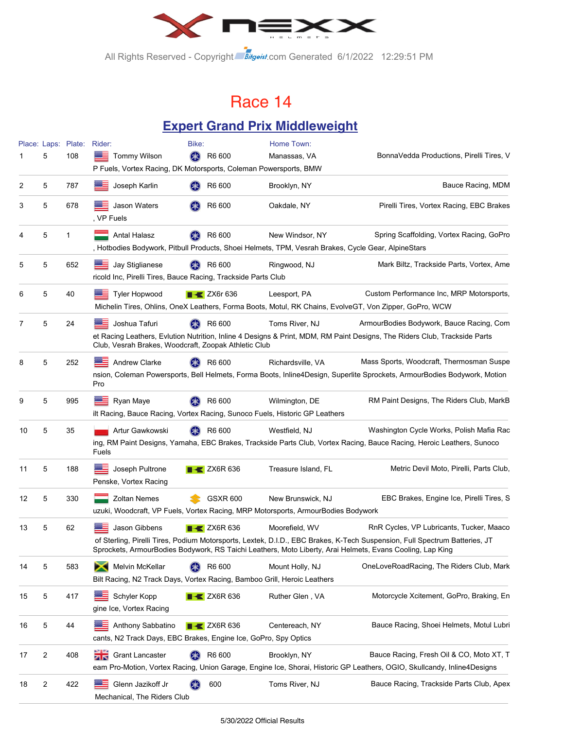All Rights Reserved - Copyright Bitgeist.com Generated 6/1/2022 12:29:51 PM

# Race 14

## Expert Grand Prix Middleweight

| Place: | Laps: | Plate: | Rider: | Bike: | Home Town: | Sponsors |
|---|---|---|---|---|---|---|
| 1 | 5 | 108 | Tommy Wilson | R6 600 | Manassas, VA | BonnaVedda Productions, Pirelli Tires, VP Fuels, Vortex Racing, DK Motorsports, Coleman Powersports, BMW |
| 2 | 5 | 787 | Joseph Karlin | R6 600 | Brooklyn, NY | Bauce Racing, MDM |
| 3 | 5 | 678 | Jason Waters | R6 600 | Oakdale, NY | Pirelli Tires, Vortex Racing, EBC Brakes, VP Fuels |
| 4 | 5 | 1 | Antal Halasz | R6 600 | New Windsor, NY | Spring Scaffolding, Vortex Racing, GoPro, Hotbodies Bodywork, Pitbull Products, Shoei Helmets, TPM, Vesrah Brakes, Cycle Gear, AlpineStars |
| 5 | 5 | 652 | Jay Stiglianese | R6 600 | Ringwood, NJ | Mark Biltz, Trackside Parts, Vortex, Americold Inc, Pirelli Tires, Bauce Racing, Trackside Parts Club |
| 6 | 5 | 40 | Tyler Hopwood | ZX6r 636 | Leesport, PA | Custom Performance Inc, MRP Motorsports, Michelin Tires, Ohlins, OneX Leathers, Forma Boots, Motul, RK Chains, EvolveGT, Von Zipper, GoPro, WCW |
| 7 | 5 | 24 | Joshua Tafuri | R6 600 | Toms River, NJ | ArmourBodies Bodywork, Bauce Racing, Comet Racing Leathers, Evlution Nutrition, Inline 4 Designs & Print, MDM, RM Paint Designs, The Riders Club, Trackside Parts Club, Vesrah Brakes, Woodcraft, Zoopak Athletic Club |
| 8 | 5 | 252 | Andrew Clarke | R6 600 | Richardsville, VA | Mass Sports, Woodcraft, Thermosman Suspension, Coleman Powersports, Bell Helmets, Forma Boots, Inline4Design, Superlite Sprockets, ArmourBodies Bodywork, Motion Pro |
| 9 | 5 | 995 | Ryan Maye | R6 600 | Wilmington, DE | RM Paint Designs, The Riders Club, MarkBilt Racing, Bauce Racing, Vortex Racing, Sunoco Fuels, Historic GP Leathers |
| 10 | 5 | 35 | Artur Gawkowski | R6 600 | Westfield, NJ | Washington Cycle Works, Polish Mafia Racing, RM Paint Designs, Yamaha, EBC Brakes, Trackside Parts Club, Vortex Racing, Bauce Racing, Heroic Leathers, Sunoco Fuels |
| 11 | 5 | 188 | Joseph Pultrone | ZX6R 636 | Treasure Island, FL | Metric Devil Moto, Pirelli, Parts Club, Penske, Vortex Racing |
| 12 | 5 | 330 | Zoltan Nemes | GSXR 600 | New Brunswick, NJ | EBC Brakes, Engine Ice, Pirelli Tires, Suzuki, Woodcraft, VP Fuels, Vortex Racing, MRP Motorsports, ArmourBodies Bodywork |
| 13 | 5 | 62 | Jason Gibbens | ZX6R 636 | Moorefield, WV | RnR Cycles, VP Lubricants, Tucker, Maaco of Sterling, Pirelli Tires, Podium Motorsports, Lextek, D.I.D., EBC Brakes, K-Tech Suspension, Full Spectrum Batteries, JT Sprockets, ArmourBodies Bodywork, RS Taichi Leathers, Moto Liberty, Arai Helmets, Evans Cooling, Lap King |
| 14 | 5 | 583 | Melvin McKellar | R6 600 | Mount Holly, NJ | OneLoveRoadRacing, The Riders Club, MarkBilt Racing, N2 Track Days, Vortex Racing, Bamboo Grill, Heroic Leathers |
| 15 | 5 | 417 | Schyler Kopp | ZX6R 636 | Ruther Glen , VA | Motorcycle Xcitement, GoPro, Braking, Engine Ice, Vortex Racing |
| 16 | 5 | 44 | Anthony Sabbatino | ZX6R 636 | Centereach, NY | Bauce Racing, Shoei Helmets, Motul Lubricants, N2 Track Days, EBC Brakes, Engine Ice, GoPro, Spy Optics |
| 17 | 2 | 408 | Grant Lancaster | R6 600 | Brooklyn, NY | Bauce Racing, Fresh Oil & CO, Moto XT, Team Pro-Motion, Vortex Racing, Union Garage, Engine Ice, Shorai, Historic GP Leathers, OGIO, Skullcandy, Inline4Designs |
| 18 | 2 | 422 | Glenn Jazikoff Jr | 600 | Toms River, NJ | Bauce Racing, Trackside Parts Club, Apex Mechanical, The Riders Club |

5/30/2022 Official Results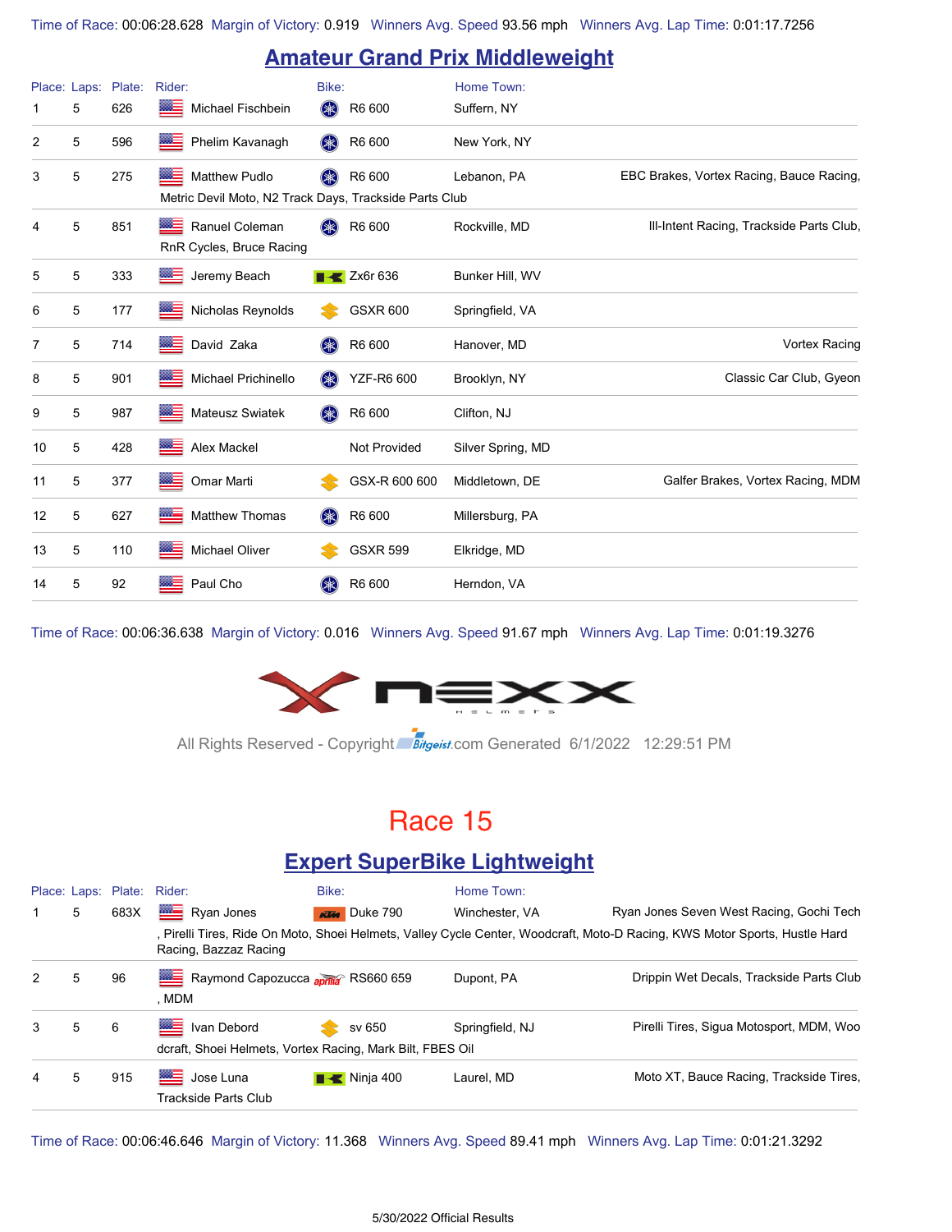Time of Race: 00:06:28.628 Margin of Victory: 0.919 Winners Avg. Speed 93.56 mph Winners Avg. Lap Time: 0:01:17.7256

## Amateur Grand Prix Middleweight

| Place: | Laps: | Plate: | Rider: | Bike: | Home Town: | |
|---|---|---|---|---|---|---|
| 1 | 5 | 626 | Michael Fischbein | R6 600 | Suffern, NY | |
| 2 | 5 | 596 | Phelim Kavanagh | R6 600 | New York, NY | |
| 3 | 5 | 275 | Matthew Pudlo | R6 600 | Lebanon, PA | EBC Brakes, Vortex Racing, Bauce Racing, Metric Devil Moto, N2 Track Days, Trackside Parts Club |
| 4 | 5 | 851 | Ranuel Coleman | R6 600 | Rockville, MD | Ill-Intent Racing, Trackside Parts Club, RnR Cycles, Bruce Racing |
| 5 | 5 | 333 | Jeremy Beach | Zx6r 636 | Bunker Hill, WV | |
| 6 | 5 | 177 | Nicholas Reynolds | GSXR 600 | Springfield, VA | |
| 7 | 5 | 714 | David Zaka | R6 600 | Hanover, MD | Vortex Racing |
| 8 | 5 | 901 | Michael Prichinello | YZF-R6 600 | Brooklyn, NY | Classic Car Club, Gyeon |
| 9 | 5 | 987 | Mateusz Swiatek | R6 600 | Clifton, NJ | |
| 10 | 5 | 428 | Alex Mackel | Not Provided | Silver Spring, MD | |
| 11 | 5 | 377 | Omar Marti | GSX-R 600 600 | Middletown, DE | Galfer Brakes, Vortex Racing, MDM |
| 12 | 5 | 627 | Matthew Thomas | R6 600 | Millersburg, PA | |
| 13 | 5 | 110 | Michael Oliver | GSXR 599 | Elkridge, MD | |
| 14 | 5 | 92 | Paul Cho | R6 600 | Herndon, VA | |

Time of Race: 00:06:36.638 Margin of Victory: 0.016 Winners Avg. Speed 91.67 mph Winners Avg. Lap Time: 0:01:19.3276

All Rights Reserved - Copyright Bitgeist.com Generated 6/1/2022 12:29:51 PM

# Race 15

## Expert SuperBike Lightweight

| Place: | Laps: | Plate: | Rider: | Bike: | Home Town: | |
|---|---|---|---|---|---|---|
| 1 | 5 | 683X | Ryan Jones | Duke 790 | Winchester, VA | Ryan Jones Seven West Racing, Gochi Tech, Pirelli Tires, Ride On Moto, Shoei Helmets, Valley Cycle Center, Woodcraft, Moto-D Racing, KWS Motor Sports, Hustle Hard Racing, Bazzaz Racing |
| 2 | 5 | 96 | Raymond Capozucca | RS660 659 | Dupont, PA | Drippin Wet Decals, Trackside Parts Club, MDM |
| 3 | 5 | 6 | Ivan Debord | sv 650 | Springfield, NJ | Pirelli Tires, Sigua Motosport, MDM, Woodcraft, Shoei Helmets, Vortex Racing, Mark Bilt, FBES Oil |
| 4 | 5 | 915 | Jose Luna | Ninja 400 | Laurel, MD | Moto XT, Bauce Racing, Trackside Tires, Trackside Parts Club |

Time of Race: 00:06:46.646 Margin of Victory: 11.368 Winners Avg. Speed 89.41 mph Winners Avg. Lap Time: 0:01:21.3292

5/30/2022 Official Results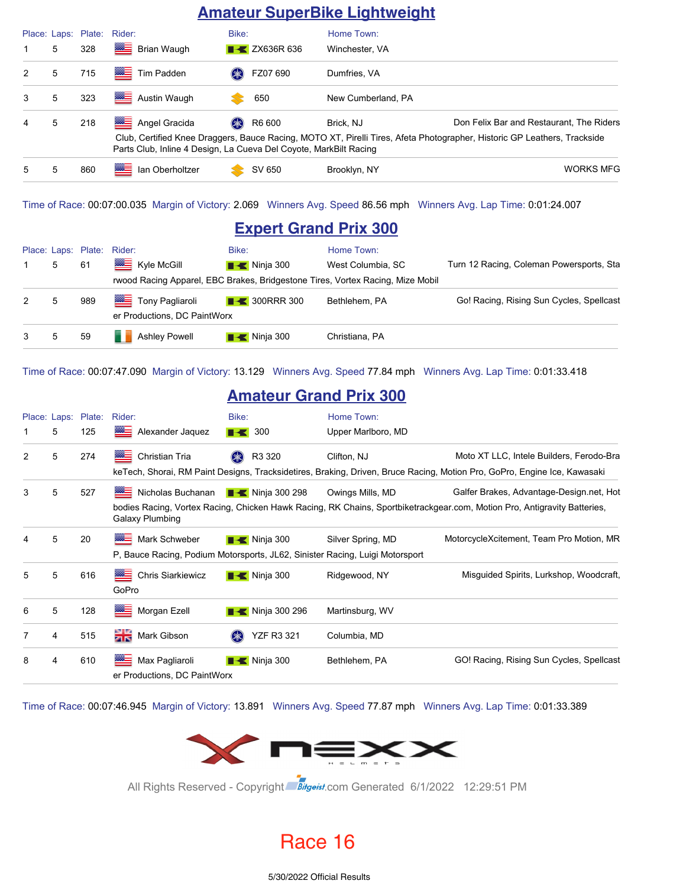## Amateur SuperBike Lightweight

| Place: | Laps: | Plate: | Rider: | Bike: | Home Town: | |
|---|---|---|---|---|---|---|
| 1 | 5 | 328 | Brian Waugh | ZX636R 636 | Winchester, VA | |
| 2 | 5 | 715 | Tim Padden | FZ07 690 | Dumfries, VA | |
| 3 | 5 | 323 | Austin Waugh | 650 | New Cumberland, PA | |
| 4 | 5 | 218 | Angel Gracida | R6 600 | Brick, NJ | Don Felix Bar and Restaurant, The Riders Club, Certified Knee Draggers, Bauce Racing, MOTO XT, Pirelli Tires, Afeta Photographer, Historic GP Leathers, Trackside Parts Club, Inline 4 Design, La Cueva Del Coyote, MarkBilt Racing |
| 5 | 5 | 860 | Ian Oberholtzer | SV 650 | Brooklyn, NY | WORKS MFG |

Time of Race: 00:07:00.035 Margin of Victory: 2.069 Winners Avg. Speed 86.56 mph Winners Avg. Lap Time: 0:01:24.007

## Expert Grand Prix 300

| Place: | Laps: | Plate: | Rider: | Bike: | Home Town: | |
|---|---|---|---|---|---|---|
| 1 | 5 | 61 | Kyle McGill | Ninja 300 | West Columbia, SC | Turn 12 Racing, Coleman Powersports, Starwood Racing Apparel, EBC Brakes, Bridgestone Tires, Vortex Racing, Mize Mobil |
| 2 | 5 | 989 | Tony Pagliaroli | 300RRR 300 | Bethlehem, PA | Go! Racing, Rising Sun Cycles, Spellcaster Productions, DC PaintWorx |
| 3 | 5 | 59 | Ashley Powell | Ninja 300 | Christiana, PA | |

Time of Race: 00:07:47.090 Margin of Victory: 13.129 Winners Avg. Speed 77.84 mph Winners Avg. Lap Time: 0:01:33.418

## Amateur Grand Prix 300

| Place: | Laps: | Plate: | Rider: | Bike: | Home Town: | |
|---|---|---|---|---|---|---|
| 1 | 5 | 125 | Alexander Jaquez | 300 | Upper Marlboro, MD | |
| 2 | 5 | 274 | Christian Tria | R3 320 | Clifton, NJ | Moto XT LLC, Intele Builders, Ferodo-BrakeTech, Shorai, RM Paint Designs, Tracksidetires, Braking, Driven, Bruce Racing, Motion Pro, GoPro, Engine Ice, Kawasaki |
| 3 | 5 | 527 | Nicholas Buchanan | Ninja 300 298 | Owings Mills, MD | Galfer Brakes, Advantage-Design.net, Hotbodies Racing, Vortex Racing, Chicken Hawk Racing, RK Chains, Sportbiketrackgear.com, Motion Pro, Antigravity Batteries, Galaxy Plumbing |
| 4 | 5 | 20 | Mark Schweber | Ninja 300 | Silver Spring, MD | MotorcycleXcitement, Team Pro Motion, MRP, Bauce Racing, Podium Motorsports, JL62, Sinister Racing, Luigi Motorsport |
| 5 | 5 | 616 | Chris Siarkiewicz | Ninja 300 | Ridgewood, NY | Misguided Spirits, Lurkshop, Woodcraft, GoPro |
| 6 | 5 | 128 | Morgan Ezell | Ninja 300 296 | Martinsburg, WV | |
| 7 | 4 | 515 | Mark Gibson | YZF R3 321 | Columbia, MD | |
| 8 | 4 | 610 | Max Pagliaroli | Ninja 300 | Bethlehem, PA | GO! Racing, Rising Sun Cycles, Spellcaster Productions, DC PaintWorx |

Time of Race: 00:07:46.945 Margin of Victory: 13.891 Winners Avg. Speed 77.87 mph Winners Avg. Lap Time: 0:01:33.389

All Rights Reserved - Copyright Bitgeist.com Generated 6/1/2022 12:29:51 PM

Race 16

5/30/2022 Official Results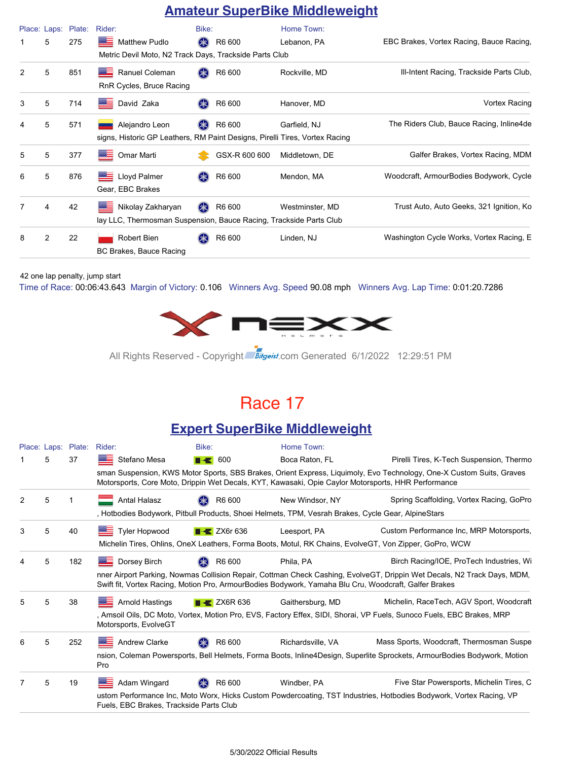## Amateur SuperBike Middleweight

| Place: | Laps: | Plate: | Rider: | Bike: | Home Town: | |
|---|---|---|---|---|---|---|
| 1 | 5 | 275 | Matthew Pudlo | R6 600 | Lebanon, PA | EBC Brakes, Vortex Racing, Bauce Racing, Metric Devil Moto, N2 Track Days, Trackside Parts Club |
| 2 | 5 | 851 | Ranuel Coleman | R6 600 | Rockville, MD | Ill-Intent Racing, Trackside Parts Club, RnR Cycles, Bruce Racing |
| 3 | 5 | 714 | David Zaka | R6 600 | Hanover, MD | Vortex Racing |
| 4 | 5 | 571 | Alejandro Leon | R6 600 | Garfield, NJ | The Riders Club, Bauce Racing, Inline4designs, Historic GP Leathers, RM Paint Designs, Pirelli Tires, Vortex Racing |
| 5 | 5 | 377 | Omar Marti | GSX-R 600 600 | Middletown, DE | Galfer Brakes, Vortex Racing, MDM |
| 6 | 5 | 876 | Lloyd Palmer | R6 600 | Mendon, MA | Woodcraft, ArmourBodies Bodywork, Cycle Gear, EBC Brakes |
| 7 | 4 | 42 | Nikolay Zakharyan | R6 600 | Westminster, MD | Trust Auto, Auto Geeks, 321 Ignition, Kolay LLC, Thermosman Suspension, Bauce Racing, Trackside Parts Club |
| 8 | 2 | 22 | Robert Bien | R6 600 | Linden, NJ | Washington Cycle Works, Vortex Racing, EBC Brakes, Bauce Racing |

42 one lap penalty, jump start

Time of Race: 00:06:43.643 Margin of Victory: 0.106 Winners Avg. Speed 90.08 mph Winners Avg. Lap Time: 0:01:20.7286

All Rights Reserved - Copyright Bitgeist.com Generated 6/1/2022 12:29:51 PM

# Race 17

## Expert SuperBike Middleweight

| Place: | Laps: | Plate: | Rider: | Bike: | Home Town: | |
|---|---|---|---|---|---|---|
| 1 | 5 | 37 | Stefano Mesa | 600 | Boca Raton, FL | Pirelli Tires, K-Tech Suspension, Thermosman Suspension, KWS Motor Sports, SBS Brakes, Orient Express, Liquimoly, Evo Technology, One-X Custom Suits, Graves Motorsports, Core Moto, Drippin Wet Decals, KYT, Kawasaki, Opie Caylor Motorsports, HHR Performance |
| 2 | 5 | 1 | Antal Halasz | R6 600 | New Windsor, NY | Spring Scaffolding, Vortex Racing, GoPro, Hotbodies Bodywork, Pitbull Products, Shoei Helmets, TPM, Vesrah Brakes, Cycle Gear, AlpineStars |
| 3 | 5 | 40 | Tyler Hopwood | ZX6r 636 | Leesport, PA | Custom Performance Inc, MRP Motorsports, Michelin Tires, Ohlins, OneX Leathers, Forma Boots, Motul, RK Chains, EvolveGT, Von Zipper, GoPro, WCW |
| 4 | 5 | 182 | Dorsey Birch | R6 600 | Phila, PA | Birch Racing/IOE, ProTech Industries, Winner Airport Parking, Nowmas Collision Repair, Cottman Check Cashing, EvolveGT, Drippin Wet Decals, N2 Track Days, MDM, Swift fit, Vortex Racing, Motion Pro, ArmourBodies Bodywork, Yamaha Blu Cru, Woodcraft, Galfer Brakes |
| 5 | 5 | 38 | Arnold Hastings | ZX6R 636 | Gaithersburg, MD | Michelin, RaceTech, AGV Sport, Woodcraft, Amsoil Oils, DC Moto, Vortex, Motion Pro, EVS, Factory Effex, SIDI, Shorai, VP Fuels, Sunoco Fuels, EBC Brakes, MRP Motorsports, EvolveGT |
| 6 | 5 | 252 | Andrew Clarke | R6 600 | Richardsville, VA | Mass Sports, Woodcraft, Thermosman Suspension, Coleman Powersports, Bell Helmets, Forma Boots, Inline4Design, Superlite Sprockets, ArmourBodies Bodywork, Motion Pro |
| 7 | 5 | 19 | Adam Wingard | R6 600 | Windber, PA | Five Star Powersports, Michelin Tires, Custom Performance Inc, Moto Worx, Hicks Custom Powdercoating, TST Industries, Hotbodies Bodywork, Vortex Racing, VP Fuels, EBC Brakes, Trackside Parts Club |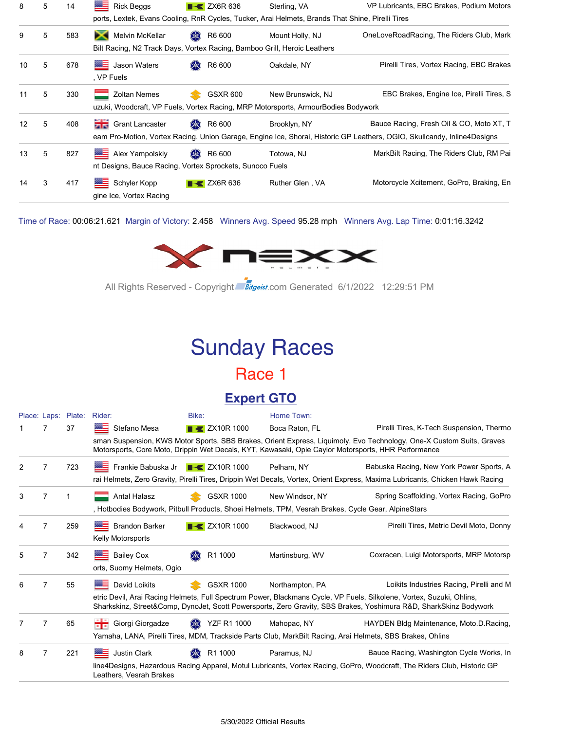| Place: | Laps: | Plate: | Rider: | Bike: | Home Town: | Sponsors |
|---|---|---|---|---|---|---|
| 8 | 5 | 14 | Rick Beggs | ZX6R 636 | Sterling, VA | VP Lubricants, EBC Brakes, Podium Motorsports, Lextek, Evans Cooling, RnR Cycles, Tucker, Arai Helmets, Brands That Shine, Pirelli Tires |
| 9 | 5 | 583 | Melvin McKellar | R6 600 | Mount Holly, NJ | OneLoveRoadRacing, The Riders Club, MarkBilt Racing, N2 Track Days, Vortex Racing, Bamboo Grill, Heroic Leathers |
| 10 | 5 | 678 | Jason Waters | R6 600 | Oakdale, NY | Pirelli Tires, Vortex Racing, EBC Brakes, VP Fuels |
| 11 | 5 | 330 | Zoltan Nemes | GSXR 600 | New Brunswick, NJ | EBC Brakes, Engine Ice, Pirelli Tires, Suzuki, Woodcraft, VP Fuels, Vortex Racing, MRP Motorsports, ArmourBodies Bodywork |
| 12 | 5 | 408 | Grant Lancaster | R6 600 | Brooklyn, NY | Bauce Racing, Fresh Oil & CO, Moto XT, Team Pro-Motion, Vortex Racing, Union Garage, Engine Ice, Shorai, Historic GP Leathers, OGIO, Skullcandy, Inline4Designs |
| 13 | 5 | 827 | Alex Yampolskiy | R6 600 | Totowa, NJ | MarkBilt Racing, The Riders Club, RM Paint Designs, Bauce Racing, Vortex Sprockets, Sunoco Fuels |
| 14 | 3 | 417 | Schyler Kopp | ZX6R 636 | Ruther Glen , VA | Motorcycle Xcitement, GoPro, Braking, Engine Ice, Vortex Racing |

Time of Race: 00:06:21.621 Margin of Victory: 2.458 Winners Avg. Speed 95.28 mph Winners Avg. Lap Time: 0:01:16.3242

All Rights Reserved - Copyright Bitgeist.com Generated 6/1/2022 12:29:51 PM

# Sunday Races

## Race 1

### Expert GTO

| Place: | Laps: | Plate: | Rider: | Bike: | Home Town: | Sponsors |
|---|---|---|---|---|---|---|
| 1 | 7 | 37 | Stefano Mesa | ZX10R 1000 | Boca Raton, FL | Pirelli Tires, K-Tech Suspension, Thermosman Suspension, KWS Motor Sports, SBS Brakes, Orient Express, Liquimoly, Evo Technology, One-X Custom Suits, Graves Motorsports, Core Moto, Drippin Wet Decals, KYT, Kawasaki, Opie Caylor Motorsports, HHR Performance |
| 2 | 7 | 723 | Frankie Babuska Jr | ZX10R 1000 | Pelham, NY | Babuska Racing, New York Power Sports, Arai Helmets, Zero Gravity, Pirelli Tires, Drippin Wet Decals, Vortex, Orient Express, Maxima Lubricants, Chicken Hawk Racing |
| 3 | 7 | 1 | Antal Halasz | GSXR 1000 | New Windsor, NY | Spring Scaffolding, Vortex Racing, GoPro, Hotbodies Bodywork, Pitbull Products, Shoei Helmets, TPM, Vesrah Brakes, Cycle Gear, AlpineStars |
| 4 | 7 | 259 | Brandon Barker | ZX10R 1000 | Blackwood, NJ | Pirelli Tires, Metric Devil Moto, Donny Kelly Motorsports |
| 5 | 7 | 342 | Bailey Cox | R1 1000 | Martinsburg, WV | Coxracen, Luigi Motorsports, MRP Motorsports, Suomy Helmets, Ogio |
| 6 | 7 | 55 | David Loikits | GSXR 1000 | Northampton, PA | Loikits Industries Racing, Pirelli and Metric Devil, Arai Racing Helmets, Full Spectrum Power, Blackmans Cycle, VP Fuels, Silkolene, Vortex, Suzuki, Ohlins, Sharkskinz, Street&Comp, DynoJet, Scott Powersports, Zero Gravity, SBS Brakes, Yoshimura R&D, SharkSkinz Bodywork |
| 7 | 7 | 65 | Giorgi Giorgadze | YZF R1 1000 | Mahopac, NY | HAYDEN Bldg Maintenance, Moto.D.Racing, Yamaha, LANA, Pirelli Tires, MDM, Trackside Parts Club, MarkBilt Racing, Arai Helmets, SBS Brakes, Ohlins |
| 8 | 7 | 221 | Justin Clark | R1 1000 | Paramus, NJ | Bauce Racing, Washington Cycle Works, Inline4Designs, Hazardous Racing Apparel, Motul Lubricants, Vortex Racing, GoPro, Woodcraft, The Riders Club, Historic GP Leathers, Vesrah Brakes |

5/30/2022 Official Results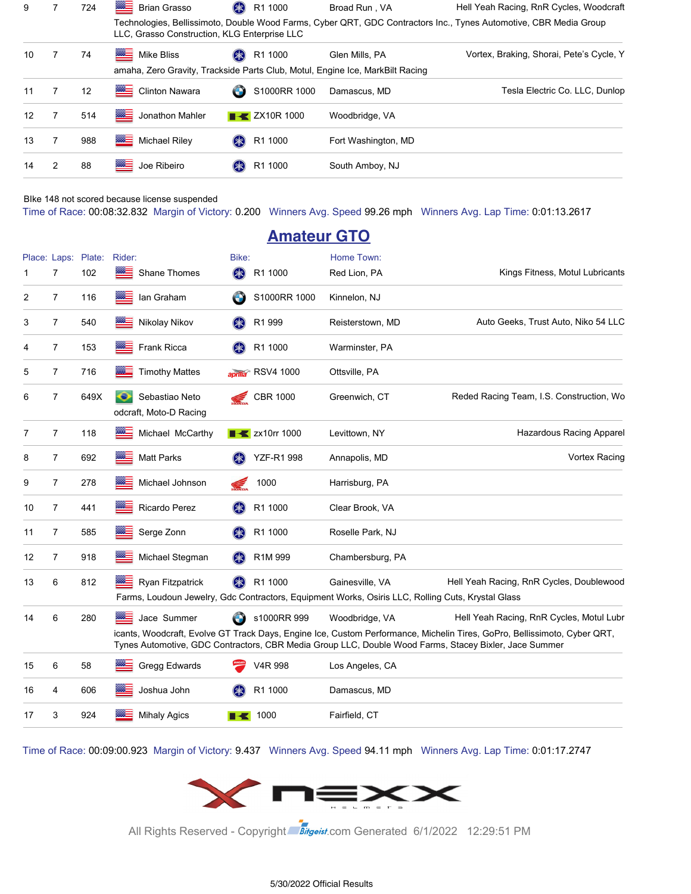| Place: | Laps: | Plate: | Rider: | Bike: | Home Town: | Sponsors |
|---|---|---|---|---|---|---|
| 9 | 7 | 724 | Brian Grasso | R1 1000 | Broad Run , VA | Hell Yeah Racing, RnR Cycles, Woodcraft Technologies, Bellissimoto, Double Wood Farms, Cyber QRT, GDC Contractors Inc., Tynes Automotive, CBR Media Group LLC, Grasso Construction, KLG Enterprise LLC |
| 10 | 7 | 74 | Mike Bliss | R1 1000 | Glen Mills, PA | Vortex, Braking, Shorai, Pete's Cycle, Yamaha, Zero Gravity, Trackside Parts Club, Motul, Engine Ice, MarkBilt Racing |
| 11 | 7 | 12 | Clinton Nawara | S1000RR 1000 | Damascus, MD | Tesla Electric Co. LLC, Dunlop |
| 12 | 7 | 514 | Jonathon Mahler | ZX10R 1000 | Woodbridge, VA | |
| 13 | 7 | 988 | Michael Riley | R1 1000 | Fort Washington, MD | |
| 14 | 2 | 88 | Joe Ribeiro | R1 1000 | South Amboy, NJ | |

BIke 148 not scored because license suspended

Time of Race: 00:08:32.832 Margin of Victory: 0.200 Winners Avg. Speed 99.26 mph Winners Avg. Lap Time: 0:01:13.2617

## Amateur GTO

| Place: | Laps: | Plate: | Rider: | Bike: | Home Town: | Sponsors |
|---|---|---|---|---|---|---|
| 1 | 7 | 102 | Shane Thomes | R1 1000 | Red Lion, PA | Kings Fitness, Motul Lubricants |
| 2 | 7 | 116 | Ian Graham | S1000RR 1000 | Kinnelon, NJ | |
| 3 | 7 | 540 | Nikolay Nikov | R1 999 | Reisterstown, MD | Auto Geeks, Trust Auto, Niko 54 LLC |
| 4 | 7 | 153 | Frank Ricca | R1 1000 | Warminster, PA | |
| 5 | 7 | 716 | Timothy Mattes | RSV4 1000 | Ottsville, PA | |
| 6 | 7 | 649X | Sebastiao Neto | CBR 1000 | Greenwich, CT | Reded Racing Team, I.S. Construction, Woodcraft, Moto-D Racing |
| 7 | 7 | 118 | Michael McCarthy | zx10rr 1000 | Levittown, NY | Hazardous Racing Apparel |
| 8 | 7 | 692 | Matt Parks | YZF-R1 998 | Annapolis, MD | Vortex Racing |
| 9 | 7 | 278 | Michael Johnson | 1000 | Harrisburg, PA | |
| 10 | 7 | 441 | Ricardo Perez | R1 1000 | Clear Brook, VA | |
| 11 | 7 | 585 | Serge Zonn | R1 1000 | Roselle Park, NJ | |
| 12 | 7 | 918 | Michael Stegman | R1M 999 | Chambersburg, PA | |
| 13 | 6 | 812 | Ryan Fitzpatrick | R1 1000 | Gainesville, VA | Hell Yeah Racing, RnR Cycles, Doublewood Farms, Loudoun Jewelry, Gdc Contractors, Equipment Works, Osiris LLC, Rolling Cuts, Krystal Glass |
| 14 | 6 | 280 | Jace Summer | s1000RR 999 | Woodbridge, VA | Hell Yeah Racing, RnR Cycles, Motul Lubricants, Woodcraft, Evolve GT Track Days, Engine Ice, Custom Performance, Michelin Tires, GoPro, Bellissimoto, Cyber QRT, Tynes Automotive, GDC Contractors, CBR Media Group LLC, Double Wood Farms, Stacey Bixler, Jace Summer |
| 15 | 6 | 58 | Gregg Edwards | V4R 998 | Los Angeles, CA | |
| 16 | 4 | 606 | Joshua John | R1 1000 | Damascus, MD | |
| 17 | 3 | 924 | Mihaly Agics | 1000 | Fairfield, CT | |

Time of Race: 00:09:00.923 Margin of Victory: 9.437 Winners Avg. Speed 94.11 mph Winners Avg. Lap Time: 0:01:17.2747

All Rights Reserved - Copyright Bitgeist.com Generated 6/1/2022 12:29:51 PM

5/30/2022 Official Results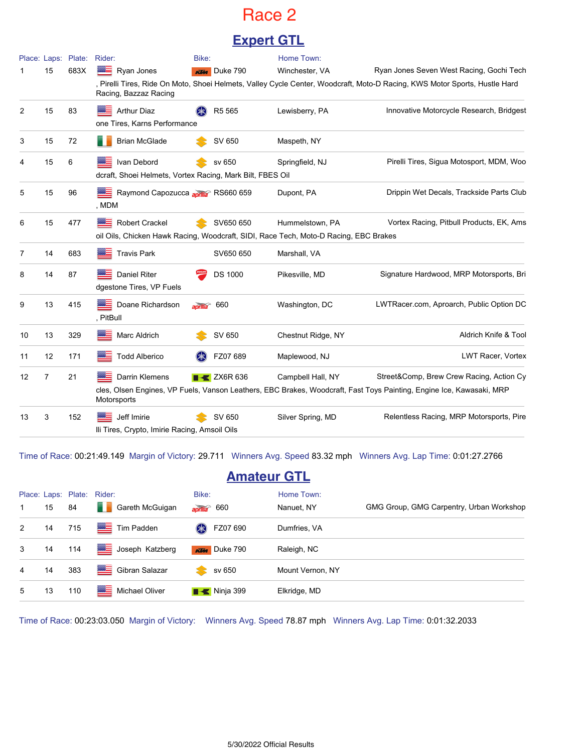# Race 2

## Expert GTL

| Place: | Laps: | Plate: | Rider: | Bike: | Home Town: | |
|---|---|---|---|---|---|---|
| 1 | 15 | 683X | Ryan Jones | Duke 790 | Winchester, VA | Ryan Jones Seven West Racing, Gochi Tech, Pirelli Tires, Ride On Moto, Shoei Helmets, Valley Cycle Center, Woodcraft, Moto-D Racing, KWS Motor Sports, Hustle Hard Racing, Bazzaz Racing |
| 2 | 15 | 83 | Arthur Diaz | R5 565 | Lewisberry, PA | Innovative Motorcycle Research, Bridgestone Tires, Karns Performance |
| 3 | 15 | 72 | Brian McGlade | SV 650 | Maspeth, NY | |
| 4 | 15 | 6 | Ivan Debord | sv 650 | Springfield, NJ | Pirelli Tires, Sigua Motosport, MDM, Woodcraft, Shoei Helmets, Vortex Racing, Mark Bilt, FBES Oil |
| 5 | 15 | 96 | Raymond Capozucca | RS660 659 | Dupont, PA | Drippin Wet Decals, Trackside Parts Club, MDM |
| 6 | 15 | 477 | Robert Crackel | SV650 650 | Hummelstown, PA | Vortex Racing, Pitbull Products, EK, Amsoil Oils, Chicken Hawk Racing, Woodcraft, SIDI, Race Tech, Moto-D Racing, EBC Brakes |
| 7 | 14 | 683 | Travis Park | SV650 650 | Marshall, VA | |
| 8 | 14 | 87 | Daniel Riter | DS 1000 | Pikesville, MD | Signature Hardwood, MRP Motorsports, Bridgestone Tires, VP Fuels |
| 9 | 13 | 415 | Doane Richardson | 660 | Washington, DC | LWTRacer.com, Aproarch, Public Option DC, PitBull |
| 10 | 13 | 329 | Marc Aldrich | SV 650 | Chestnut Ridge, NY | Aldrich Knife & Tool |
| 11 | 12 | 171 | Todd Alberico | FZ07 689 | Maplewood, NJ | LWT Racer, Vortex |
| 12 | 7 | 21 | Darrin Klemens | ZX6R 636 | Campbell Hall, NY | Street&Comp, Brew Crew Racing, Action Cycles, Olsen Engines, VP Fuels, Vanson Leathers, EBC Brakes, Woodcraft, Fast Toys Painting, Engine Ice, Kawasaki, MRP Motorsports |
| 13 | 3 | 152 | Jeff Imirie | SV 650 | Silver Spring, MD | Relentless Racing, MRP Motorsports, Pirelli Tires, Crypto, Imirie Racing, Amsoil Oils |

Time of Race: 00:21:49.149 Margin of Victory: 29.711 Winners Avg. Speed 83.32 mph Winners Avg. Lap Time: 0:01:27.2766

## Amateur GTL

| Place: | Laps: | Plate: | Rider: | Bike: | Home Town: | |
|---|---|---|---|---|---|---|
| 1 | 15 | 84 | Gareth McGuigan | 660 | Nanuet, NY | GMG Group, GMG Carpentry, Urban Workshop |
| 2 | 14 | 715 | Tim Padden | FZ07 690 | Dumfries, VA | |
| 3 | 14 | 114 | Joseph Katzberg | Duke 790 | Raleigh, NC | |
| 4 | 14 | 383 | Gibran Salazar | sv 650 | Mount Vernon, NY | |
| 5 | 13 | 110 | Michael Oliver | Ninja 399 | Elkridge, MD | |

Time of Race: 00:23:03.050 Margin of Victory: Winners Avg. Speed 78.87 mph Winners Avg. Lap Time: 0:01:32.2033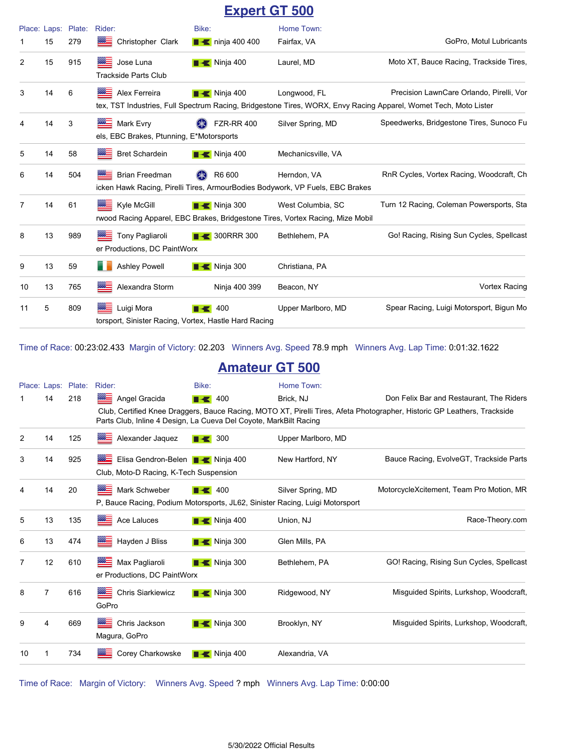## Expert GT 500

| Place: | Laps: | Plate: | Rider: | Bike: | Home Town: | Sponsors |
|---|---|---|---|---|---|---|
| 1 | 15 | 279 | Christopher Clark | ninja 400 400 | Fairfax, VA | GoPro, Motul Lubricants |
| 2 | 15 | 915 | Jose Luna | Ninja 400 | Laurel, MD | Moto XT, Bauce Racing, Trackside Tires, Trackside Parts Club |
| 3 | 14 | 6 | Alex Ferreira | Ninja 400 | Longwood, FL | Precision LawnCare Orlando, Pirelli, Vortex, TST Industries, Full Spectrum Racing, Bridgestone Tires, WORX, Envy Racing Apparel, Womet Tech, Moto Lister |
| 4 | 14 | 3 | Mark Evry | FZR-RR 400 | Silver Spring, MD | Speedwerks, Bridgestone Tires, Sunoco Fuels, EBC Brakes, Ptunning, E*Motorsports |
| 5 | 14 | 58 | Bret Schardein | Ninja 400 | Mechanicsville, VA | |
| 6 | 14 | 504 | Brian Freedman | R6 600 | Herndon, VA | RnR Cycles, Vortex Racing, Woodcraft, Chicken Hawk Racing, Pirelli Tires, ArmourBodies Bodywork, VP Fuels, EBC Brakes |
| 7 | 14 | 61 | Kyle McGill | Ninja 300 | West Columbia, SC | Turn 12 Racing, Coleman Powersports, Starwood Racing Apparel, EBC Brakes, Bridgestone Tires, Vortex Racing, Mize Mobil |
| 8 | 13 | 989 | Tony Pagliaroli | 300RRR 300 | Bethlehem, PA | Go! Racing, Rising Sun Cycles, Spellcaster Productions, DC PaintWorx |
| 9 | 13 | 59 | Ashley Powell | Ninja 300 | Christiana, PA | |
| 10 | 13 | 765 | Alexandra Storm | Ninja 400 399 | Beacon, NY | Vortex Racing |
| 11 | 5 | 809 | Luigi Mora | 400 | Upper Marlboro, MD | Spear Racing, Luigi Motorsport, Bigun Motorsport, Sinister Racing, Vortex, Hastle Hard Racing |

Time of Race: 00:23:02.433 Margin of Victory: 02.203 Winners Avg. Speed 78.9 mph Winners Avg. Lap Time: 0:01:32.1622

## Amateur GT 500

| Place: | Laps: | Plate: | Rider: | Bike: | Home Town: | Sponsors |
|---|---|---|---|---|---|---|
| 1 | 14 | 218 | Angel Gracida | 400 | Brick, NJ | Don Felix Bar and Restaurant, The Riders Club, Certified Knee Draggers, Bauce Racing, MOTO XT, Pirelli Tires, Afeta Photographer, Historic GP Leathers, Trackside Parts Club, Inline 4 Design, La Cueva Del Coyote, MarkBilt Racing |
| 2 | 14 | 125 | Alexander Jaquez | 300 | Upper Marlboro, MD | |
| 3 | 14 | 925 | Elisa Gendron-Belen | Ninja 400 | New Hartford, NY | Bauce Racing, EvolveGT, Trackside Parts Club, Moto-D Racing, K-Tech Suspension |
| 4 | 14 | 20 | Mark Schweber | 400 | Silver Spring, MD | MotorcycleXcitement, Team Pro Motion, MRP, Bauce Racing, Podium Motorsports, JL62, Sinister Racing, Luigi Motorsport |
| 5 | 13 | 135 | Ace Laluces | Ninja 400 | Union, NJ | Race-Theory.com |
| 6 | 13 | 474 | Hayden J Bliss | Ninja 300 | Glen Mills, PA | |
| 7 | 12 | 610 | Max Pagliaroli | Ninja 300 | Bethlehem, PA | GO! Racing, Rising Sun Cycles, Spellcaster Productions, DC PaintWorx |
| 8 | 7 | 616 | Chris Siarkiewicz | Ninja 300 | Ridgewood, NY | Misguided Spirits, Lurkshop, Woodcraft, GoPro |
| 9 | 4 | 669 | Chris Jackson | Ninja 300 | Brooklyn, NY | Misguided Spirits, Lurkshop, Woodcraft, Magura, GoPro |
| 10 | 1 | 734 | Corey Charkowske | Ninja 400 | Alexandria, VA | |

Time of Race: Margin of Victory: Winners Avg. Speed ? mph Winners Avg. Lap Time: 0:00:00

5/30/2022 Official Results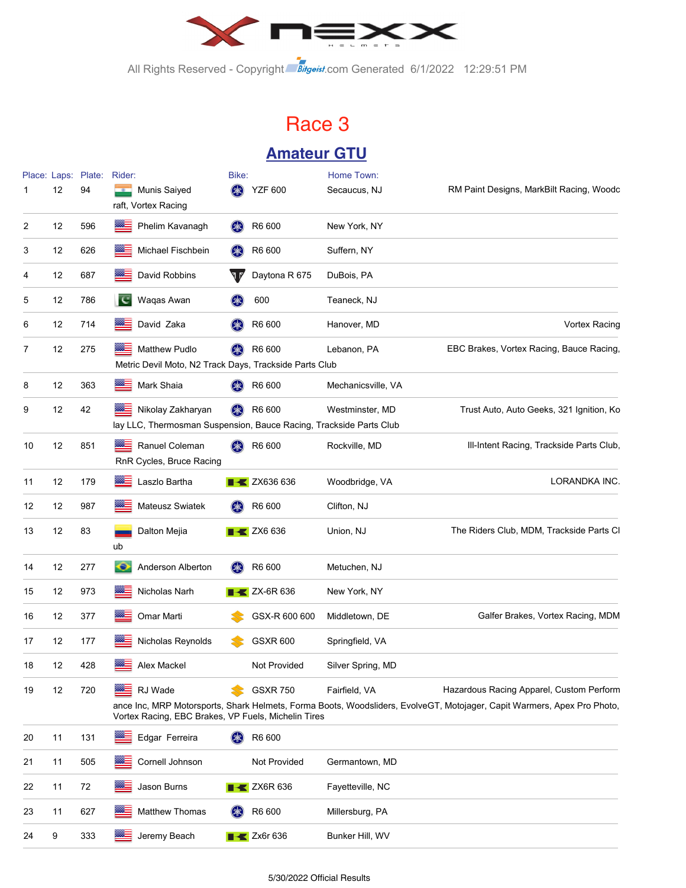All Rights Reserved - Copyright Bitgeist.com Generated 6/1/2022 12:29:51 PM

# Race 3

## Amateur GTU

| Place: | Laps: | Plate: | Rider: | Bike: | Home Town: | |
|---|---|---|---|---|---|---|
| 1 | 12 | 94 | Munis Saiyed | YZF 600 | Secaucus, NJ | RM Paint Designs, MarkBilt Racing, Woodcraft, Vortex Racing |
| 2 | 12 | 596 | Phelim Kavanagh | R6 600 | New York, NY | |
| 3 | 12 | 626 | Michael Fischbein | R6 600 | Suffern, NY | |
| 4 | 12 | 687 | David Robbins | Daytona R 675 | DuBois, PA | |
| 5 | 12 | 786 | Waqas Awan | 600 | Teaneck, NJ | |
| 6 | 12 | 714 | David Zaka | R6 600 | Hanover, MD | Vortex Racing |
| 7 | 12 | 275 | Matthew Pudlo | R6 600 | Lebanon, PA | EBC Brakes, Vortex Racing, Bauce Racing, Metric Devil Moto, N2 Track Days, Trackside Parts Club |
| 8 | 12 | 363 | Mark Shaia | R6 600 | Mechanicsville, VA | |
| 9 | 12 | 42 | Nikolay Zakharyan | R6 600 | Westminster, MD | Trust Auto, Auto Geeks, 321 Ignition, Kolay LLC, Thermosman Suspension, Bauce Racing, Trackside Parts Club |
| 10 | 12 | 851 | Ranuel Coleman | R6 600 | Rockville, MD | Ill-Intent Racing, Trackside Parts Club, RnR Cycles, Bruce Racing |
| 11 | 12 | 179 | Laszlo Bartha | ZX636 636 | Woodbridge, VA | LORANDKA INC. |
| 12 | 12 | 987 | Mateusz Swiatek | R6 600 | Clifton, NJ | |
| 13 | 12 | 83 | Dalton Mejia | ZX6 636 | Union, NJ | The Riders Club, MDM, Trackside Parts Club |
| 14 | 12 | 277 | Anderson Alberton | R6 600 | Metuchen, NJ | |
| 15 | 12 | 973 | Nicholas Narh | ZX-6R 636 | New York, NY | |
| 16 | 12 | 377 | Omar Marti | GSX-R 600 600 | Middletown, DE | Galfer Brakes, Vortex Racing, MDM |
| 17 | 12 | 177 | Nicholas Reynolds | GSXR 600 | Springfield, VA | |
| 18 | 12 | 428 | Alex Mackel | Not Provided | Silver Spring, MD | |
| 19 | 12 | 720 | RJ Wade | GSXR 750 | Fairfield, VA | Hazardous Racing Apparel, Custom Performance Inc, MRP Motorsports, Shark Helmets, Forma Boots, Woodsliders, EvolveGT, Motojager, Capit Warmers, Apex Pro Photo, Vortex Racing, EBC Brakes, VP Fuels, Michelin Tires |
| 20 | 11 | 131 | Edgar Ferreira | R6 600 | | |
| 21 | 11 | 505 | Cornell Johnson | Not Provided | Germantown, MD | |
| 22 | 11 | 72 | Jason Burns | ZX6R 636 | Fayetteville, NC | |
| 23 | 11 | 627 | Matthew Thomas | R6 600 | Millersburg, PA | |
| 24 | 9 | 333 | Jeremy Beach | Zx6r 636 | Bunker Hill, WV | |

5/30/2022 Official Results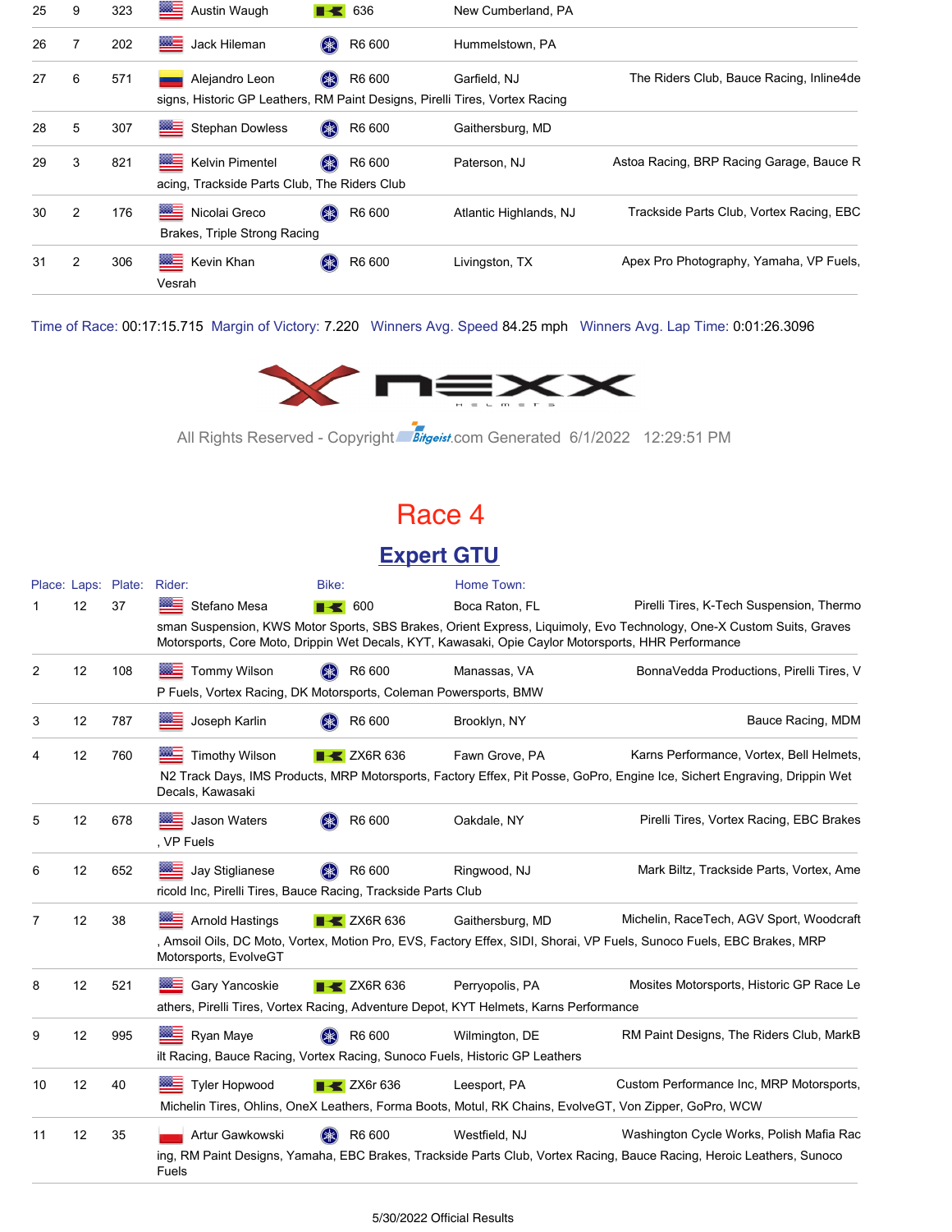| Place | Laps | Plate | Rider | Bike | Home Town | Sponsors |
|---|---|---|---|---|---|---|
| 25 | 9 | 323 | Austin Waugh | 636 | New Cumberland, PA | |
| 26 | 7 | 202 | Jack Hileman | R6 600 | Hummelstown, PA | |
| 27 | 6 | 571 | Alejandro Leon | R6 600 | Garfield, NJ | The Riders Club, Bauce Racing, Inline4designs, Historic GP Leathers, RM Paint Designs, Pirelli Tires, Vortex Racing |
| 28 | 5 | 307 | Stephan Dowless | R6 600 | Gaithersburg, MD | |
| 29 | 3 | 821 | Kelvin Pimentel | R6 600 | Paterson, NJ | Astoa Racing, BRP Racing Garage, Bauce Racing, Trackside Parts Club, The Riders Club |
| 30 | 2 | 176 | Nicolai Greco | R6 600 | Atlantic Highlands, NJ | Trackside Parts Club, Vortex Racing, EBC Brakes, Triple Strong Racing |
| 31 | 2 | 306 | Kevin Khan | R6 600 | Livingston, TX | Apex Pro Photography, Yamaha, VP Fuels, Vesrah |

Time of Race: 00:17:15.715 Margin of Victory: 7.220 Winners Avg. Speed 84.25 mph Winners Avg. Lap Time: 0:01:26.3096

All Rights Reserved - Copyright Bitgeist.com Generated 6/1/2022 12:29:51 PM

# Race 4

## Expert GTU

| Place: | Laps: | Plate: | Rider: | Bike: | Home Town: | Sponsors |
|---|---|---|---|---|---|---|
| 1 | 12 | 37 | Stefano Mesa | 600 | Boca Raton, FL | Pirelli Tires, K-Tech Suspension, Thermosman Suspension, KWS Motor Sports, SBS Brakes, Orient Express, Liquimoly, Evo Technology, One-X Custom Suits, Graves Motorsports, Core Moto, Drippin Wet Decals, KYT, Kawasaki, Opie Caylor Motorsports, HHR Performance |
| 2 | 12 | 108 | Tommy Wilson | R6 600 | Manassas, VA | BonnaVedda Productions, Pirelli Tires, VP Fuels, Vortex Racing, DK Motorsports, Coleman Powersports, BMW |
| 3 | 12 | 787 | Joseph Karlin | R6 600 | Brooklyn, NY | Bauce Racing, MDM |
| 4 | 12 | 760 | Timothy Wilson | ZX6R 636 | Fawn Grove, PA | Karns Performance, Vortex, Bell Helmets, N2 Track Days, IMS Products, MRP Motorsports, Factory Effex, Pit Posse, GoPro, Engine Ice, Sichert Engraving, Drippin Wet Decals, Kawasaki |
| 5 | 12 | 678 | Jason Waters | R6 600 | Oakdale, NY | Pirelli Tires, Vortex Racing, EBC Brakes, VP Fuels |
| 6 | 12 | 652 | Jay Stiglianese | R6 600 | Ringwood, NJ | Mark Biltz, Trackside Parts, Vortex, Americold Inc, Pirelli Tires, Bauce Racing, Trackside Parts Club |
| 7 | 12 | 38 | Arnold Hastings | ZX6R 636 | Gaithersburg, MD | Michelin, RaceTech, AGV Sport, Woodcraft, Amsoil Oils, DC Moto, Vortex, Motion Pro, EVS, Factory Effex, SIDI, Shorai, VP Fuels, Sunoco Fuels, EBC Brakes, MRP Motorsports, EvolveGT |
| 8 | 12 | 521 | Gary Yancoskie | ZX6R 636 | Perryopolis, PA | Mosites Motorsports, Historic GP Race Leathers, Pirelli Tires, Vortex Racing, Adventure Depot, KYT Helmets, Karns Performance |
| 9 | 12 | 995 | Ryan Maye | R6 600 | Wilmington, DE | RM Paint Designs, The Riders Club, MarkBilt Racing, Bauce Racing, Vortex Racing, Sunoco Fuels, Historic GP Leathers |
| 10 | 12 | 40 | Tyler Hopwood | ZX6r 636 | Leesport, PA | Custom Performance Inc, MRP Motorsports, Michelin Tires, Ohlins, OneX Leathers, Forma Boots, Motul, RK Chains, EvolveGT, Von Zipper, GoPro, WCW |
| 11 | 12 | 35 | Artur Gawkowski | R6 600 | Westfield, NJ | Washington Cycle Works, Polish Mafia Racing, RM Paint Designs, Yamaha, EBC Brakes, Trackside Parts Club, Vortex Racing, Bauce Racing, Heroic Leathers, Sunoco Fuels |

5/30/2022 Official Results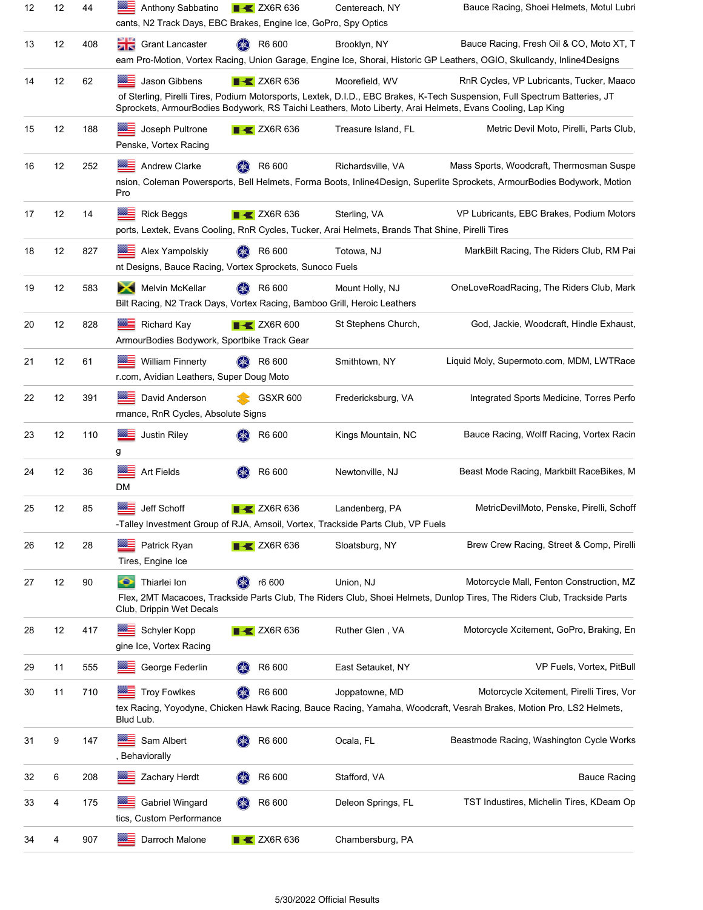| | | | | | | |
|---|---|---|---|---|---|---|
| 12 | 12 | 44 | Anthony Sabbatino | ZX6R 636 | Centereach, NY | Bauce Racing, Shoei Helmets, Motul Lubricants, N2 Track Days, EBC Brakes, Engine Ice, GoPro, Spy Optics |
| 13 | 12 | 408 | Grant Lancaster | R6 600 | Brooklyn, NY | Bauce Racing, Fresh Oil & CO, Moto XT, Team Pro-Motion, Vortex Racing, Union Garage, Engine Ice, Shorai, Historic GP Leathers, OGIO, Skullcandy, Inline4Designs |
| 14 | 12 | 62 | Jason Gibbens | ZX6R 636 | Moorefield, WV | RnR Cycles, VP Lubricants, Tucker, Maaco of Sterling, Pirelli Tires, Podium Motorsports, Lextek, D.I.D., EBC Brakes, K-Tech Suspension, Full Spectrum Batteries, JT Sprockets, ArmourBodies Bodywork, RS Taichi Leathers, Moto Liberty, Arai Helmets, Evans Cooling, Lap King |
| 15 | 12 | 188 | Joseph Pultrone | ZX6R 636 | Treasure Island, FL | Metric Devil Moto, Pirelli, Parts Club, Penske, Vortex Racing |
| 16 | 12 | 252 | Andrew Clarke | R6 600 | Richardsville, VA | Mass Sports, Woodcraft, Thermosman Suspension, Coleman Powersports, Bell Helmets, Forma Boots, Inline4Design, Superlite Sprockets, ArmourBodies Bodywork, Motion Pro |
| 17 | 12 | 14 | Rick Beggs | ZX6R 636 | Sterling, VA | VP Lubricants, EBC Brakes, Podium Motorsports, Lextek, Evans Cooling, RnR Cycles, Tucker, Arai Helmets, Brands That Shine, Pirelli Tires |
| 18 | 12 | 827 | Alex Yampolskiy | R6 600 | Totowa, NJ | MarkBilt Racing, The Riders Club, RM Paint Designs, Bauce Racing, Vortex Sprockets, Sunoco Fuels |
| 19 | 12 | 583 | Melvin McKellar | R6 600 | Mount Holly, NJ | OneLoveRoadRacing, The Riders Club, MarkBilt Racing, N2 Track Days, Vortex Racing, Bamboo Grill, Heroic Leathers |
| 20 | 12 | 828 | Richard Kay | ZX6R 600 | St Stephens Church, | God, Jackie, Woodcraft, Hindle Exhaust, ArmourBodies Bodywork, Sportbike Track Gear |
| 21 | 12 | 61 | William Finnerty | R6 600 | Smithtown, NY | Liquid Moly, Supermoto.com, MDM, LWTRacer.com, Avidian Leathers, Super Doug Moto |
| 22 | 12 | 391 | David Anderson | GSXR 600 | Fredericksburg, VA | Integrated Sports Medicine, Torres Performance, RnR Cycles, Absolute Signs |
| 23 | 12 | 110 | Justin Riley | R6 600 | Kings Mountain, NC | Bauce Racing, Wolff Racing, Vortex Racing |
| 24 | 12 | 36 | Art Fields | R6 600 | Newtonville, NJ | Beast Mode Racing, Markbilt RaceBikes, MDM |
| 25 | 12 | 85 | Jeff Schoff | ZX6R 636 | Landenberg, PA | MetricDevilMoto, Penske, Pirelli, Schoff-Talley Investment Group of RJA, Amsoil, Vortex, Trackside Parts Club, VP Fuels |
| 26 | 12 | 28 | Patrick Ryan | ZX6R 636 | Sloatsburg, NY | Brew Crew Racing, Street & Comp, Pirelli Tires, Engine Ice |
| 27 | 12 | 90 | Thiarlei Ion | r6 600 | Union, NJ | Motorcycle Mall, Fenton Construction, MZ Flex, 2MT Macacoes, Trackside Parts Club, The Riders Club, Shoei Helmets, Dunlop Tires, The Riders Club, Trackside Parts Club, Drippin Wet Decals |
| 28 | 12 | 417 | Schyler Kopp | ZX6R 636 | Ruther Glen , VA | Motorcycle Xcitement, GoPro, Braking, Engine Ice, Vortex Racing |
| 29 | 11 | 555 | George Federlin | R6 600 | East Setauket, NY | VP Fuels, Vortex, PitBull |
| 30 | 11 | 710 | Troy Fowlkes | R6 600 | Joppatowne, MD | Motorcycle Xcitement, Pirelli Tires, Vortex Racing, Yoyodyne, Chicken Hawk Racing, Bauce Racing, Yamaha, Woodcraft, Vesrah Brakes, Motion Pro, LS2 Helmets, Blud Lub. |
| 31 | 9 | 147 | Sam Albert | R6 600 | Ocala, FL | Beastmode Racing, Washington Cycle Works, Behaviorally |
| 32 | 6 | 208 | Zachary Herdt | R6 600 | Stafford, VA | Bauce Racing |
| 33 | 4 | 175 | Gabriel Wingard | R6 600 | Deleon Springs, FL | TST Industires, Michelin Tires, KDeam Optics, Custom Performance |
| 34 | 4 | 907 | Darroch Malone | ZX6R 636 | Chambersburg, PA | |

5/30/2022 Official Results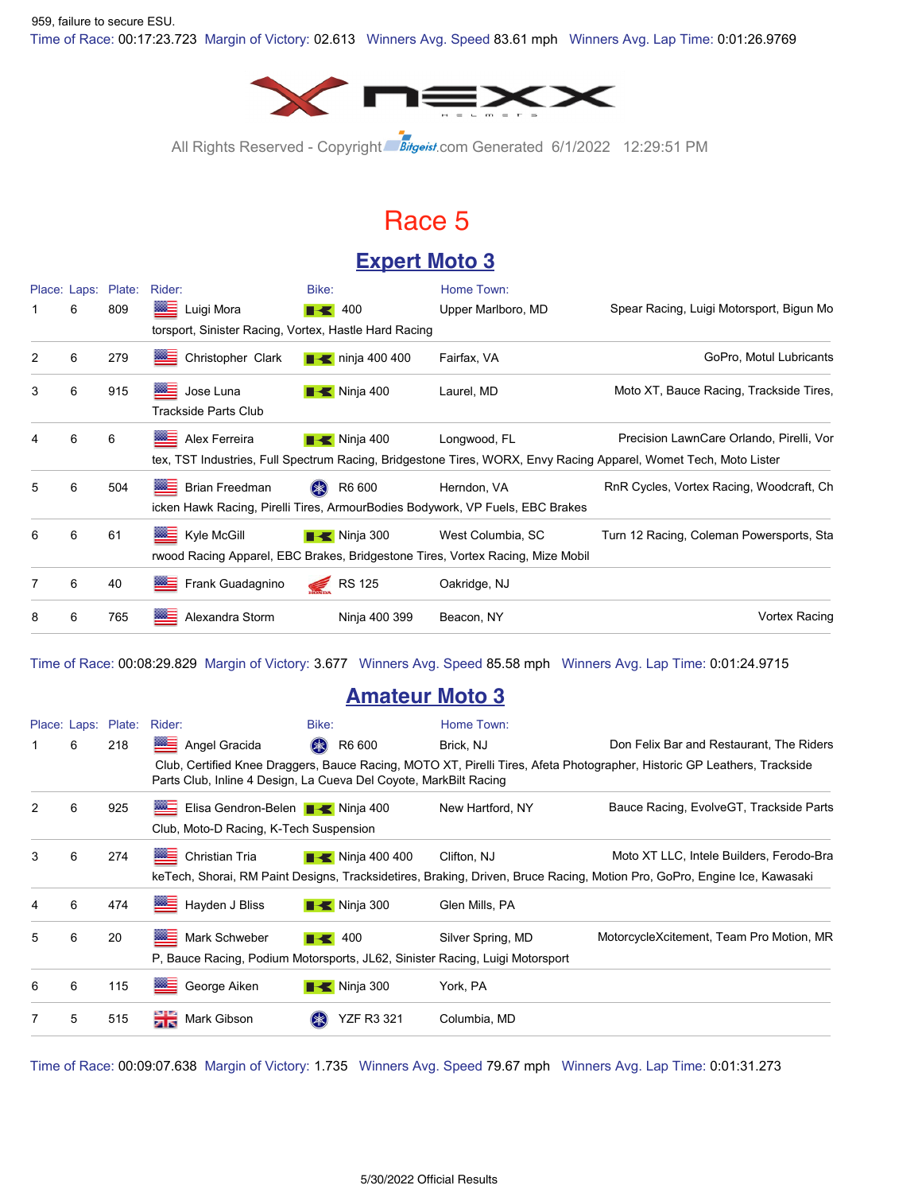959, failure to secure ESU.

Time of Race: 00:17:23.723 Margin of Victory: 02.613 Winners Avg. Speed 83.61 mph Winners Avg. Lap Time: 0:01:26.9769

All Rights Reserved - Copyright Bitgeist.com Generated 6/1/2022 12:29:51 PM

# Race 5

## Expert Moto 3

| Place: | Laps: | Plate: | Rider: | Bike: | Home Town: | |
|---|---|---|---|---|---|---|
| 1 | 6 | 809 | Luigi Mora | 400 | Upper Marlboro, MD | Spear Racing, Luigi Motorsport, Bigun Motorsport, Sinister Racing, Vortex, Hastle Hard Racing |
| 2 | 6 | 279 | Christopher Clark | ninja 400 400 | Fairfax, VA | GoPro, Motul Lubricants |
| 3 | 6 | 915 | Jose Luna | Ninja 400 | Laurel, MD | Moto XT, Bauce Racing, Trackside Tires, Trackside Parts Club |
| 4 | 6 | 6 | Alex Ferreira | Ninja 400 | Longwood, FL | Precision LawnCare Orlando, Pirelli, Vortex, TST Industries, Full Spectrum Racing, Bridgestone Tires, WORX, Envy Racing Apparel, Womet Tech, Moto Lister |
| 5 | 6 | 504 | Brian Freedman | R6 600 | Herndon, VA | RnR Cycles, Vortex Racing, Woodcraft, Chicken Hawk Racing, Pirelli Tires, ArmourBodies Bodywork, VP Fuels, EBC Brakes |
| 6 | 6 | 61 | Kyle McGill | Ninja 300 | West Columbia, SC | Turn 12 Racing, Coleman Powersports, Starwood Racing Apparel, EBC Brakes, Bridgestone Tires, Vortex Racing, Mize Mobil |
| 7 | 6 | 40 | Frank Guadagnino | RS 125 | Oakridge, NJ | |
| 8 | 6 | 765 | Alexandra Storm | Ninja 400 399 | Beacon, NY | Vortex Racing |

Time of Race: 00:08:29.829 Margin of Victory: 3.677 Winners Avg. Speed 85.58 mph Winners Avg. Lap Time: 0:01:24.9715

## Amateur Moto 3

| Place: | Laps: | Plate: | Rider: | Bike: | Home Town: | |
|---|---|---|---|---|---|---|
| 1 | 6 | 218 | Angel Gracida | R6 600 | Brick, NJ | Don Felix Bar and Restaurant, The Riders Club, Certified Knee Draggers, Bauce Racing, MOTO XT, Pirelli Tires, Afeta Photographer, Historic GP Leathers, Trackside Parts Club, Inline 4 Design, La Cueva Del Coyote, MarkBilt Racing |
| 2 | 6 | 925 | Elisa Gendron-Belen | Ninja 400 | New Hartford, NY | Bauce Racing, EvolveGT, Trackside Parts Club, Moto-D Racing, K-Tech Suspension |
| 3 | 6 | 274 | Christian Tria | Ninja 400 400 | Clifton, NJ | Moto XT LLC, Intele Builders, Ferodo-BrakeTech, Shorai, RM Paint Designs, Tracksidetires, Braking, Driven, Bruce Racing, Motion Pro, GoPro, Engine Ice, Kawasaki |
| 4 | 6 | 474 | Hayden J Bliss | Ninja 300 | Glen Mills, PA | |
| 5 | 6 | 20 | Mark Schweber | 400 | Silver Spring, MD | MotorcycleXcitement, Team Pro Motion, MRP, Bauce Racing, Podium Motorsports, JL62, Sinister Racing, Luigi Motorsport |
| 6 | 6 | 115 | George Aiken | Ninja 300 | York, PA | |
| 7 | 5 | 515 | Mark Gibson | YZF R3 321 | Columbia, MD | |

Time of Race: 00:09:07.638 Margin of Victory: 1.735 Winners Avg. Speed 79.67 mph Winners Avg. Lap Time: 0:01:31.273

5/30/2022 Official Results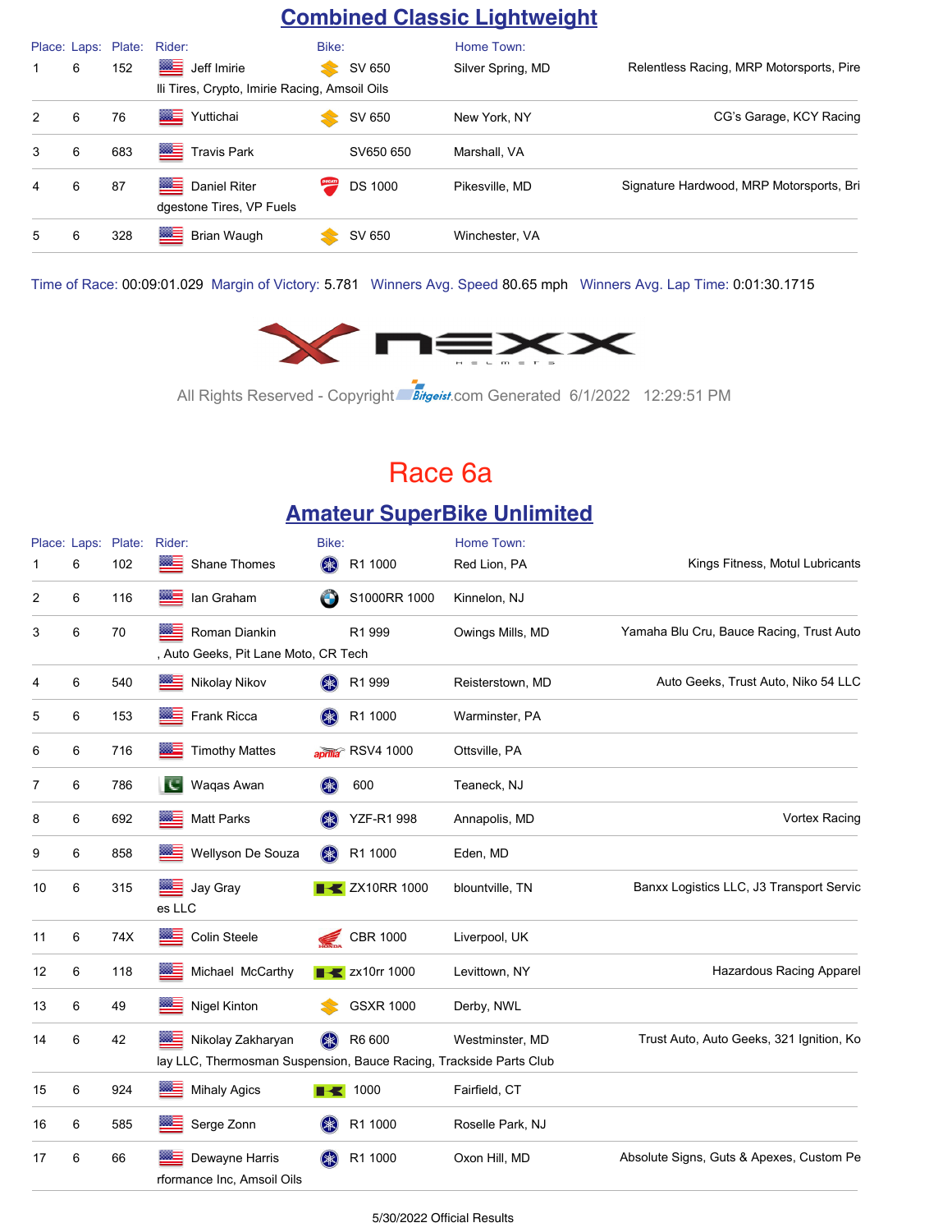## Combined Classic Lightweight

| Place: | Laps: | Plate: | Rider: | Bike: | Home Town: | |
|---|---|---|---|---|---|---|
| 1 | 6 | 152 | Jeff Imirie | SV 650 | Silver Spring, MD | Relentless Racing, MRP Motorsports, Pirelli Tires, Crypto, Imirie Racing, Amsoil Oils |
| 2 | 6 | 76 | Yuttichai | SV 650 | New York, NY | CG's Garage, KCY Racing |
| 3 | 6 | 683 | Travis Park | SV650 650 | Marshall, VA | |
| 4 | 6 | 87 | Daniel Riter | DS 1000 | Pikesville, MD | Signature Hardwood, MRP Motorsports, Bridgestone Tires, VP Fuels |
| 5 | 6 | 328 | Brian Waugh | SV 650 | Winchester, VA | |

Time of Race: 00:09:01.029 Margin of Victory: 5.781 Winners Avg. Speed 80.65 mph Winners Avg. Lap Time: 0:01:30.1715

All Rights Reserved - Copyright Bitgeist.com Generated 6/1/2022 12:29:51 PM

# Race 6a

## Amateur SuperBike Unlimited

| Place: | Laps: | Plate: | Rider: | Bike: | Home Town: | |
|---|---|---|---|---|---|---|
| 1 | 6 | 102 | Shane Thomes | R1 1000 | Red Lion, PA | Kings Fitness, Motul Lubricants |
| 2 | 6 | 116 | Ian Graham | S1000RR 1000 | Kinnelon, NJ | |
| 3 | 6 | 70 | Roman Diankin | R1 999 | Owings Mills, MD | Yamaha Blu Cru, Bauce Racing, Trust Auto, Auto Geeks, Pit Lane Moto, CR Tech |
| 4 | 6 | 540 | Nikolay Nikov | R1 999 | Reisterstown, MD | Auto Geeks, Trust Auto, Niko 54 LLC |
| 5 | 6 | 153 | Frank Ricca | R1 1000 | Warminster, PA | |
| 6 | 6 | 716 | Timothy Mattes | RSV4 1000 | Ottsville, PA | |
| 7 | 6 | 786 | Waqas Awan | 600 | Teaneck, NJ | |
| 8 | 6 | 692 | Matt Parks | YZF-R1 998 | Annapolis, MD | Vortex Racing |
| 9 | 6 | 858 | Wellyson De Souza | R1 1000 | Eden, MD | |
| 10 | 6 | 315 | Jay Gray | ZX10RR 1000 | blountville, TN | Banxx Logistics LLC, J3 Transport Services LLC |
| 11 | 6 | 74X | Colin Steele | CBR 1000 | Liverpool, UK | |
| 12 | 6 | 118 | Michael McCarthy | zx10rr 1000 | Levittown, NY | Hazardous Racing Apparel |
| 13 | 6 | 49 | Nigel Kinton | GSXR 1000 | Derby, NWL | |
| 14 | 6 | 42 | Nikolay Zakharyan | R6 600 | Westminster, MD | Trust Auto, Auto Geeks, 321 Ignition, Kolay LLC, Thermosman Suspension, Bauce Racing, Trackside Parts Club |
| 15 | 6 | 924 | Mihaly Agics | 1000 | Fairfield, CT | |
| 16 | 6 | 585 | Serge Zonn | R1 1000 | Roselle Park, NJ | |
| 17 | 6 | 66 | Dewayne Harris | R1 1000 | Oxon Hill, MD | Absolute Signs, Guts & Apexes, Custom Performance Inc, Amsoil Oils |

5/30/2022 Official Results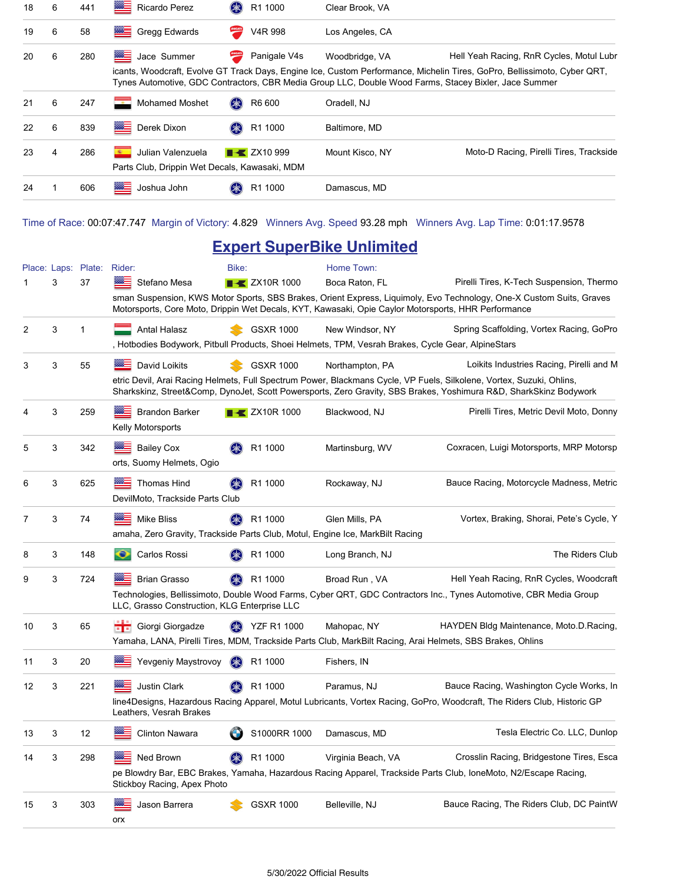| Place | Laps | Plate | Rider | Bike | Home Town | Sponsors |
|---|---|---|---|---|---|---|
| 18 | 6 | 441 | Ricardo Perez | R1 1000 | Clear Brook, VA | |
| 19 | 6 | 58 | Gregg Edwards | V4R 998 | Los Angeles, CA | |
| 20 | 6 | 280 | Jace Summer | Panigale V4s | Woodbridge, VA | Hell Yeah Racing, RnR Cycles, Motul Lubricants, Woodcraft, Evolve GT Track Days, Engine Ice, Custom Performance, Michelin Tires, GoPro, Bellissimoto, Cyber QRT, Tynes Automotive, GDC Contractors, CBR Media Group LLC, Double Wood Farms, Stacey Bixler, Jace Summer |
| 21 | 6 | 247 | Mohamed Moshet | R6 600 | Oradell, NJ | |
| 22 | 6 | 839 | Derek Dixon | R1 1000 | Baltimore, MD | |
| 23 | 4 | 286 | Julian Valenzuela | ZX10 999 | Mount Kisco, NY | Moto-D Racing, Pirelli Tires, Trackside Parts Club, Drippin Wet Decals, Kawasaki, MDM |
| 24 | 1 | 606 | Joshua John | R1 1000 | Damascus, MD | |

Time of Race: 00:07:47.747 Margin of Victory: 4.829 Winners Avg. Speed 93.28 mph Winners Avg. Lap Time: 0:01:17.9578

## Expert SuperBike Unlimited

| Place: | Laps: | Plate: | Rider: | Bike: | Home Town: | Sponsors |
|---|---|---|---|---|---|---|
| 1 | 3 | 37 | Stefano Mesa | ZX10R 1000 | Boca Raton, FL | Pirelli Tires, K-Tech Suspension, Thermosman Suspension, KWS Motor Sports, SBS Brakes, Orient Express, Liquimoly, Evo Technology, One-X Custom Suits, Graves Motorsports, Core Moto, Drippin Wet Decals, KYT, Kawasaki, Opie Caylor Motorsports, HHR Performance |
| 2 | 3 | 1 | Antal Halasz | GSXR 1000 | New Windsor, NY | Spring Scaffolding, Vortex Racing, GoPro, Hotbodies Bodywork, Pitbull Products, Shoei Helmets, TPM, Vesrah Brakes, Cycle Gear, AlpineStars |
| 3 | 3 | 55 | David Loikits | GSXR 1000 | Northampton, PA | Loikits Industries Racing, Pirelli and Metric Devil, Arai Racing Helmets, Full Spectrum Power, Blackmans Cycle, VP Fuels, Silkolene, Vortex, Suzuki, Ohlins, Sharkskinz, Street&Comp, DynoJet, Scott Powersports, Zero Gravity, SBS Brakes, Yoshimura R&D, SharkSkinz Bodywork |
| 4 | 3 | 259 | Brandon Barker | ZX10R 1000 | Blackwood, NJ | Pirelli Tires, Metric Devil Moto, Donny Kelly Motorsports |
| 5 | 3 | 342 | Bailey Cox | R1 1000 | Martinsburg, WV | Coxracen, Luigi Motorsports, MRP Motorsports, Suomy Helmets, Ogio |
| 6 | 3 | 625 | Thomas Hind | R1 1000 | Rockaway, NJ | Bauce Racing, Motorcycle Madness, Metric DevilMoto, Trackside Parts Club |
| 7 | 3 | 74 | Mike Bliss | R1 1000 | Glen Mills, PA | Vortex, Braking, Shorai, Pete's Cycle, Yamaha, Zero Gravity, Trackside Parts Club, Motul, Engine Ice, MarkBilt Racing |
| 8 | 3 | 148 | Carlos Rossi | R1 1000 | Long Branch, NJ | The Riders Club |
| 9 | 3 | 724 | Brian Grasso | R1 1000 | Broad Run , VA | Hell Yeah Racing, RnR Cycles, Woodcraft Technologies, Bellissimoto, Double Wood Farms, Cyber QRT, GDC Contractors Inc., Tynes Automotive, CBR Media Group LLC, Grasso Construction, KLG Enterprise LLC |
| 10 | 3 | 65 | Giorgi Giorgadze | YZF R1 1000 | Mahopac, NY | HAYDEN Bldg Maintenance, Moto.D.Racing, Yamaha, LANA, Pirelli Tires, MDM, Trackside Parts Club, MarkBilt Racing, Arai Helmets, SBS Brakes, Ohlins |
| 11 | 3 | 20 | Yevgeniy Maystrovoy | R1 1000 | Fishers, IN | |
| 12 | 3 | 221 | Justin Clark | R1 1000 | Paramus, NJ | Bauce Racing, Washington Cycle Works, Inline4Designs, Hazardous Racing Apparel, Motul Lubricants, Vortex Racing, GoPro, Woodcraft, The Riders Club, Historic GP Leathers, Vesrah Brakes |
| 13 | 3 | 12 | Clinton Nawara | S1000RR 1000 | Damascus, MD | Tesla Electric Co. LLC, Dunlop |
| 14 | 3 | 298 | Ned Brown | R1 1000 | Virginia Beach, VA | Crosslin Racing, Bridgestone Tires, Escape Blowdry Bar, EBC Brakes, Yamaha, Hazardous Racing Apparel, Trackside Parts Club, loneMoto, N2/Escape Racing, Stickboy Racing, Apex Photo |
| 15 | 3 | 303 | Jason Barrera | GSXR 1000 | Belleville, NJ | Bauce Racing, The Riders Club, DC PaintWorx |

5/30/2022 Official Results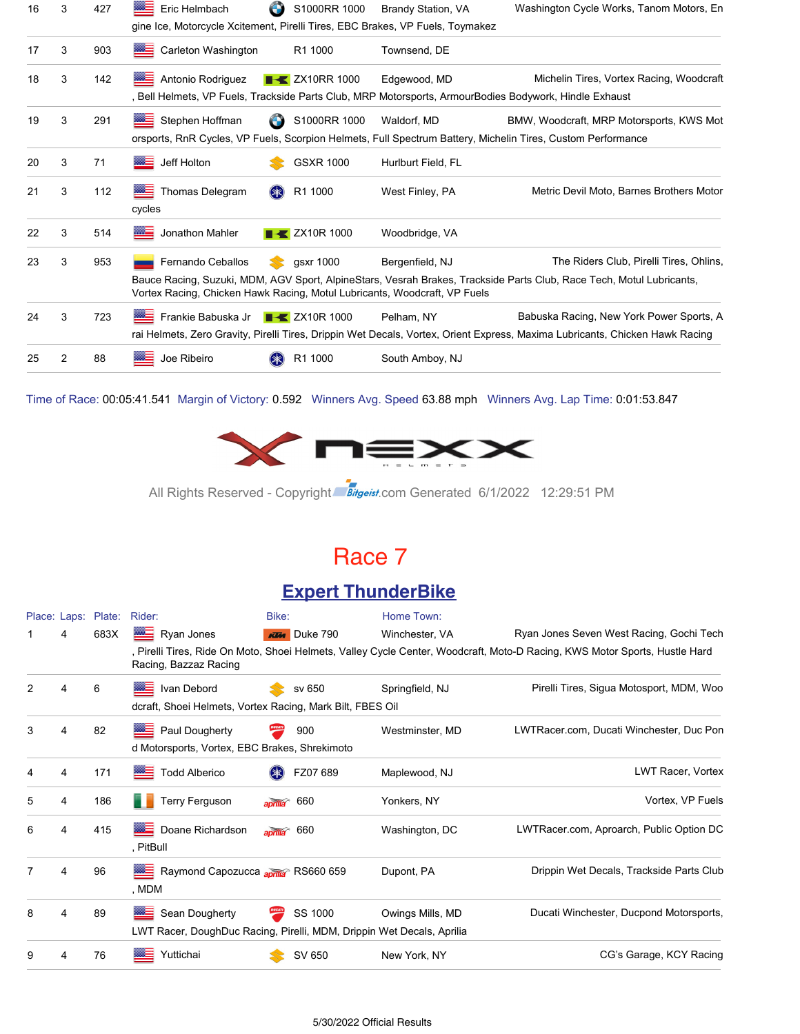| Place | Laps | Plate | Rider | Bike | Home Town | Sponsors |
|---|---|---|---|---|---|---|
| 16 | 3 | 427 | Eric Helmbach | S1000RR 1000 | Brandy Station, VA | Washington Cycle Works, Tanom Motors, Engine Ice, Motorcycle Xcitement, Pirelli Tires, EBC Brakes, VP Fuels, Toymakez |
| 17 | 3 | 903 | Carleton Washington | R1 1000 | Townsend, DE | |
| 18 | 3 | 142 | Antonio Rodriguez | ZX10RR 1000 | Edgewood, MD | Michelin Tires, Vortex Racing, Woodcraft, Bell Helmets, VP Fuels, Trackside Parts Club, MRP Motorsports, ArmourBodies Bodywork, Hindle Exhaust |
| 19 | 3 | 291 | Stephen Hoffman | S1000RR 1000 | Waldorf, MD | BMW, Woodcraft, MRP Motorsports, KWS Motorsports, RnR Cycles, VP Fuels, Scorpion Helmets, Full Spectrum Battery, Michelin Tires, Custom Performance |
| 20 | 3 | 71 | Jeff Holton | GSXR 1000 | Hurlburt Field, FL | |
| 21 | 3 | 112 | Thomas Delegram | R1 1000 | West Finley, PA | Metric Devil Moto, Barnes Brothers Motorcycles |
| 22 | 3 | 514 | Jonathon Mahler | ZX10R 1000 | Woodbridge, VA | |
| 23 | 3 | 953 | Fernando Ceballos | gsxr 1000 | Bergenfield, NJ | The Riders Club, Pirelli Tires, Ohlins, Bauce Racing, Suzuki, MDM, AGV Sport, AlpineStars, Vesrah Brakes, Trackside Parts Club, Race Tech, Motul Lubricants, Vortex Racing, Chicken Hawk Racing, Motul Lubricants, Woodcraft, VP Fuels |
| 24 | 3 | 723 | Frankie Babuska Jr | ZX10R 1000 | Pelham, NY | Babuska Racing, New York Power Sports, Arai Helmets, Zero Gravity, Pirelli Tires, Drippin Wet Decals, Vortex, Orient Express, Maxima Lubricants, Chicken Hawk Racing |
| 25 | 2 | 88 | Joe Ribeiro | R1 1000 | South Amboy, NJ | |

Time of Race: 00:05:41.541 Margin of Victory: 0.592 Winners Avg. Speed 63.88 mph Winners Avg. Lap Time: 0:01:53.847

All Rights Reserved - Copyright Bitgeist.com Generated 6/1/2022 12:29:51 PM

# Race 7

## Expert ThunderBike

| Place: | Laps: | Plate: | Rider: | Bike: | Home Town: | Sponsors |
|---|---|---|---|---|---|---|
| 1 | 4 | 683X | Ryan Jones | Duke 790 | Winchester, VA | Ryan Jones Seven West Racing, Gochi Tech, Pirelli Tires, Ride On Moto, Shoei Helmets, Valley Cycle Center, Woodcraft, Moto-D Racing, KWS Motor Sports, Hustle Hard Racing, Bazzaz Racing |
| 2 | 4 | 6 | Ivan Debord | sv 650 | Springfield, NJ | Pirelli Tires, Sigua Motosport, MDM, Woodcraft, Shoei Helmets, Vortex Racing, Mark Bilt, FBES Oil |
| 3 | 4 | 82 | Paul Dougherty | 900 | Westminster, MD | LWTRacer.com, Ducati Winchester, Duc Pond Motorsports, Vortex, EBC Brakes, Shrekimoto |
| 4 | 4 | 171 | Todd Alberico | FZ07 689 | Maplewood, NJ | LWT Racer, Vortex |
| 5 | 4 | 186 | Terry Ferguson | 660 | Yonkers, NY | Vortex, VP Fuels |
| 6 | 4 | 415 | Doane Richardson | 660 | Washington, DC | LWTRacer.com, Aproarch, Public Option DC, PitBull |
| 7 | 4 | 96 | Raymond Capozucca | RS660 659 | Dupont, PA | Drippin Wet Decals, Trackside Parts Club, MDM |
| 8 | 4 | 89 | Sean Dougherty | SS 1000 | Owings Mills, MD | Ducati Winchester, Ducpond Motorsports, LWT Racer, DoughDuc Racing, Pirelli, MDM, Drippin Wet Decals, Aprilia |
| 9 | 4 | 76 | Yuttichai | SV 650 | New York, NY | CG's Garage, KCY Racing |

5/30/2022 Official Results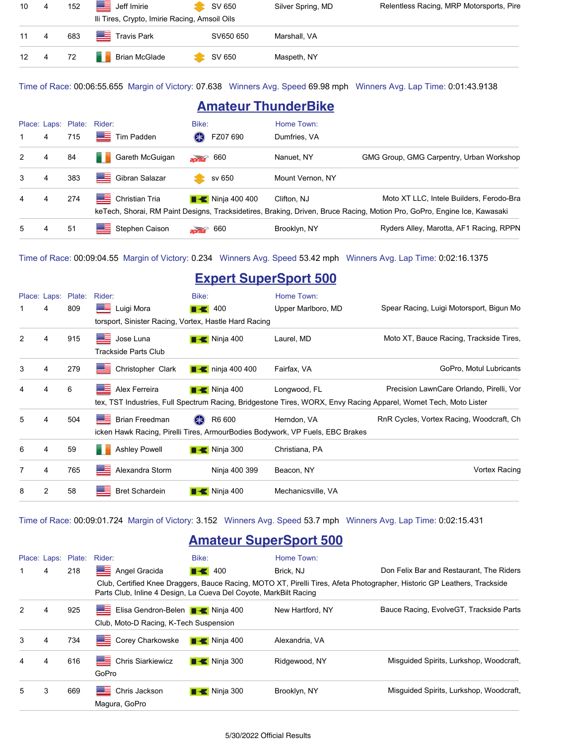| Place: | Laps: | Plate: | Rider: | Bike: | Home Town: | Sponsors |
|---|---|---|---|---|---|---|
| 10 | 4 | 152 | Jeff Imirie | SV 650 | Silver Spring, MD | Relentless Racing, MRP Motorsports, Pirelli Tires, Crypto, Imirie Racing, Amsoil Oils |
| 11 | 4 | 683 | Travis Park | SV650 650 | Marshall, VA | |
| 12 | 4 | 72 | Brian McGlade | SV 650 | Maspeth, NY | |

Time of Race: 00:06:55.655  Margin of Victory: 07.638  Winners Avg. Speed 69.98 mph  Winners Avg. Lap Time: 0:01:43.9138

## Amateur ThunderBike

| Place: | Laps: | Plate: | Rider: | Bike: | Home Town: | Sponsors |
|---|---|---|---|---|---|---|
| 1 | 4 | 715 | Tim Padden | FZ07 690 | Dumfries, VA | |
| 2 | 4 | 84 | Gareth McGuigan | 660 | Nanuet, NY | GMG Group, GMG Carpentry, Urban Workshop |
| 3 | 4 | 383 | Gibran Salazar | sv 650 | Mount Vernon, NY | |
| 4 | 4 | 274 | Christian Tria | Ninja 400 400 | Clifton, NJ | Moto XT LLC, Intele Builders, Ferodo-BrakeTech, Shorai, RM Paint Designs, Tracksidetires, Braking, Driven, Bruce Racing, Motion Pro, GoPro, Engine Ice, Kawasaki |
| 5 | 4 | 51 | Stephen Caison | 660 | Brooklyn, NY | Ryders Alley, Marotta, AF1 Racing, RPPN |

Time of Race: 00:09:04.55  Margin of Victory: 0.234  Winners Avg. Speed 53.42 mph  Winners Avg. Lap Time: 0:02:16.1375

## Expert SuperSport 500

| Place: | Laps: | Plate: | Rider: | Bike: | Home Town: | Sponsors |
|---|---|---|---|---|---|---|
| 1 | 4 | 809 | Luigi Mora | 400 | Upper Marlboro, MD | Spear Racing, Luigi Motorsport, Bigun Motorsport, Sinister Racing, Vortex, Hastle Hard Racing |
| 2 | 4 | 915 | Jose Luna | Ninja 400 | Laurel, MD | Moto XT, Bauce Racing, Trackside Tires, Trackside Parts Club |
| 3 | 4 | 279 | Christopher Clark | ninja 400 400 | Fairfax, VA | GoPro, Motul Lubricants |
| 4 | 4 | 6 | Alex Ferreira | Ninja 400 | Longwood, FL | Precision LawnCare Orlando, Pirelli, Vortex, TST Industries, Full Spectrum Racing, Bridgestone Tires, WORX, Envy Racing Apparel, Womet Tech, Moto Lister |
| 5 | 4 | 504 | Brian Freedman | R6 600 | Herndon, VA | RnR Cycles, Vortex Racing, Woodcraft, Chicken Hawk Racing, Pirelli Tires, ArmourBodies Bodywork, VP Fuels, EBC Brakes |
| 6 | 4 | 59 | Ashley Powell | Ninja 300 | Christiana, PA | |
| 7 | 4 | 765 | Alexandra Storm | Ninja 400 399 | Beacon, NY | Vortex Racing |
| 8 | 2 | 58 | Bret Schardein | Ninja 400 | Mechanicsville, VA | |

Time of Race: 00:09:01.724  Margin of Victory: 3.152  Winners Avg. Speed 53.7 mph  Winners Avg. Lap Time: 0:02:15.431

## Amateur SuperSport 500

| Place: | Laps: | Plate: | Rider: | Bike: | Home Town: | Sponsors |
|---|---|---|---|---|---|---|
| 1 | 4 | 218 | Angel Gracida | 400 | Brick, NJ | Don Felix Bar and Restaurant, The Riders Club, Certified Knee Draggers, Bauce Racing, MOTO XT, Pirelli Tires, Afeta Photographer, Historic GP Leathers, Trackside Parts Club, Inline 4 Design, La Cueva Del Coyote, MarkBilt Racing |
| 2 | 4 | 925 | Elisa Gendron-Belen | Ninja 400 | New Hartford, NY | Bauce Racing, EvolveGT, Trackside Parts Club, Moto-D Racing, K-Tech Suspension |
| 3 | 4 | 734 | Corey Charkowske | Ninja 400 | Alexandria, VA | |
| 4 | 4 | 616 | Chris Siarkiewicz | Ninja 300 | Ridgewood, NY | Misguided Spirits, Lurkshop, Woodcraft, GoPro |
| 5 | 3 | 669 | Chris Jackson | Ninja 300 | Brooklyn, NY | Misguided Spirits, Lurkshop, Woodcraft, Magura, GoPro |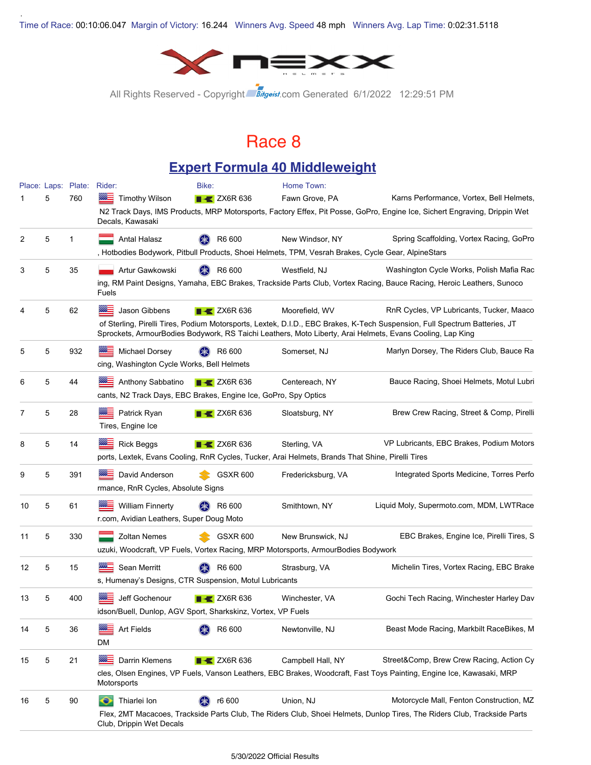Time of Race: 00:10:06.047 Margin of Victory: 16.244 Winners Avg. Speed 48 mph Winners Avg. Lap Time: 0:02:31.5118

All Rights Reserved - Copyright Bitgeist.com Generated 6/1/2022 12:29:51 PM

# Race 8

## Expert Formula 40 Middleweight

| Place: | Laps: | Plate: | Rider: | Bike: | Home Town: | Sponsors |
|---|---|---|---|---|---|---|
| 1 | 5 | 760 | Timothy Wilson | ZX6R 636 | Fawn Grove, PA | Karns Performance, Vortex, Bell Helmets, N2 Track Days, IMS Products, MRP Motorsports, Factory Effex, Pit Posse, GoPro, Engine Ice, Sichert Engraving, Drippin Wet Decals, Kawasaki |
| 2 | 5 | 1 | Antal Halasz | R6 600 | New Windsor, NY | Spring Scaffolding, Vortex Racing, GoPro , Hotbodies Bodywork, Pitbull Products, Shoei Helmets, TPM, Vesrah Brakes, Cycle Gear, AlpineStars |
| 3 | 5 | 35 | Artur Gawkowski | R6 600 | Westfield, NJ | Washington Cycle Works, Polish Mafia Racing, RM Paint Designs, Yamaha, EBC Brakes, Trackside Parts Club, Vortex Racing, Bauce Racing, Heroic Leathers, Sunoco Fuels |
| 4 | 5 | 62 | Jason Gibbens | ZX6R 636 | Moorefield, WV | RnR Cycles, VP Lubricants, Tucker, Maaco of Sterling, Pirelli Tires, Podium Motorsports, Lextek, D.I.D., EBC Brakes, K-Tech Suspension, Full Spectrum Batteries, JT Sprockets, ArmourBodies Bodywork, RS Taichi Leathers, Moto Liberty, Arai Helmets, Evans Cooling, Lap King |
| 5 | 5 | 932 | Michael Dorsey | R6 600 | Somerset, NJ | Marlyn Dorsey, The Riders Club, Bauce Racing, Washington Cycle Works, Bell Helmets |
| 6 | 5 | 44 | Anthony Sabbatino | ZX6R 636 | Centereach, NY | Bauce Racing, Shoei Helmets, Motul Lubricants, N2 Track Days, EBC Brakes, Engine Ice, GoPro, Spy Optics |
| 7 | 5 | 28 | Patrick Ryan | ZX6R 636 | Sloatsburg, NY | Brew Crew Racing, Street & Comp, Pirelli Tires, Engine Ice |
| 8 | 5 | 14 | Rick Beggs | ZX6R 636 | Sterling, VA | VP Lubricants, EBC Brakes, Podium Motorsports, Lextek, Evans Cooling, RnR Cycles, Tucker, Arai Helmets, Brands That Shine, Pirelli Tires |
| 9 | 5 | 391 | David Anderson | GSXR 600 | Fredericksburg, VA | Integrated Sports Medicine, Torres Performance, RnR Cycles, Absolute Signs |
| 10 | 5 | 61 | William Finnerty | R6 600 | Smithtown, NY | Liquid Moly, Supermoto.com, MDM, LWTRacer.com, Avidian Leathers, Super Doug Moto |
| 11 | 5 | 330 | Zoltan Nemes | GSXR 600 | New Brunswick, NJ | EBC Brakes, Engine Ice, Pirelli Tires, Suzuki, Woodcraft, VP Fuels, Vortex Racing, MRP Motorsports, ArmourBodies Bodywork |
| 12 | 5 | 15 | Sean Merritt | R6 600 | Strasburg, VA | Michelin Tires, Vortex Racing, EBC Brakes, Humenay's Designs, CTR Suspension, Motul Lubricants |
| 13 | 5 | 400 | Jeff Gochenour | ZX6R 636 | Winchester, VA | Gochi Tech Racing, Winchester Harley Davidson/Buell, Dunlop, AGV Sport, Sharkskinz, Vortex, VP Fuels |
| 14 | 5 | 36 | Art Fields | R6 600 | Newtonville, NJ | Beast Mode Racing, Markbilt RaceBikes, MDM |
| 15 | 5 | 21 | Darrin Klemens | ZX6R 636 | Campbell Hall, NY | Street&Comp, Brew Crew Racing, Action Cycles, Olsen Engines, VP Fuels, Vanson Leathers, EBC Brakes, Woodcraft, Fast Toys Painting, Engine Ice, Kawasaki, MRP Motorsports |
| 16 | 5 | 90 | Thiarlei Ion | r6 600 | Union, NJ | Motorcycle Mall, Fenton Construction, MZ Flex, 2MT Macacoes, Trackside Parts Club, The Riders Club, Shoei Helmets, Dunlop Tires, The Riders Club, Trackside Parts Club, Drippin Wet Decals |

5/30/2022 Official Results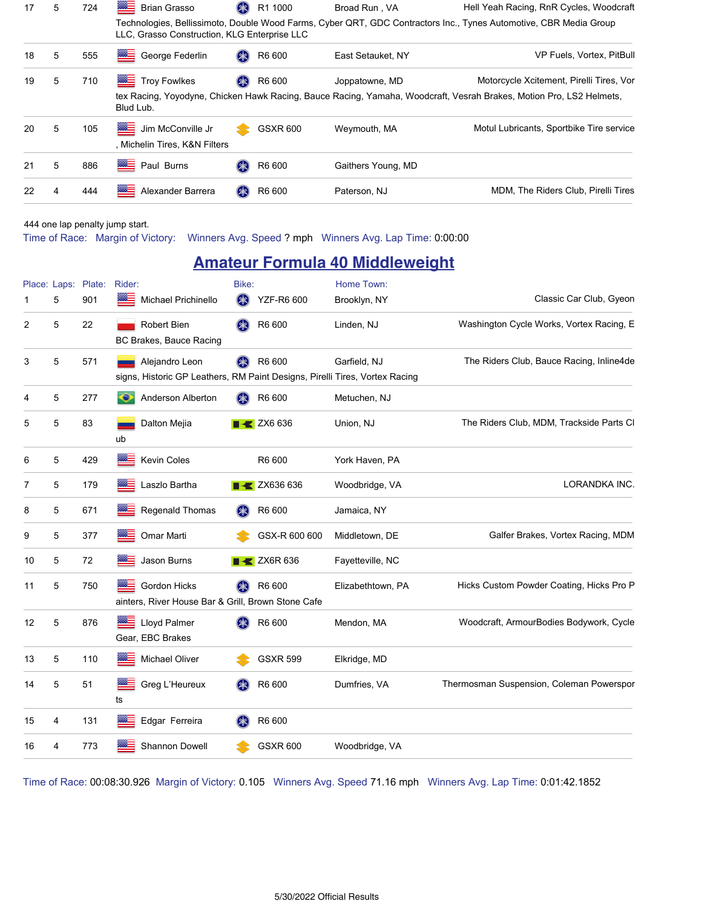| Place | Laps | Plate | Rider | Bike | Home Town | Sponsors |
|---|---|---|---|---|---|---|
| 17 | 5 | 724 | Brian Grasso | R1 1000 | Broad Run , VA | Hell Yeah Racing, RnR Cycles, Woodcraft Technologies, Bellissimoto, Double Wood Farms, Cyber QRT, GDC Contractors Inc., Tynes Automotive, CBR Media Group LLC, Grasso Construction, KLG Enterprise LLC |
| 18 | 5 | 555 | George Federlin | R6 600 | East Setauket, NY | VP Fuels, Vortex, PitBull |
| 19 | 5 | 710 | Troy Fowlkes | R6 600 | Joppatowne, MD | Motorcycle Xcitement, Pirelli Tires, Vortex Racing, Yoyodyne, Chicken Hawk Racing, Bauce Racing, Yamaha, Woodcraft, Vesrah Brakes, Motion Pro, LS2 Helmets, Blud Lub. |
| 20 | 5 | 105 | Jim McConville Jr | GSXR 600 | Weymouth, MA | Motul Lubricants, Sportbike Tire service, Michelin Tires, K&N Filters |
| 21 | 5 | 886 | Paul Burns | R6 600 | Gaithers Young, MD | |
| 22 | 4 | 444 | Alexander Barrera | R6 600 | Paterson, NJ | MDM, The Riders Club, Pirelli Tires |

444 one lap penalty jump start.

Time of Race: Margin of Victory: Winners Avg. Speed ? mph Winners Avg. Lap Time: 0:00:00

## Amateur Formula 40 Middleweight

| Place: | Laps: | Plate: | Rider: | Bike: | Home Town: | Sponsors |
|---|---|---|---|---|---|---|
| 1 | 5 | 901 | Michael Prichinello | YZF-R6 600 | Brooklyn, NY | Classic Car Club, Gyeon |
| 2 | 5 | 22 | Robert Bien | R6 600 | Linden, NJ | Washington Cycle Works, Vortex Racing, EBC Brakes, Bauce Racing |
| 3 | 5 | 571 | Alejandro Leon | R6 600 | Garfield, NJ | The Riders Club, Bauce Racing, Inline4designs, Historic GP Leathers, RM Paint Designs, Pirelli Tires, Vortex Racing |
| 4 | 5 | 277 | Anderson Alberton | R6 600 | Metuchen, NJ | |
| 5 | 5 | 83 | Dalton Mejia | ZX6 636 | Union, NJ | The Riders Club, MDM, Trackside Parts Club |
| 6 | 5 | 429 | Kevin Coles | R6 600 | York Haven, PA | |
| 7 | 5 | 179 | Laszlo Bartha | ZX636 636 | Woodbridge, VA | LORANDKA INC. |
| 8 | 5 | 671 | Regenald Thomas | R6 600 | Jamaica, NY | |
| 9 | 5 | 377 | Omar Marti | GSX-R 600 600 | Middletown, DE | Galfer Brakes, Vortex Racing, MDM |
| 10 | 5 | 72 | Jason Burns | ZX6R 636 | Fayetteville, NC | |
| 11 | 5 | 750 | Gordon Hicks | R6 600 | Elizabethtown, PA | Hicks Custom Powder Coating, Hicks Pro Painters, River House Bar & Grill, Brown Stone Cafe |
| 12 | 5 | 876 | Lloyd Palmer | R6 600 | Mendon, MA | Woodcraft, ArmourBodies Bodywork, Cycle Gear, EBC Brakes |
| 13 | 5 | 110 | Michael Oliver | GSXR 599 | Elkridge, MD | |
| 14 | 5 | 51 | Greg L'Heureux | R6 600 | Dumfries, VA | Thermosman Suspension, Coleman Powersports |
| 15 | 4 | 131 | Edgar Ferreira | R6 600 | | |
| 16 | 4 | 773 | Shannon Dowell | GSXR 600 | Woodbridge, VA | |

Time of Race: 00:08:30.926 Margin of Victory: 0.105 Winners Avg. Speed 71.16 mph Winners Avg. Lap Time: 0:01:42.1852

5/30/2022 Official Results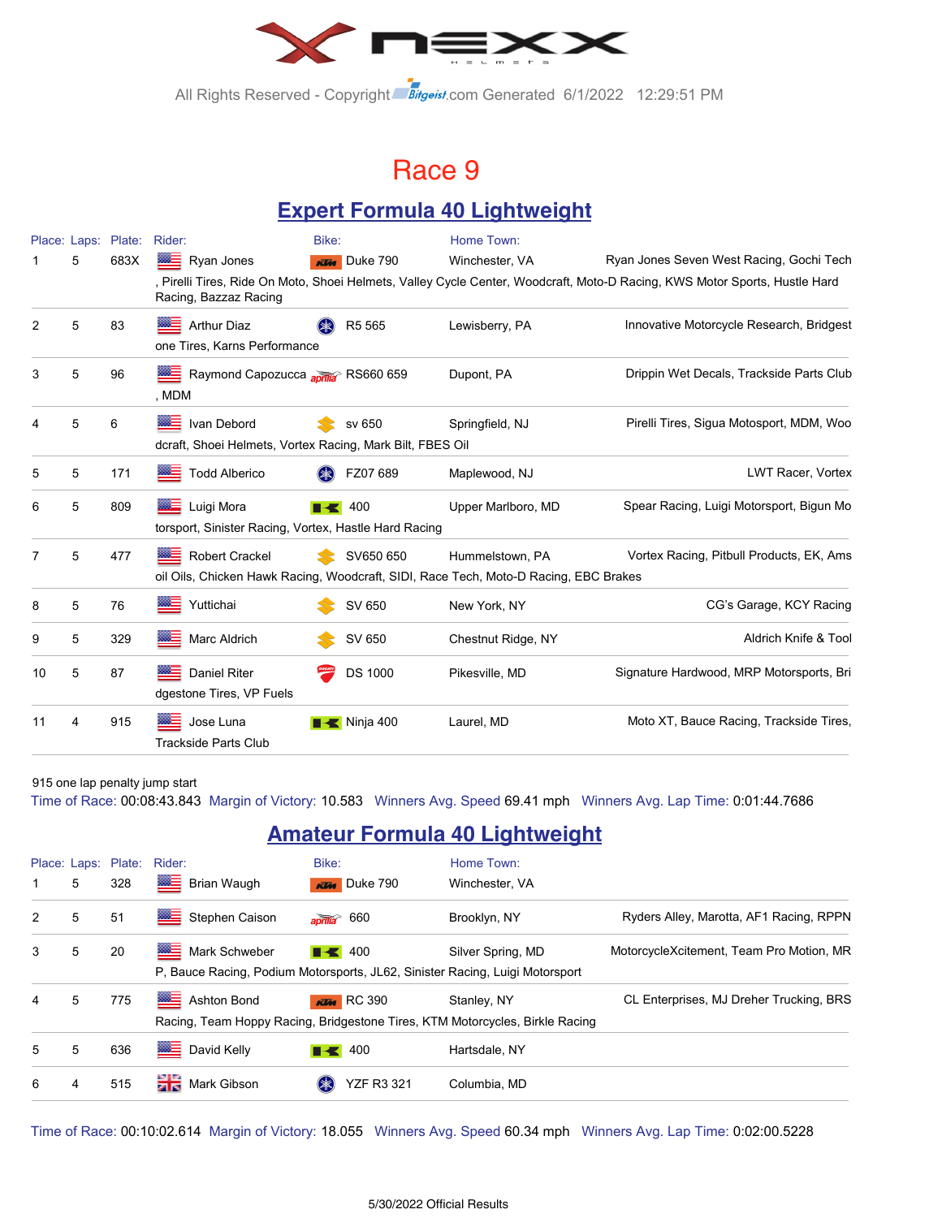All Rights Reserved - Copyright Bitgeist.com Generated 6/1/2022 12:29:51 PM

# Race 9

## Expert Formula 40 Lightweight

| Place: | Laps: | Plate: | Rider: | Bike: | Home Town: | |
|---|---|---|---|---|---|---|
| 1 | 5 | 683X | Ryan Jones | Duke 790 | Winchester, VA | Ryan Jones Seven West Racing, Gochi Tech, Pirelli Tires, Ride On Moto, Shoei Helmets, Valley Cycle Center, Woodcraft, Moto-D Racing, KWS Motor Sports, Hustle Hard Racing, Bazzaz Racing |
| 2 | 5 | 83 | Arthur Diaz | R5 565 | Lewisberry, PA | Innovative Motorcycle Research, Bridgestone Tires, Karns Performance |
| 3 | 5 | 96 | Raymond Capozucca | RS660 659 | Dupont, PA | Drippin Wet Decals, Trackside Parts Club, MDM |
| 4 | 5 | 6 | Ivan Debord | sv 650 | Springfield, NJ | Pirelli Tires, Sigua Motosport, MDM, Woodcraft, Shoei Helmets, Vortex Racing, Mark Bilt, FBES Oil |
| 5 | 5 | 171 | Todd Alberico | FZ07 689 | Maplewood, NJ | LWT Racer, Vortex |
| 6 | 5 | 809 | Luigi Mora | 400 | Upper Marlboro, MD | Spear Racing, Luigi Motorsport, Bigun Motorsport, Sinister Racing, Vortex, Hastle Hard Racing |
| 7 | 5 | 477 | Robert Crackel | SV650 650 | Hummelstown, PA | Vortex Racing, Pitbull Products, EK, Amsoil Oils, Chicken Hawk Racing, Woodcraft, SIDI, Race Tech, Moto-D Racing, EBC Brakes |
| 8 | 5 | 76 | Yuttichai | SV 650 | New York, NY | CG's Garage, KCY Racing |
| 9 | 5 | 329 | Marc Aldrich | SV 650 | Chestnut Ridge, NY | Aldrich Knife & Tool |
| 10 | 5 | 87 | Daniel Riter | DS 1000 | Pikesville, MD | Signature Hardwood, MRP Motorsports, Bridgestone Tires, VP Fuels |
| 11 | 4 | 915 | Jose Luna | Ninja 400 | Laurel, MD | Moto XT, Bauce Racing, Trackside Tires, Trackside Parts Club |

915 one lap penalty jump start

Time of Race: 00:08:43.843 Margin of Victory: 10.583 Winners Avg. Speed 69.41 mph Winners Avg. Lap Time: 0:01:44.7686

## Amateur Formula 40 Lightweight

| Place: | Laps: | Plate: | Rider: | Bike: | Home Town: | |
|---|---|---|---|---|---|---|
| 1 | 5 | 328 | Brian Waugh | Duke 790 | Winchester, VA | |
| 2 | 5 | 51 | Stephen Caison | 660 | Brooklyn, NY | Ryders Alley, Marotta, AF1 Racing, RPPN |
| 3 | 5 | 20 | Mark Schweber | 400 | Silver Spring, MD | MotorcycleXcitement, Team Pro Motion, MRP, Bauce Racing, Podium Motorsports, JL62, Sinister Racing, Luigi Motorsport |
| 4 | 5 | 775 | Ashton Bond | RC 390 | Stanley, NY | CL Enterprises, MJ Dreher Trucking, BRS Racing, Team Hoppy Racing, Bridgestone Tires, KTM Motorcycles, Birkle Racing |
| 5 | 5 | 636 | David Kelly | 400 | Hartsdale, NY | |
| 6 | 4 | 515 | Mark Gibson | YZF R3 321 | Columbia, MD | |

Time of Race: 00:10:02.614 Margin of Victory: 18.055 Winners Avg. Speed 60.34 mph Winners Avg. Lap Time: 0:02:00.5228

5/30/2022 Official Results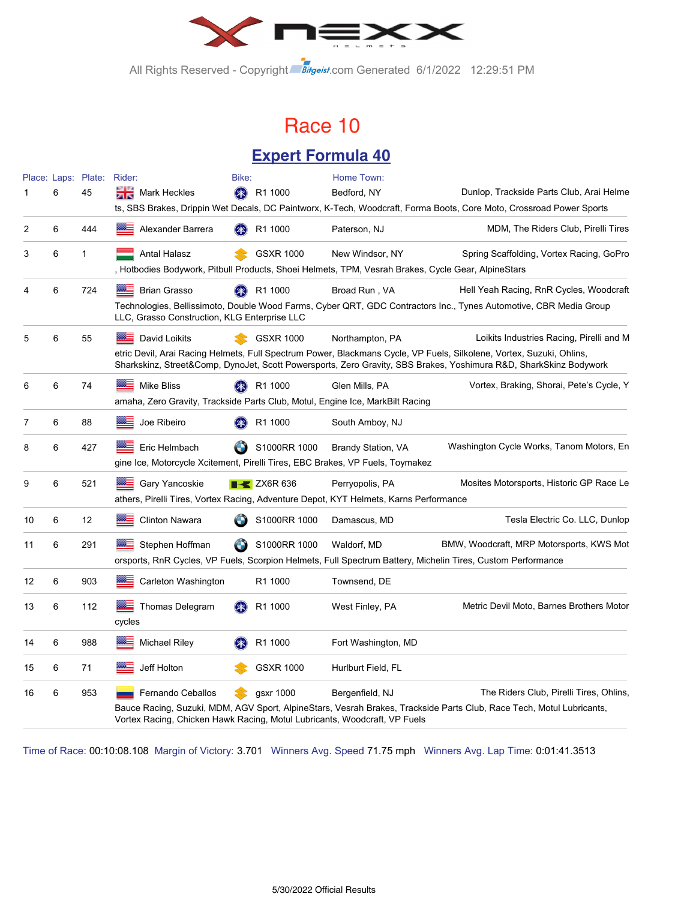All Rights Reserved - Copyright Bitgeist.com Generated 6/1/2022 12:29:51 PM

# Race 10

## Expert Formula 40

| Place: | Laps: | Plate: | Rider: | Bike: | Home Town: | |
|---|---|---|---|---|---|---|
| 1 | 6 | 45 | Mark Heckles | R1 1000 | Bedford, NY | Dunlop, Trackside Parts Club, Arai Helmets, SBS Brakes, Drippin Wet Decals, DC Paintworx, K-Tech, Woodcraft, Forma Boots, Core Moto, Crossroad Power Sports |
| 2 | 6 | 444 | Alexander Barrera | R1 1000 | Paterson, NJ | MDM, The Riders Club, Pirelli Tires |
| 3 | 6 | 1 | Antal Halasz | GSXR 1000 | New Windsor, NY | Spring Scaffolding, Vortex Racing, GoPro, Hotbodies Bodywork, Pitbull Products, Shoei Helmets, TPM, Vesrah Brakes, Cycle Gear, AlpineStars |
| 4 | 6 | 724 | Brian Grasso | R1 1000 | Broad Run , VA | Hell Yeah Racing, RnR Cycles, Woodcraft Technologies, Bellissimoto, Double Wood Farms, Cyber QRT, GDC Contractors Inc., Tynes Automotive, CBR Media Group LLC, Grasso Construction, KLG Enterprise LLC |
| 5 | 6 | 55 | David Loikits | GSXR 1000 | Northampton, PA | Loikits Industries Racing, Pirelli and Metric Devil, Arai Racing Helmets, Full Spectrum Power, Blackmans Cycle, VP Fuels, Silkolene, Vortex, Suzuki, Ohlins, Sharkskinz, Street&Comp, DynoJet, Scott Powersports, Zero Gravity, SBS Brakes, Yoshimura R&D, SharkSkinz Bodywork |
| 6 | 6 | 74 | Mike Bliss | R1 1000 | Glen Mills, PA | Vortex, Braking, Shorai, Pete's Cycle, Yamaha, Zero Gravity, Trackside Parts Club, Motul, Engine Ice, MarkBilt Racing |
| 7 | 6 | 88 | Joe Ribeiro | R1 1000 | South Amboy, NJ | |
| 8 | 6 | 427 | Eric Helmbach | S1000RR 1000 | Brandy Station, VA | Washington Cycle Works, Tanom Motors, Engine Ice, Motorcycle Xcitement, Pirelli Tires, EBC Brakes, VP Fuels, Toymakez |
| 9 | 6 | 521 | Gary Yancoskie | ZX6R 636 | Perryopolis, PA | Mosites Motorsports, Historic GP Race Leathers, Pirelli Tires, Vortex Racing, Adventure Depot, KYT Helmets, Karns Performance |
| 10 | 6 | 12 | Clinton Nawara | S1000RR 1000 | Damascus, MD | Tesla Electric Co. LLC, Dunlop |
| 11 | 6 | 291 | Stephen Hoffman | S1000RR 1000 | Waldorf, MD | BMW, Woodcraft, MRP Motorsports, KWS Motorsports, RnR Cycles, VP Fuels, Scorpion Helmets, Full Spectrum Battery, Michelin Tires, Custom Performance |
| 12 | 6 | 903 | Carleton Washington | R1 1000 | Townsend, DE | |
| 13 | 6 | 112 | Thomas Delegram | R1 1000 | West Finley, PA | Metric Devil Moto, Barnes Brothers Motorcycles |
| 14 | 6 | 988 | Michael Riley | R1 1000 | Fort Washington, MD | |
| 15 | 6 | 71 | Jeff Holton | GSXR 1000 | Hurlburt Field, FL | |
| 16 | 6 | 953 | Fernando Ceballos | gsxr 1000 | Bergenfield, NJ | The Riders Club, Pirelli Tires, Ohlins, Bauce Racing, Suzuki, MDM, AGV Sport, AlpineStars, Vesrah Brakes, Trackside Parts Club, Race Tech, Motul Lubricants, Vortex Racing, Chicken Hawk Racing, Motul Lubricants, Woodcraft, VP Fuels |

Time of Race: 00:10:08.108 Margin of Victory: 3.701 Winners Avg. Speed 71.75 mph Winners Avg. Lap Time: 0:01:41.3513

5/30/2022 Official Results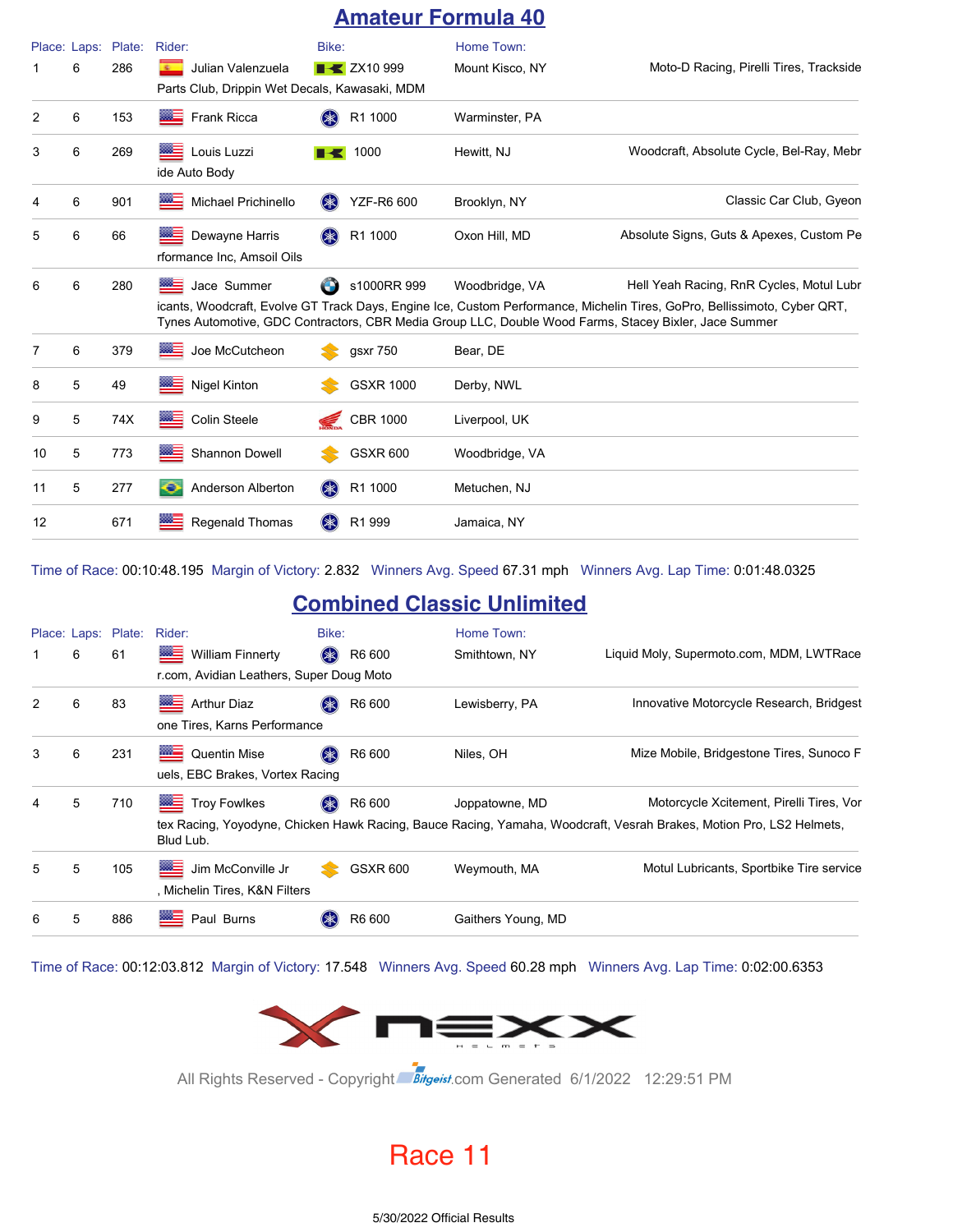## Amateur Formula 40

| Place: | Laps: | Plate: | Rider: | Bike: | Home Town: | |
|---|---|---|---|---|---|---|
| 1 | 6 | 286 | Julian Valenzuela | ZX10 999 | Mount Kisco, NY | Moto-D Racing, Pirelli Tires, Trackside Parts Club, Drippin Wet Decals, Kawasaki, MDM |
| 2 | 6 | 153 | Frank Ricca | R1 1000 | Warminster, PA | |
| 3 | 6 | 269 | Louis Luzzi | 1000 | Hewitt, NJ | Woodcraft, Absolute Cycle, Bel-Ray, Mebride Auto Body |
| 4 | 6 | 901 | Michael Prichinello | YZF-R6 600 | Brooklyn, NY | Classic Car Club, Gyeon |
| 5 | 6 | 66 | Dewayne Harris | R1 1000 | Oxon Hill, MD | Absolute Signs, Guts & Apexes, Custom Performance Inc, Amsoil Oils |
| 6 | 6 | 280 | Jace Summer | s1000RR 999 | Woodbridge, VA | Hell Yeah Racing, RnR Cycles, Motul Lubricants, Woodcraft, Evolve GT Track Days, Engine Ice, Custom Performance, Michelin Tires, GoPro, Bellissimoto, Cyber QRT, Tynes Automotive, GDC Contractors, CBR Media Group LLC, Double Wood Farms, Stacey Bixler, Jace Summer |
| 7 | 6 | 379 | Joe McCutcheon | gsxr 750 | Bear, DE | |
| 8 | 5 | 49 | Nigel Kinton | GSXR 1000 | Derby, NWL | |
| 9 | 5 | 74X | Colin Steele | CBR 1000 | Liverpool, UK | |
| 10 | 5 | 773 | Shannon Dowell | GSXR 600 | Woodbridge, VA | |
| 11 | 5 | 277 | Anderson Alberton | R1 1000 | Metuchen, NJ | |
| 12 | | 671 | Regenald Thomas | R1 999 | Jamaica, NY | |

Time of Race: 00:10:48.195 Margin of Victory: 2.832 Winners Avg. Speed 67.31 mph Winners Avg. Lap Time: 0:01:48.0325

## Combined Classic Unlimited

| Place: | Laps: | Plate: | Rider: | Bike: | Home Town: | |
|---|---|---|---|---|---|---|
| 1 | 6 | 61 | William Finnerty | R6 600 | Smithtown, NY | Liquid Moly, Supermoto.com, MDM, LWTRacer.com, Avidian Leathers, Super Doug Moto |
| 2 | 6 | 83 | Arthur Diaz | R6 600 | Lewisberry, PA | Innovative Motorcycle Research, Bridgestone Tires, Karns Performance |
| 3 | 6 | 231 | Quentin Mise | R6 600 | Niles, OH | Mize Mobile, Bridgestone Tires, Sunoco Fuels, EBC Brakes, Vortex Racing |
| 4 | 5 | 710 | Troy Fowlkes | R6 600 | Joppatowne, MD | Motorcycle Xcitement, Pirelli Tires, Vortex Racing, Yoyodyne, Chicken Hawk Racing, Bauce Racing, Yamaha, Woodcraft, Vesrah Brakes, Motion Pro, LS2 Helmets, Blud Lub. |
| 5 | 5 | 105 | Jim McConville Jr | GSXR 600 | Weymouth, MA | Motul Lubricants, Sportbike Tire service, Michelin Tires, K&N Filters |
| 6 | 5 | 886 | Paul Burns | R6 600 | Gaithers Young, MD | |

Time of Race: 00:12:03.812 Margin of Victory: 17.548 Winners Avg. Speed 60.28 mph Winners Avg. Lap Time: 0:02:00.6353

All Rights Reserved - Copyright Bitgeist.com Generated 6/1/2022 12:29:51 PM

Race 11

5/30/2022 Official Results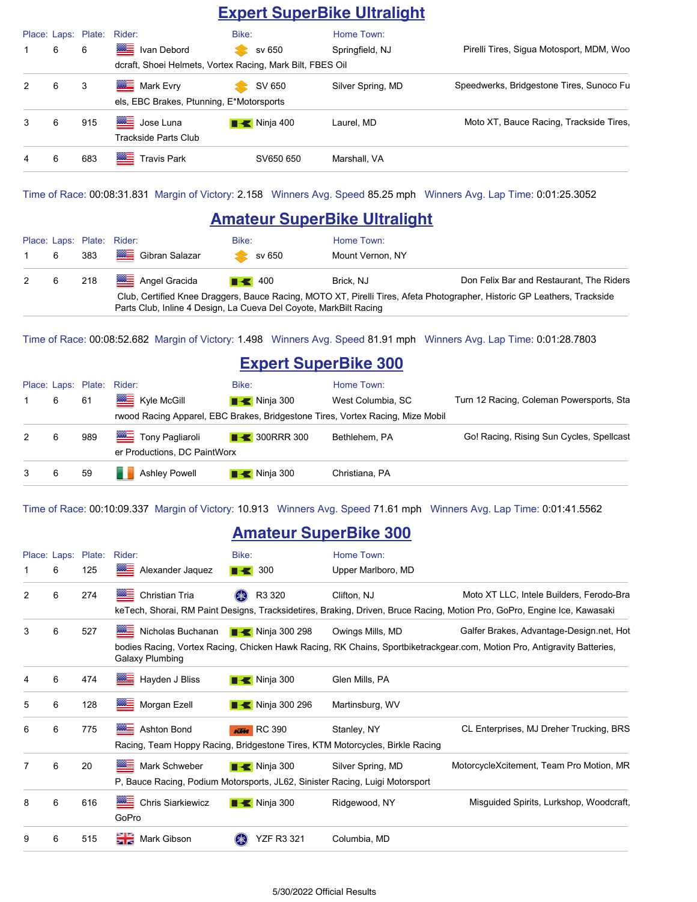## Expert SuperBike Ultralight

| Place: | Laps: | Plate: | Rider: | Bike: | Home Town: | |
|---|---|---|---|---|---|---|
| 1 | 6 | 6 | Ivan Debord | sv 650 | Springfield, NJ | Pirelli Tires, Sigua Motosport, MDM, Woodcraft, Shoei Helmets, Vortex Racing, Mark Bilt, FBES Oil |
| 2 | 6 | 3 | Mark Evry | SV 650 | Silver Spring, MD | Speedwerks, Bridgestone Tires, Sunoco Fuels, EBC Brakes, Ptunning, E*Motorsports |
| 3 | 6 | 915 | Jose Luna | Ninja 400 | Laurel, MD | Moto XT, Bauce Racing, Trackside Tires, Trackside Parts Club |
| 4 | 6 | 683 | Travis Park | SV650 650 | Marshall, VA | |

Time of Race: 00:08:31.831 Margin of Victory: 2.158 Winners Avg. Speed 85.25 mph Winners Avg. Lap Time: 0:01:25.3052

## Amateur SuperBike Ultralight

| Place: | Laps: | Plate: | Rider: | Bike: | Home Town: | |
|---|---|---|---|---|---|---|
| 1 | 6 | 383 | Gibran Salazar | sv 650 | Mount Vernon, NY | |
| 2 | 6 | 218 | Angel Gracida | 400 | Brick, NJ | Don Felix Bar and Restaurant, The Riders Club, Certified Knee Draggers, Bauce Racing, MOTO XT, Pirelli Tires, Afeta Photographer, Historic GP Leathers, Trackside Parts Club, Inline 4 Design, La Cueva Del Coyote, MarkBilt Racing |

Time of Race: 00:08:52.682 Margin of Victory: 1.498 Winners Avg. Speed 81.91 mph Winners Avg. Lap Time: 0:01:28.7803

## Expert SuperBike 300

| Place: | Laps: | Plate: | Rider: | Bike: | Home Town: | |
|---|---|---|---|---|---|---|
| 1 | 6 | 61 | Kyle McGill | Ninja 300 | West Columbia, SC | Turn 12 Racing, Coleman Powersports, Starwood Racing Apparel, EBC Brakes, Bridgestone Tires, Vortex Racing, Mize Mobil |
| 2 | 6 | 989 | Tony Pagliaroli | 300RRR 300 | Bethlehem, PA | Go! Racing, Rising Sun Cycles, Spellcaster Productions, DC PaintWorx |
| 3 | 6 | 59 | Ashley Powell | Ninja 300 | Christiana, PA | |

Time of Race: 00:10:09.337 Margin of Victory: 10.913 Winners Avg. Speed 71.61 mph Winners Avg. Lap Time: 0:01:41.5562

## Amateur SuperBike 300

| Place: | Laps: | Plate: | Rider: | Bike: | Home Town: | |
|---|---|---|---|---|---|---|
| 1 | 6 | 125 | Alexander Jaquez | 300 | Upper Marlboro, MD | |
| 2 | 6 | 274 | Christian Tria | R3 320 | Clifton, NJ | Moto XT LLC, Intele Builders, Ferodo-BrakeTech, Shorai, RM Paint Designs, Tracksidetires, Braking, Driven, Bruce Racing, Motion Pro, GoPro, Engine Ice, Kawasaki |
| 3 | 6 | 527 | Nicholas Buchanan | Ninja 300 298 | Owings Mills, MD | Galfer Brakes, Advantage-Design.net, Hotbodies Racing, Vortex Racing, Chicken Hawk Racing, RK Chains, Sportbiketrackgear.com, Motion Pro, Antigravity Batteries, Galaxy Plumbing |
| 4 | 6 | 474 | Hayden J Bliss | Ninja 300 | Glen Mills, PA | |
| 5 | 6 | 128 | Morgan Ezell | Ninja 300 296 | Martinsburg, WV | |
| 6 | 6 | 775 | Ashton Bond | RC 390 | Stanley, NY | CL Enterprises, MJ Dreher Trucking, BRS Racing, Team Hoppy Racing, Bridgestone Tires, KTM Motorcycles, Birkle Racing |
| 7 | 6 | 20 | Mark Schweber | Ninja 300 | Silver Spring, MD | MotorcycleXcitement, Team Pro Motion, MRP, Bauce Racing, Podium Motorsports, JL62, Sinister Racing, Luigi Motorsport |
| 8 | 6 | 616 | Chris Siarkiewicz | Ninja 300 | Ridgewood, NY | Misguided Spirits, Lurkshop, Woodcraft, GoPro |
| 9 | 6 | 515 | Mark Gibson | YZF R3 321 | Columbia, MD | |

5/30/2022 Official Results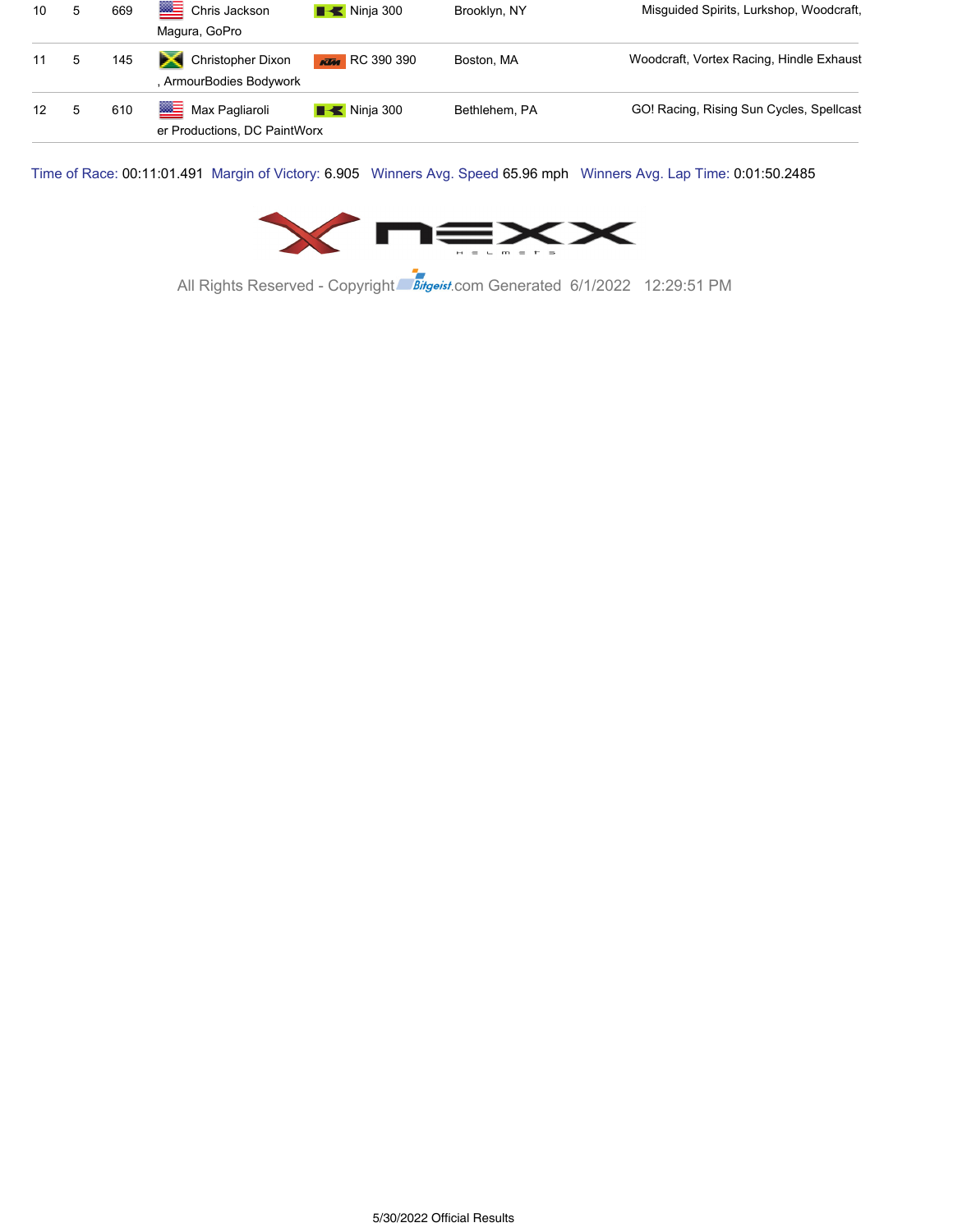| | | | | | | |
|---|---|---|---|---|---|---|
| 10 | 5 | 669 | Chris Jackson | Ninja 300 | Brooklyn, NY | Misguided Spirits, Lurkshop, Woodcraft, Magura, GoPro |
| 11 | 5 | 145 | Christopher Dixon | RC 390 390 | Boston, MA | Woodcraft, Vortex Racing, Hindle Exhaust, ArmourBodies Bodywork |
| 12 | 5 | 610 | Max Pagliaroli | Ninja 300 | Bethlehem, PA | GO! Racing, Rising Sun Cycles, Spellcaster Productions, DC PaintWorx |

Time of Race: 00:11:01.491 Margin of Victory: 6.905 Winners Avg. Speed 65.96 mph Winners Avg. Lap Time: 0:01:50.2485

All Rights Reserved - Copyright Bitgeist.com Generated 6/1/2022 12:29:51 PM

5/30/2022 Official Results